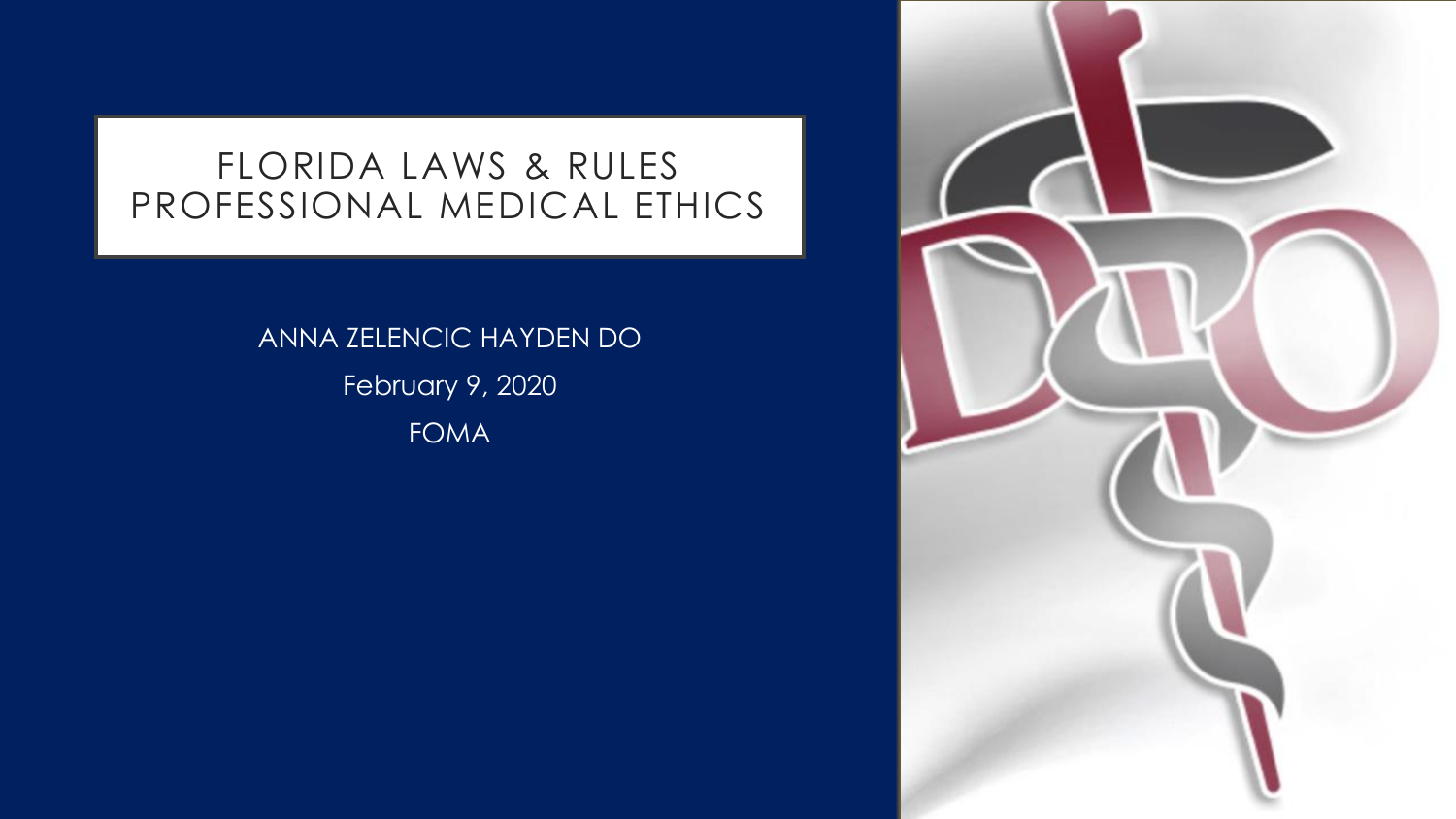# FLORIDA LAWS & RULES PROFESSIONAL MEDICAL ETHICS

ANNA ZELENCIC HAYDEN DO

February 9, 2020

FOMA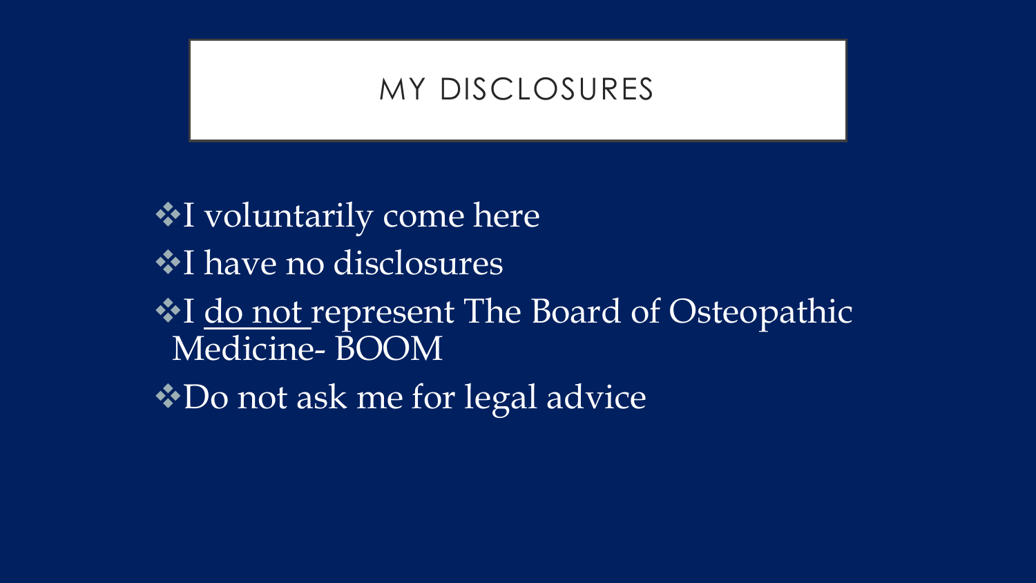# MY DISCLOSURES

- I voluntarily come here
- I have no disclosures
- I <u>do not</u> represent The Board of Osteopathic Medicine- BOOM
- Do not ask me for legal advice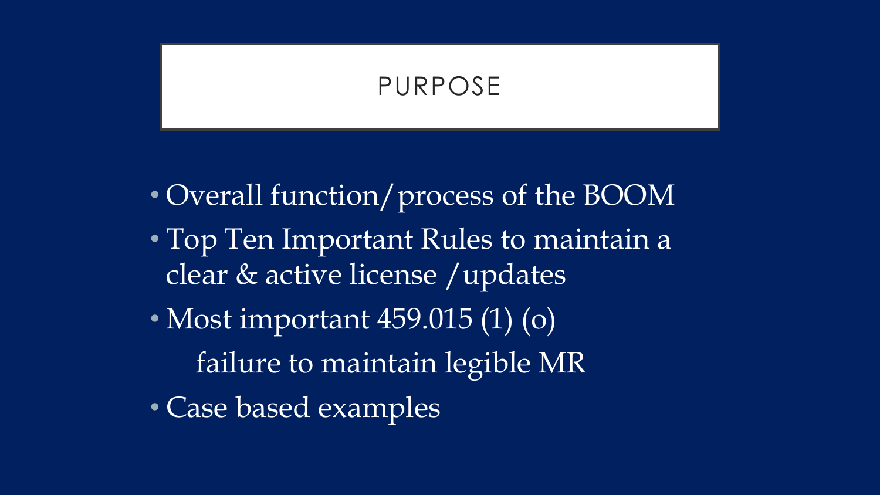# PURPOSE

- Overall function/process of the BOOM
- Top Ten Important Rules to maintain a clear & active license /updates
- Most important 459.015 (1) (o)

  failure to maintain legible MR
- Case based examples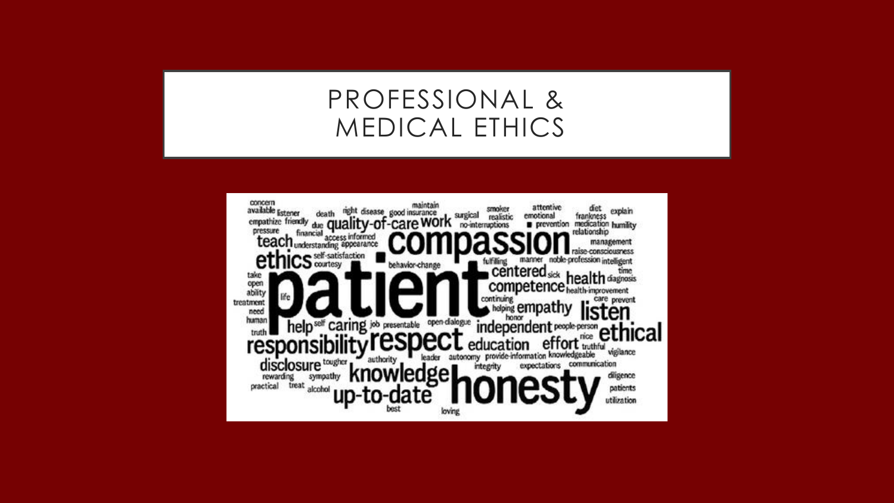# PROFESSIONAL & MEDICAL ETHICS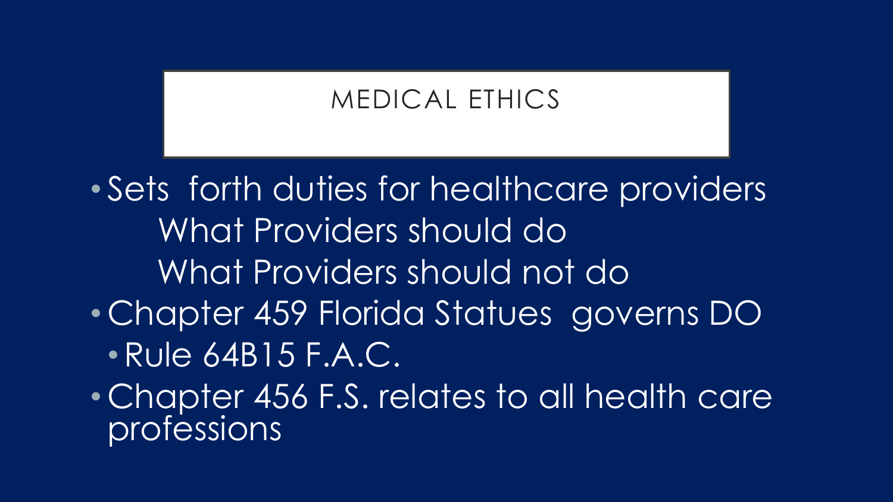## MEDICAL ETHICS

- Sets forth duties for healthcare providers
  - What Providers should do
  - What Providers should not do
- Chapter 459 Florida Statues governs DO
  - Rule 64B15 F.A.C.
- Chapter 456 F.S. relates to all health care professions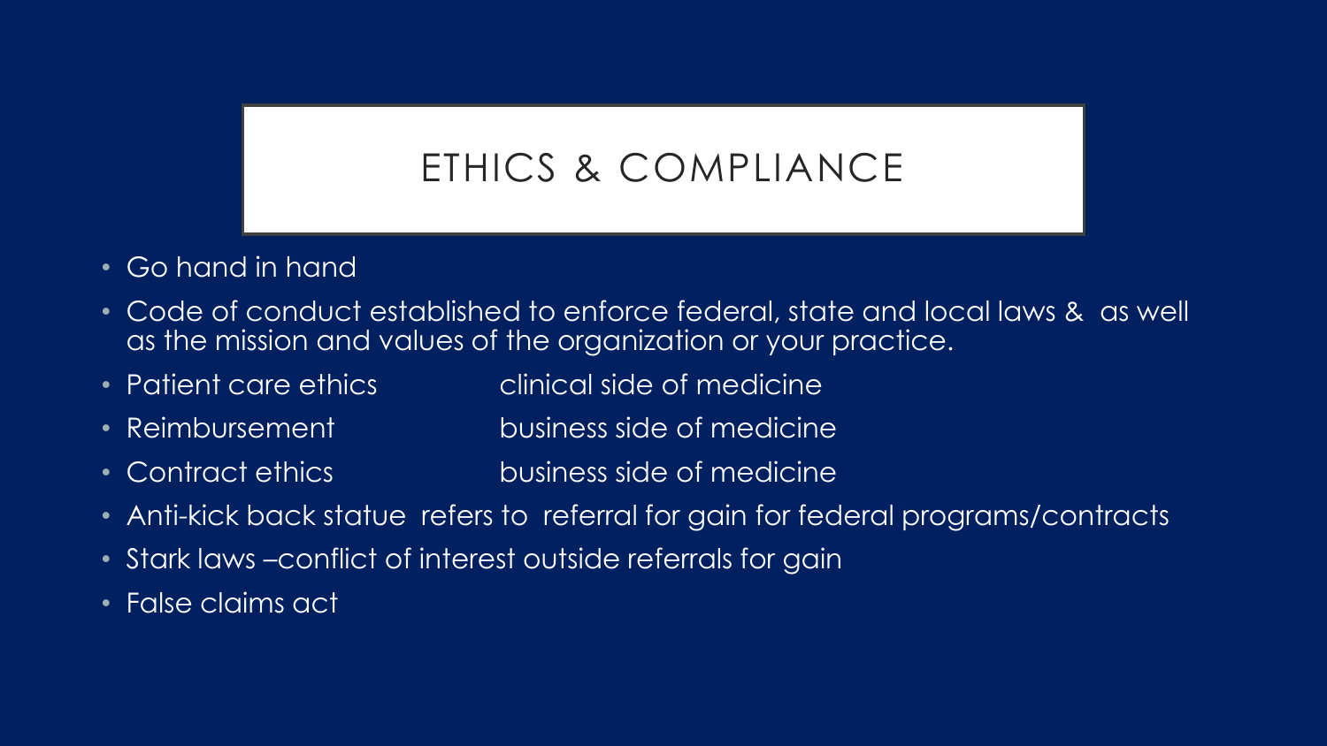# ETHICS & COMPLIANCE

- Go hand in hand
- Code of conduct established to enforce federal, state and local laws & as well as the mission and values of the organization or your practice.
- Patient care ethics clinical side of medicine
- Reimbursement business side of medicine
- Contract ethics business side of medicine
- Anti-kick back statue refers to referral for gain for federal programs/contracts
- Stark laws –conflict of interest outside referrals for gain
- False claims act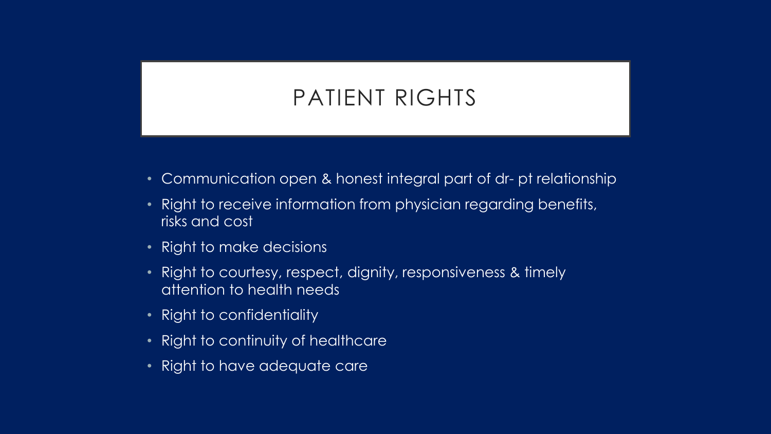# PATIENT RIGHTS

- Communication open & honest integral part of dr- pt relationship
- Right to receive information from physician regarding benefits, risks and cost
- Right to make decisions
- Right to courtesy, respect, dignity, responsiveness & timely attention to health needs
- Right to confidentiality
- Right to continuity of healthcare
- Right to have adequate care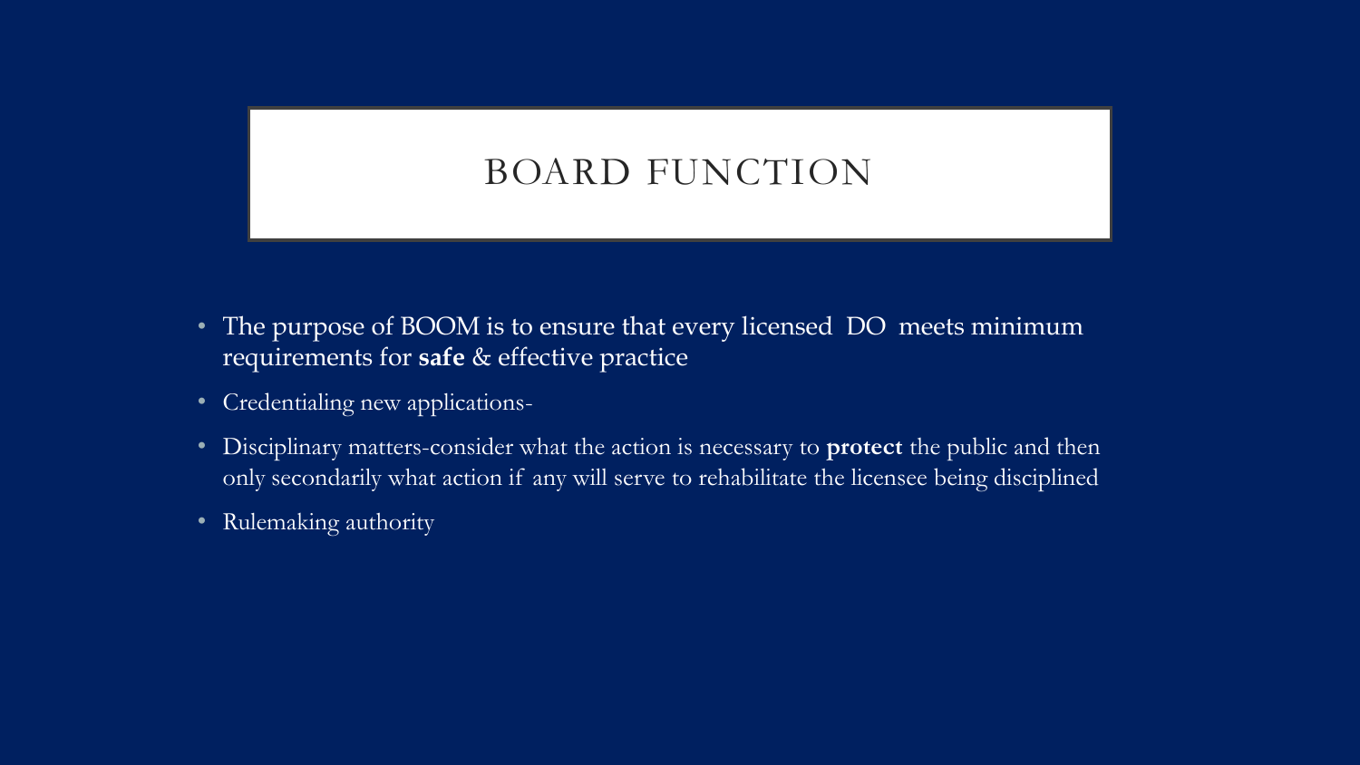# BOARD FUNCTION

- The purpose of BOOM is to ensure that every licensed DO meets minimum requirements for **safe** & effective practice
- Credentialing new applications-
- Disciplinary matters-consider what the action is necessary to **protect** the public and then only secondarily what action if any will serve to rehabilitate the licensee being disciplined
- Rulemaking authority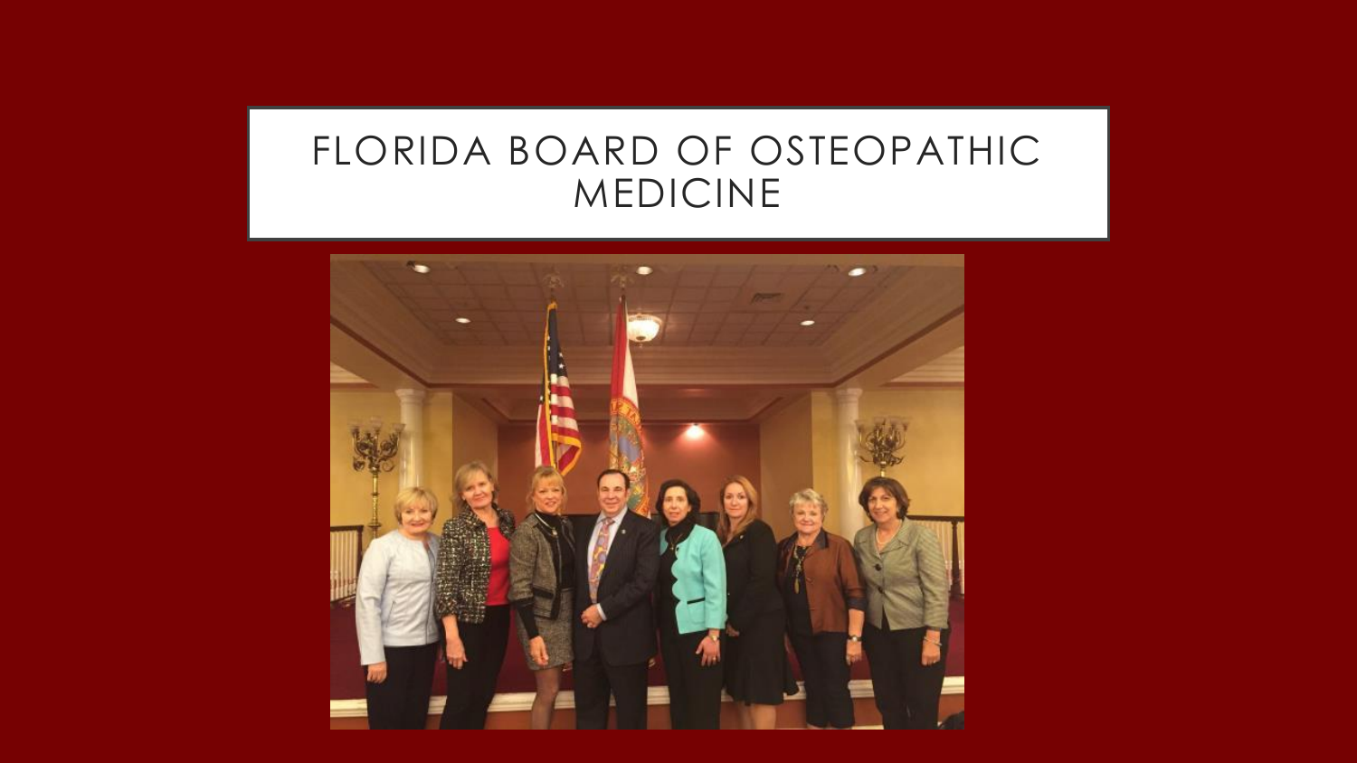# FLORIDA BOARD OF OSTEOPATHIC MEDICINE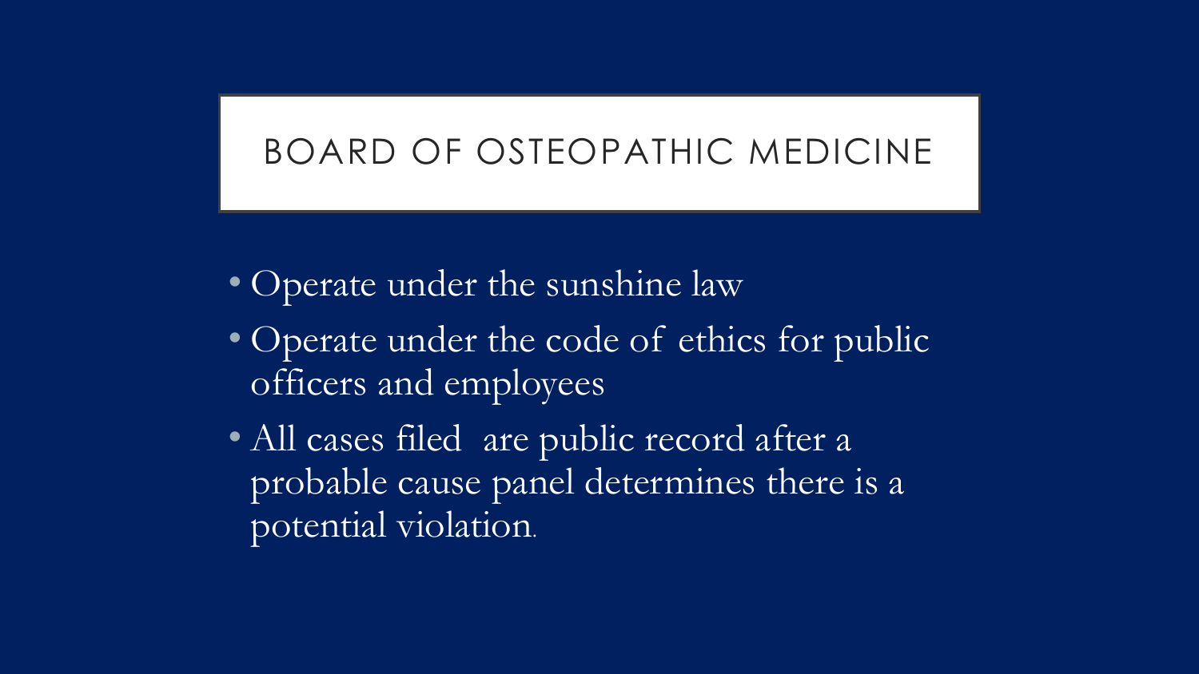# BOARD OF OSTEOPATHIC MEDICINE

- Operate under the sunshine law
- Operate under the code of ethics for public officers and employees
- All cases filed are public record after a probable cause panel determines there is a potential violation.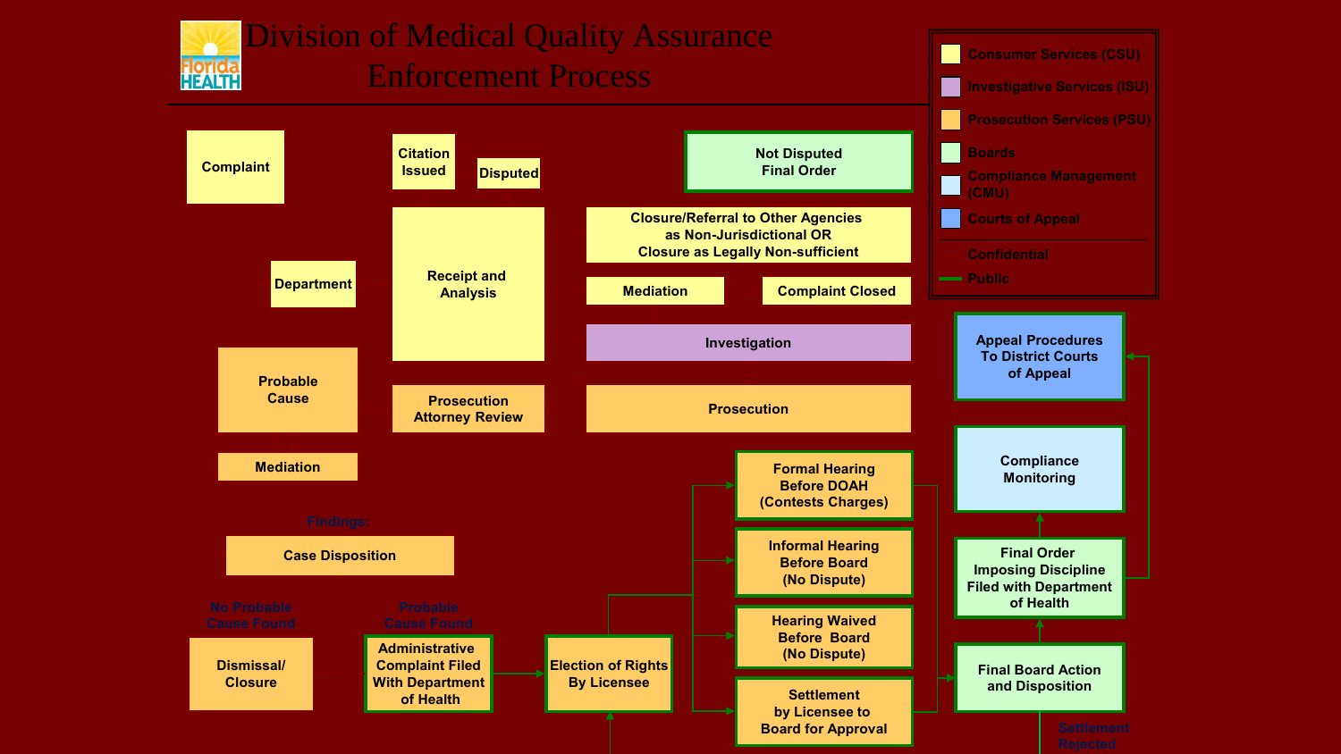# Division of Medical Quality Assurance Enforcement Process

**Legend:**

- Consumer Services (CSU)
- Investigative Services (ISU)
- Prosecution Services (PSU)
- Boards
- Compliance Management (CMU)
- Courts of Appeal
- Confidential
- Public

Complaint

Citation Issued

Disputed

Not Disputed Final Order

Department

Receipt and Analysis

Closure/Referral to Other Agencies as Non-Jurisdictional OR Closure as Legally Non-sufficient

Mediation

Complaint Closed

Investigation

Probable Cause

Prosecution Attorney Review

Prosecution

Mediation

Findings:

Case Disposition

No Probable Cause Found

Dismissal/ Closure

Probable Cause Found

Administrative Complaint Filed With Department of Health

Election of Rights By Licensee

Formal Hearing Before DOAH (Contests Charges)

Informal Hearing Before Board (No Dispute)

Hearing Waived Before Board (No Dispute)

Settlement by Licensee to Board for Approval

Final Board Action and Disposition

Settlement Rejected

Final Order Imposing Discipline Filed with Department of Health

Compliance Monitoring

Appeal Procedures To District Courts of Appeal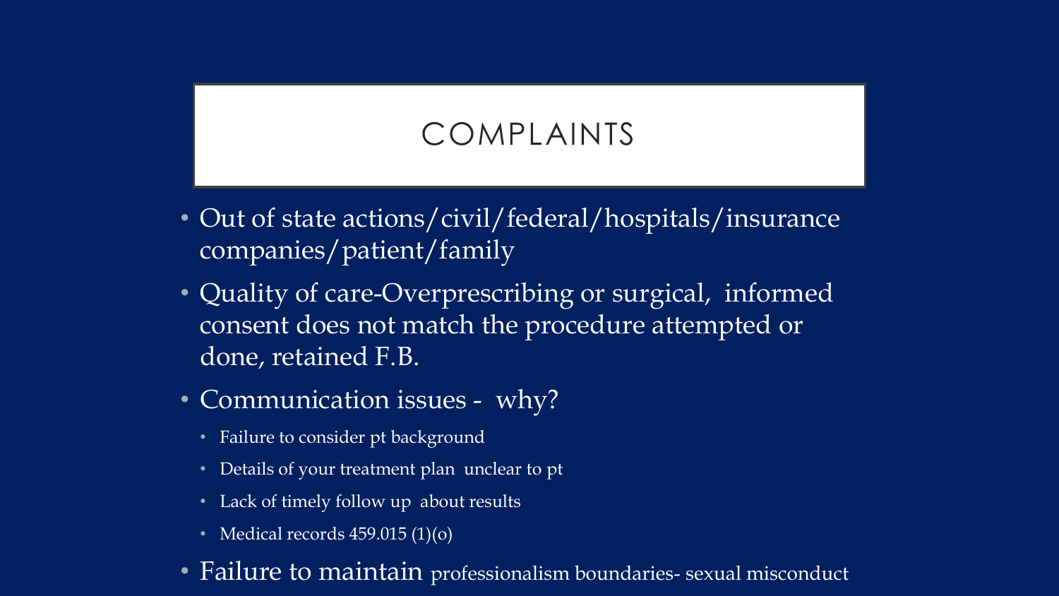# COMPLAINTS

- Out of state actions/civil/federal/hospitals/insurance companies/patient/family
- Quality of care-Overprescribing or surgical,  informed consent does not match the procedure attempted or done, retained F.B.
- Communication issues -  why?
  - Failure to consider pt background
  - Details of your treatment plan  unclear to pt
  - Lack of timely follow up  about results
  - Medical records 459.015 (1)(o)
- Failure to maintain professionalism boundaries- sexual misconduct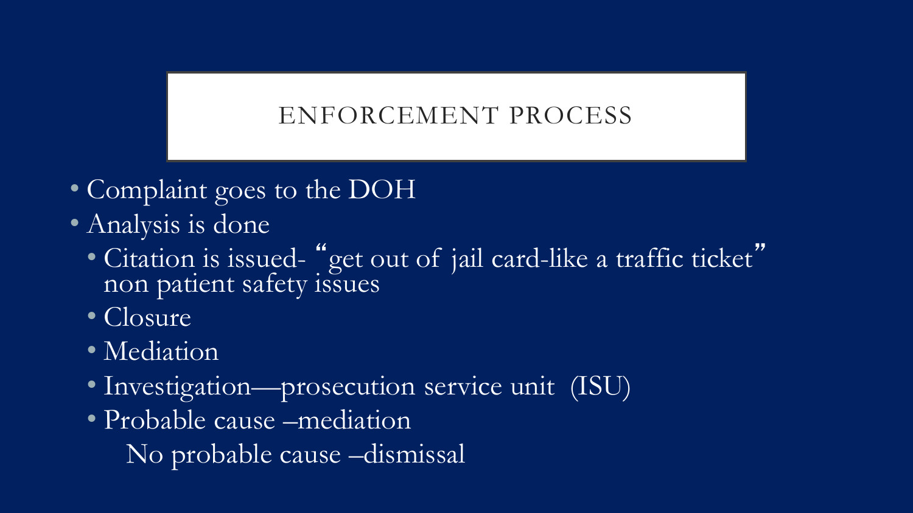# ENFORCEMENT PROCESS

- Complaint goes to the DOH
- Analysis is done
  - Citation is issued- "get out of jail card-like a traffic ticket" non patient safety issues
  - Closure
  - Mediation
  - Investigation—prosecution service unit (ISU)
  - Probable cause –mediation

    No probable cause –dismissal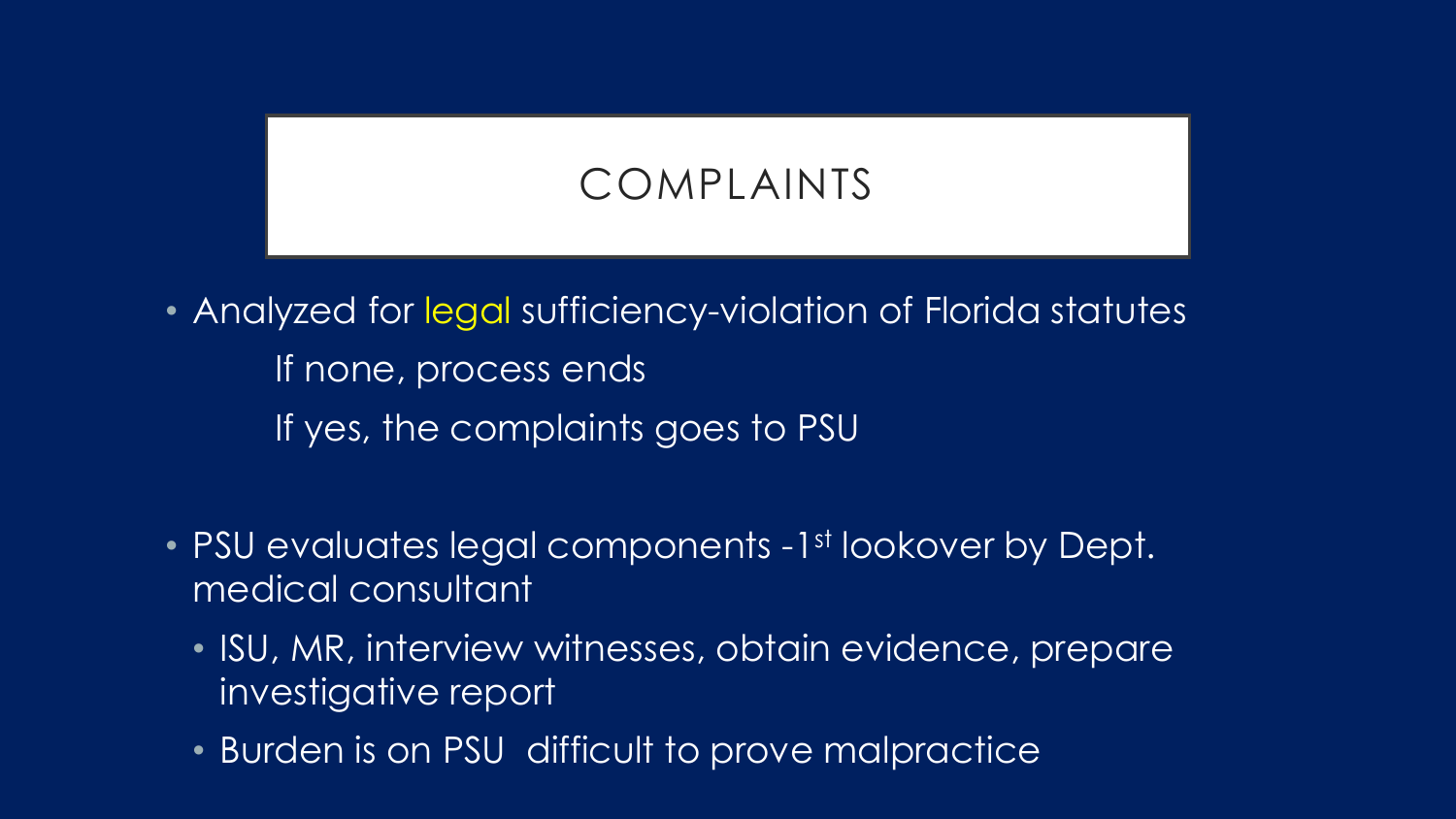# COMPLAINTS

- Analyzed for legal sufficiency-violation of Florida statutes

  If none, process ends

  If yes, the complaints goes to PSU

- PSU evaluates legal components -1st lookover by Dept. medical consultant
  - ISU, MR, interview witnesses, obtain evidence, prepare investigative report
  - Burden is on PSU  difficult to prove malpractice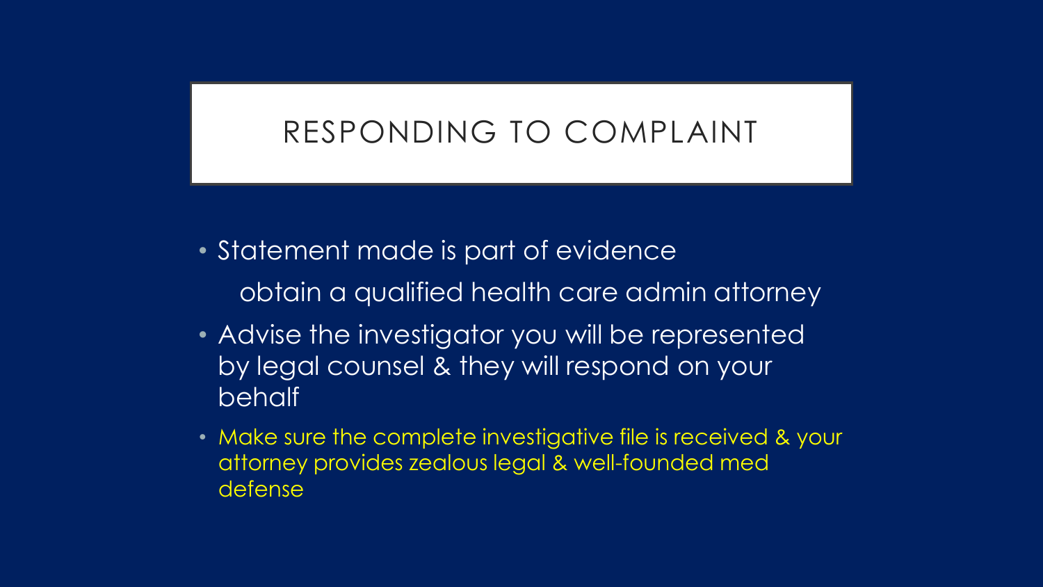# RESPONDING TO COMPLAINT

- Statement made is part of evidence

  obtain a qualified health care admin attorney

- Advise the investigator you will be represented by legal counsel & they will respond on your behalf
- Make sure the complete investigative file is received & your attorney provides zealous legal & well-founded med defense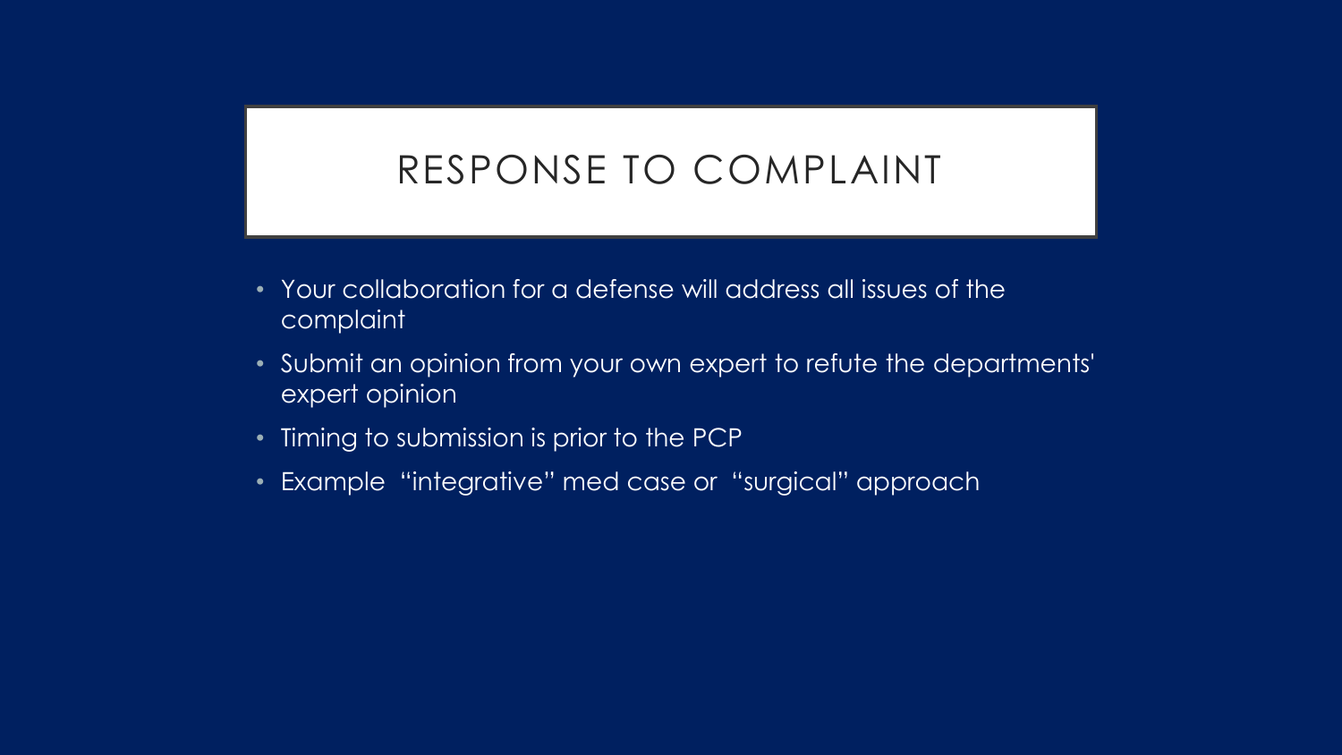# RESPONSE TO COMPLAINT

- Your collaboration for a defense will address all issues of the complaint
- Submit an opinion from your own expert to refute the departments' expert opinion
- Timing to submission is prior to the PCP
- Example "integrative" med case or "surgical" approach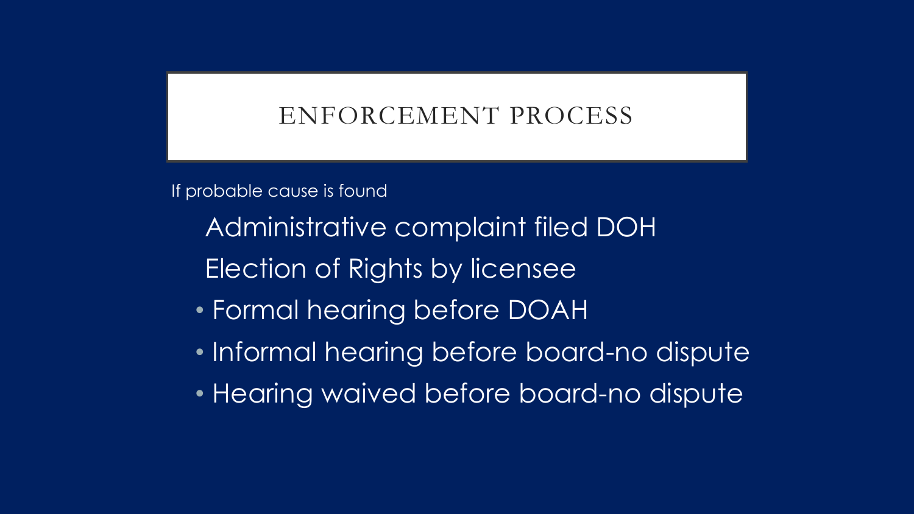# ENFORCEMENT PROCESS

If probable cause is found

Administrative complaint filed DOH

Election of Rights by licensee

- Formal hearing before DOAH
- Informal hearing before board-no dispute
- Hearing waived before board-no dispute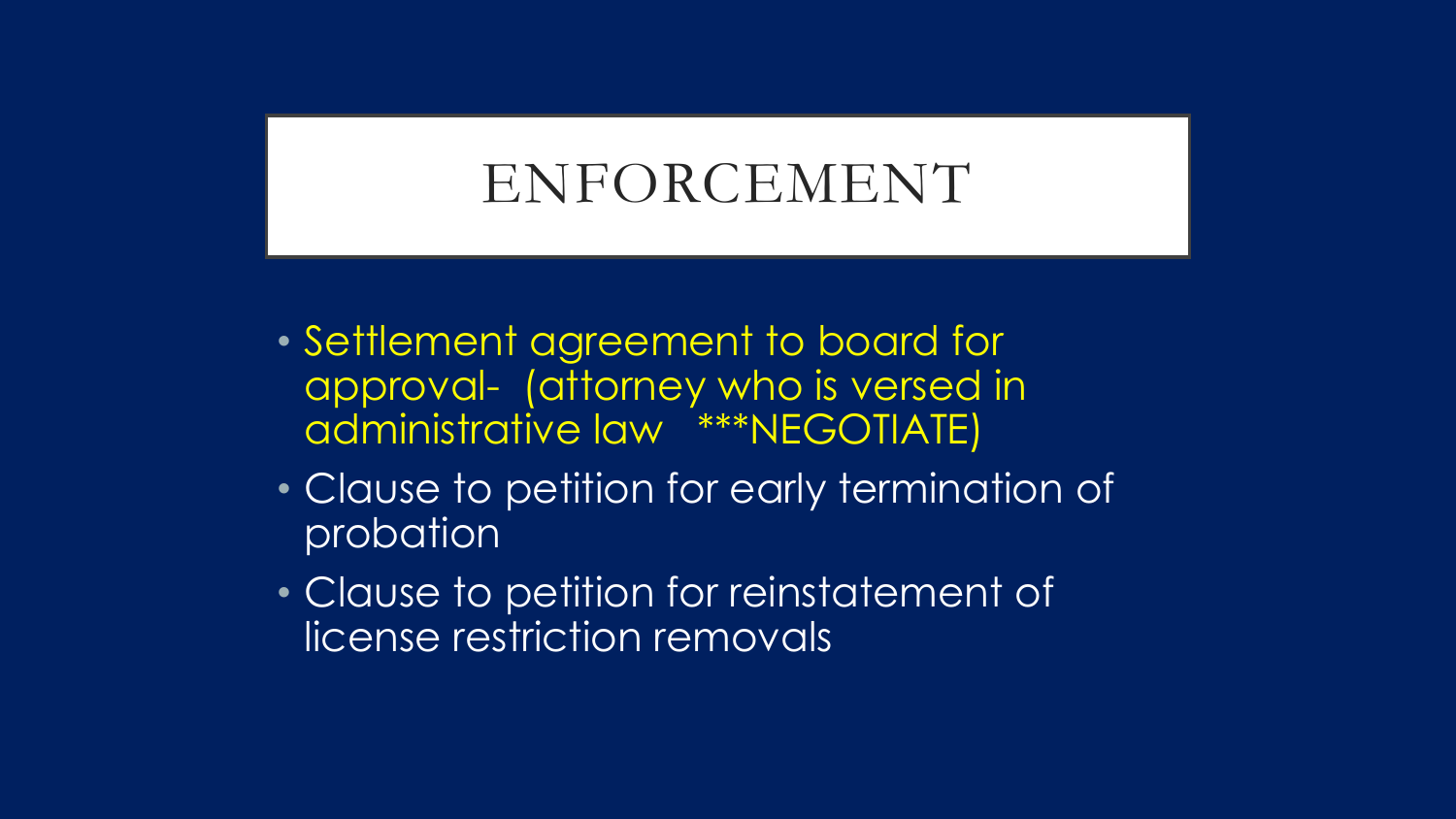# ENFORCEMENT

- Settlement agreement to board for approval- (attorney who is versed in administrative law ***NEGOTIATE)
- Clause to petition for early termination of probation
- Clause to petition for reinstatement of license restriction removals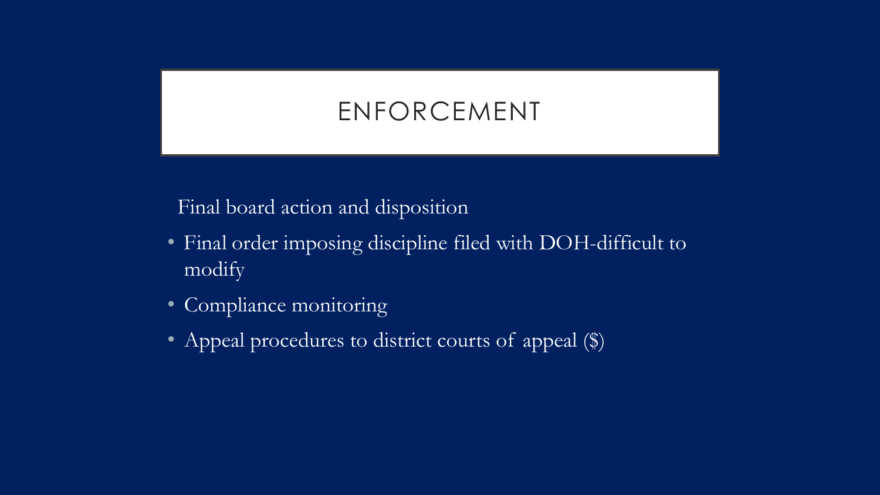# ENFORCEMENT

Final board action and disposition

- Final order imposing discipline filed with DOH-difficult to modify
- Compliance monitoring
- Appeal procedures to district courts of appeal ($)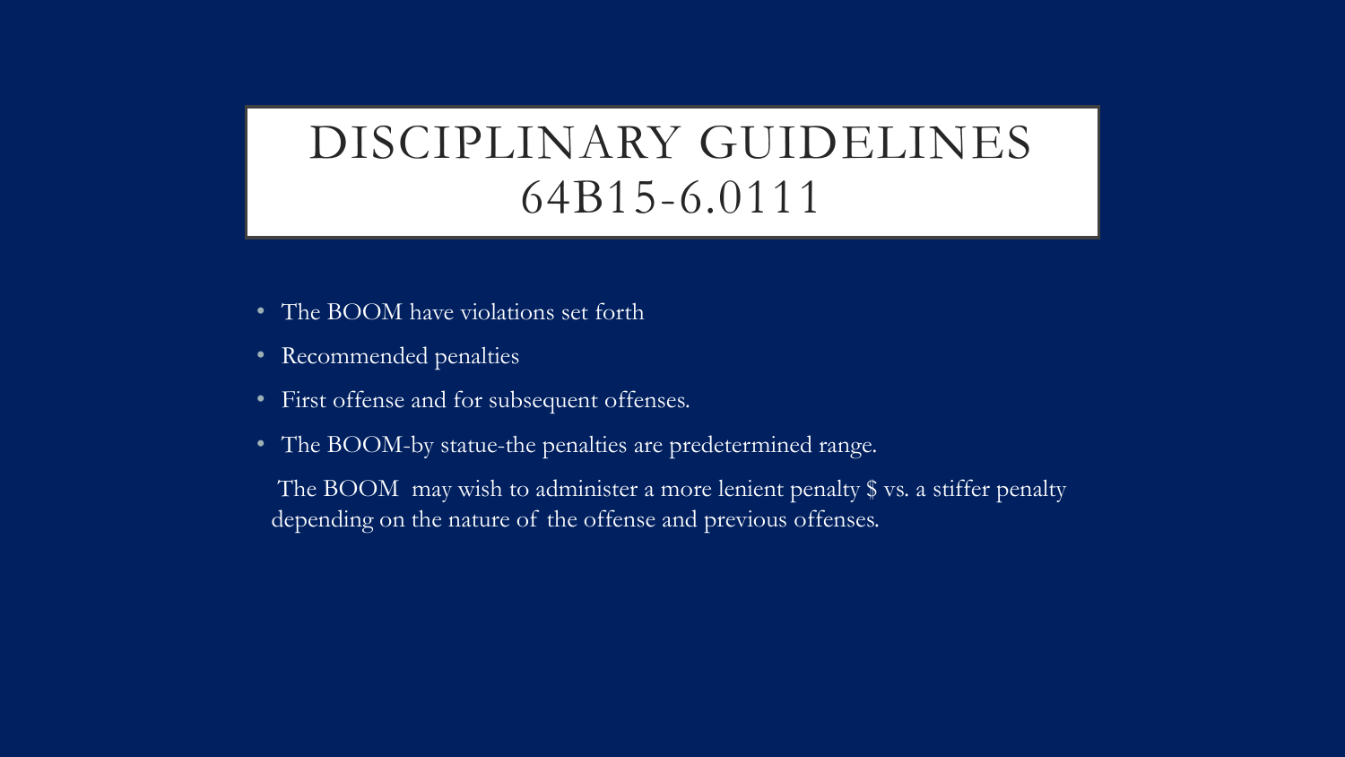# DISCIPLINARY GUIDELINES 64B15-6.0111

- The BOOM have violations set forth
- Recommended penalties
- First offense and for subsequent offenses.
- The BOOM-by statue-the penalties are predetermined range.

The BOOM may wish to administer a more lenient penalty $ vs. a stiffer penalty depending on the nature of the offense and previous offenses.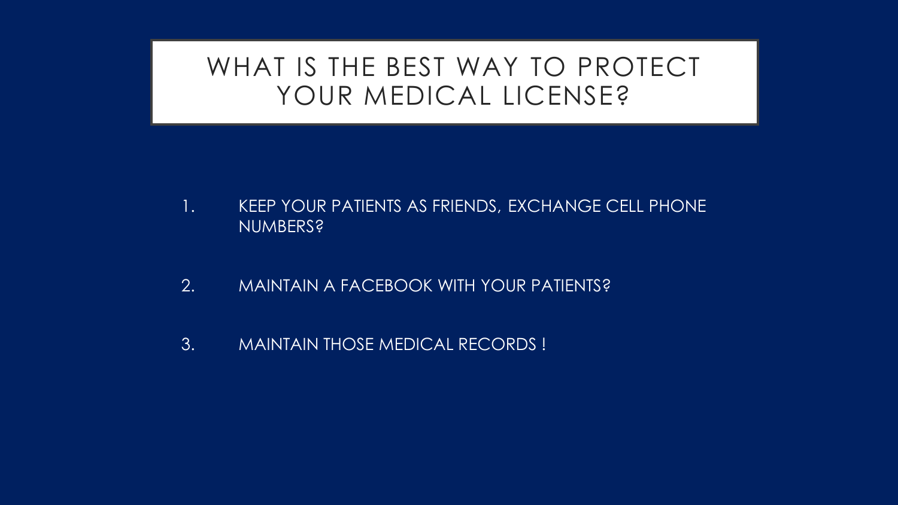# WHAT IS THE BEST WAY TO PROTECT YOUR MEDICAL LICENSE?

1. KEEP YOUR PATIENTS AS FRIENDS, EXCHANGE CELL PHONE NUMBERS?
2. MAINTAIN A FACEBOOK WITH YOUR PATIENTS?
3. MAINTAIN THOSE MEDICAL RECORDS !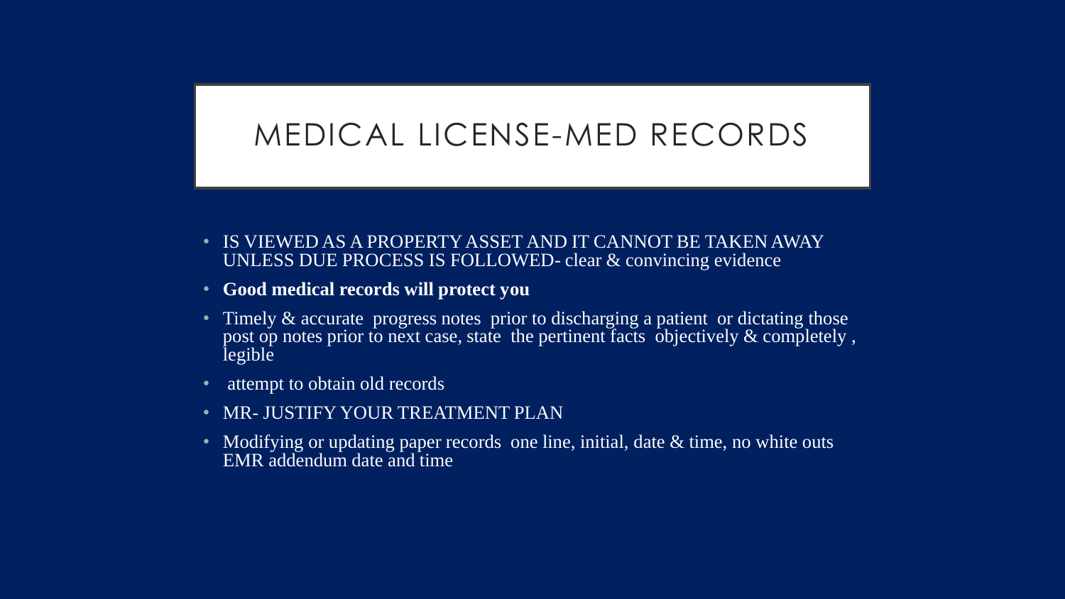# MEDICAL LICENSE-MED RECORDS

- IS VIEWED AS A PROPERTY ASSET AND IT CANNOT BE TAKEN AWAY UNLESS DUE PROCESS IS FOLLOWED- clear & convincing evidence
- **Good medical records will protect you**
- Timely & accurate progress notes prior to discharging a patient or dictating those post op notes prior to next case, state the pertinent facts objectively & completely , legible
- attempt to obtain old records
- MR- JUSTIFY YOUR TREATMENT PLAN
- Modifying or updating paper records one line, initial, date & time, no white outs EMR addendum date and time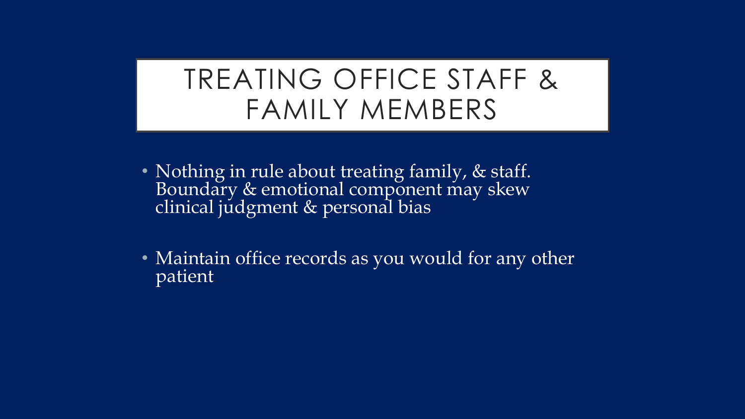# TREATING OFFICE STAFF & FAMILY MEMBERS

- Nothing in rule about treating family, & staff. Boundary & emotional component may skew clinical judgment & personal bias
- Maintain office records as you would for any other patient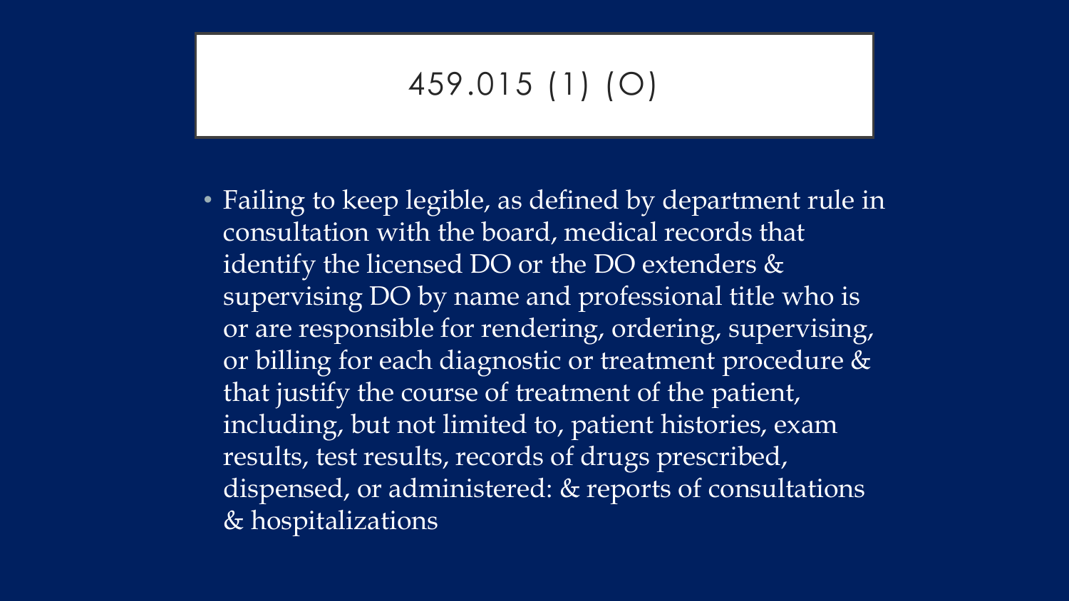# 459.015 (1) (O)

- Failing to keep legible, as defined by department rule in consultation with the board, medical records that identify the licensed DO or the DO extenders & supervising DO by name and professional title who is or are responsible for rendering, ordering, supervising, or billing for each diagnostic or treatment procedure & that justify the course of treatment of the patient, including, but not limited to, patient histories, exam results, test results, records of drugs prescribed, dispensed, or administered: & reports of consultations & hospitalizations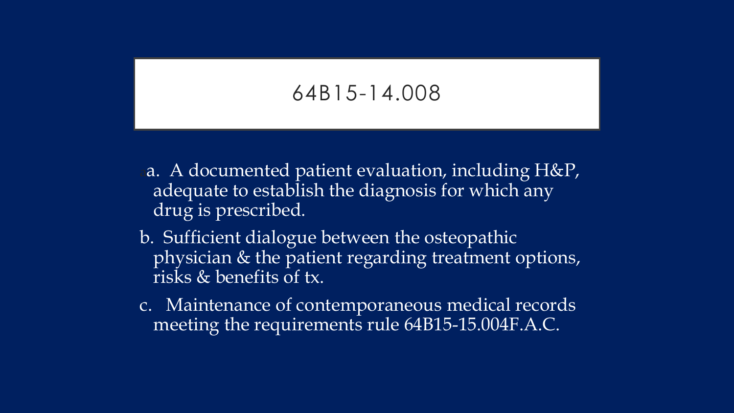# 64B15-14.008

a. A documented patient evaluation, including H&P, adequate to establish the diagnosis for which any drug is prescribed.

b. Sufficient dialogue between the osteopathic physician & the patient regarding treatment options, risks & benefits of tx.

c. Maintenance of contemporaneous medical records meeting the requirements rule 64B15-15.004F.A.C.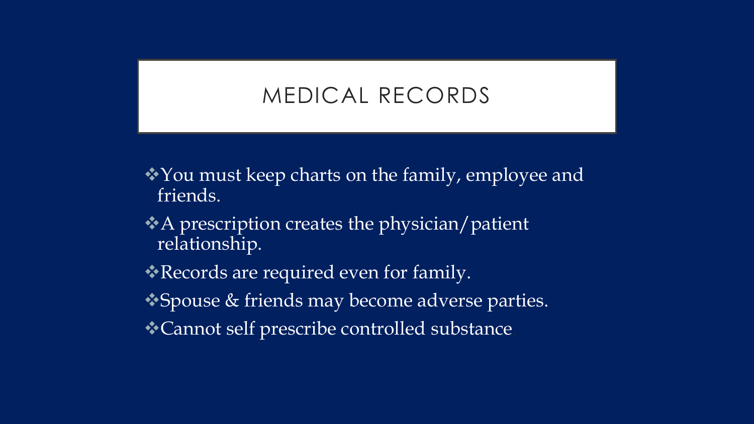# MEDICAL RECORDS

- You must keep charts on the family, employee and friends.
- A prescription creates the physician/patient relationship.
- Records are required even for family.
- Spouse & friends may become adverse parties.
- Cannot self prescribe controlled substance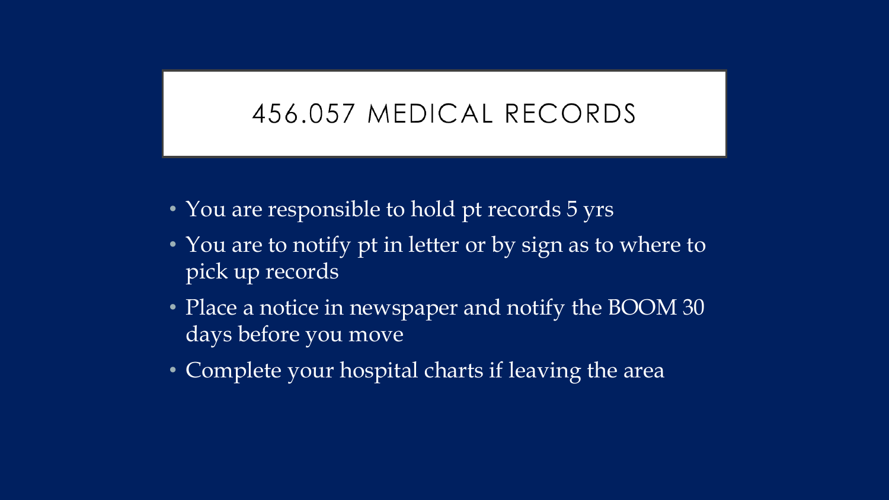# 456.057 MEDICAL RECORDS

- You are responsible to hold pt records 5 yrs
- You are to notify pt in letter or by sign as to where to pick up records
- Place a notice in newspaper and notify the BOOM 30 days before you move
- Complete your hospital charts if leaving the area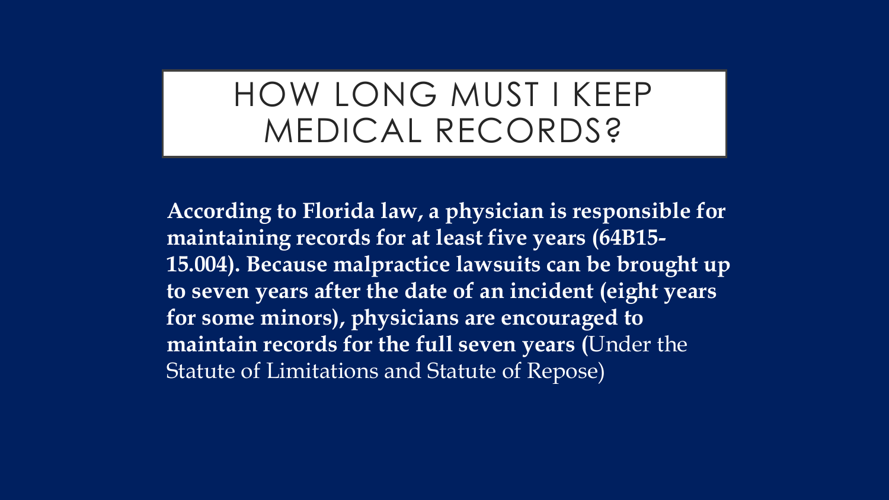# HOW LONG MUST I KEEP MEDICAL RECORDS?

**According to Florida law, a physician is responsible for maintaining records for at least five years (64B15-15.004). Because malpractice lawsuits can be brought up to seven years after the date of an incident (eight years for some minors), physicians are encouraged to maintain records for the full seven years (**Under the Statute of Limitations and Statute of Repose)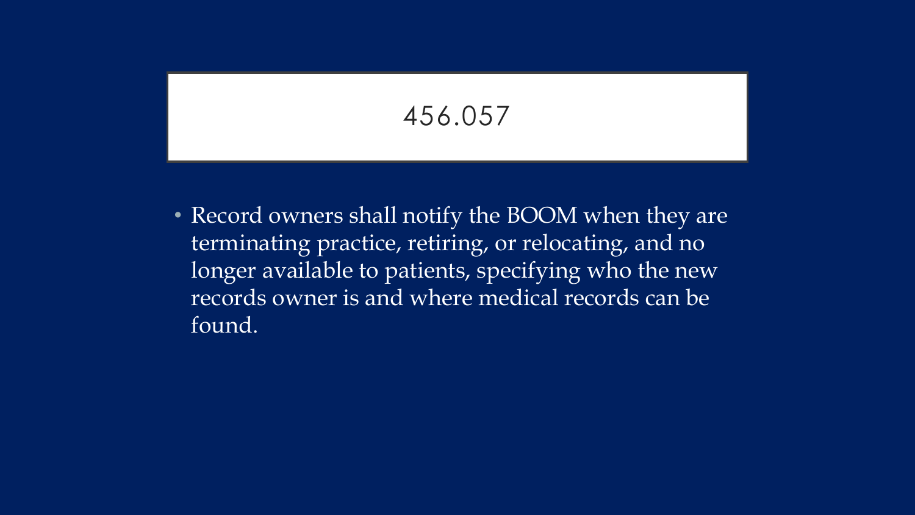# 456.057

- Record owners shall notify the BOOM when they are terminating practice, retiring, or relocating, and no longer available to patients, specifying who the new records owner is and where medical records can be found.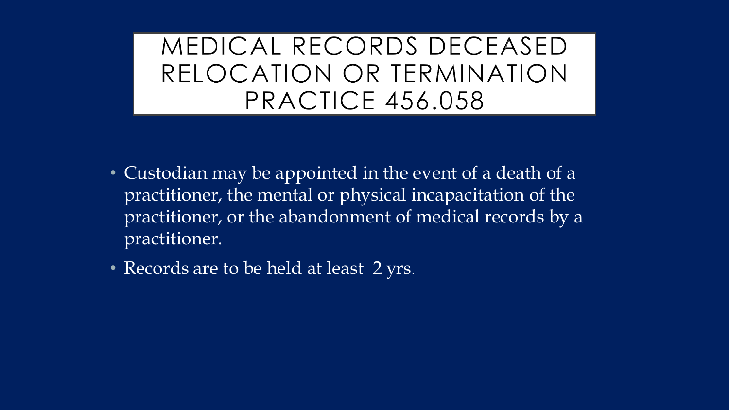# MEDICAL RECORDS DECEASED RELOCATION OR TERMINATION PRACTICE 456.058

- Custodian may be appointed in the event of a death of a practitioner, the mental or physical incapacitation of the practitioner, or the abandonment of medical records by a practitioner.
- Records are to be held at least 2 yrs.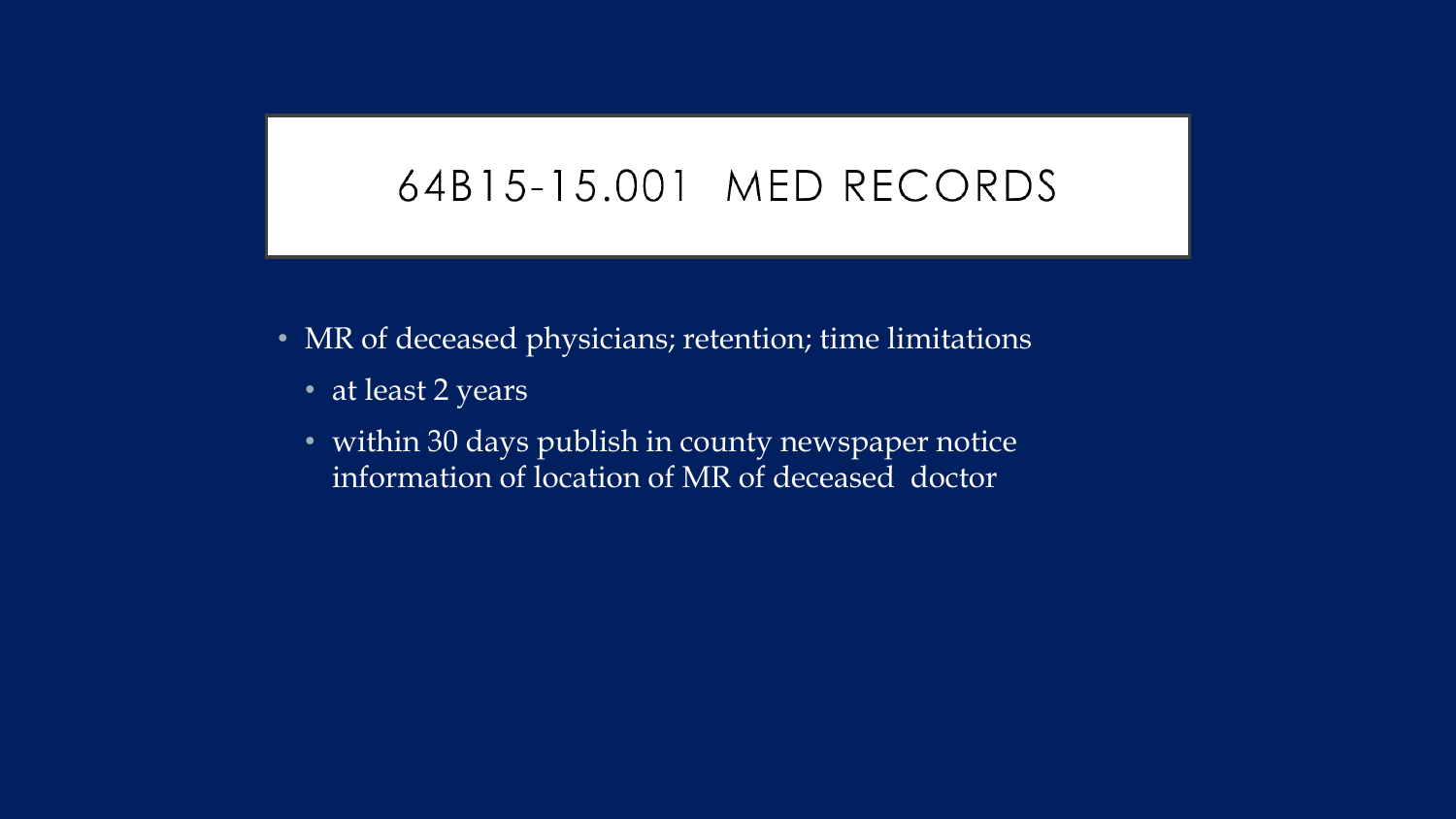# 64B15-15.001 MED RECORDS

- MR of deceased physicians; retention; time limitations
  - at least 2 years
  - within 30 days publish in county newspaper notice information of location of MR of deceased doctor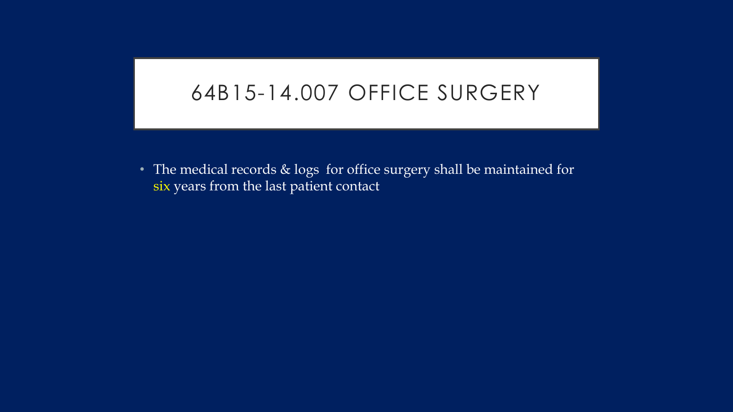# 64B15-14.007 OFFICE SURGERY

- The medical records & logs for office surgery shall be maintained for six years from the last patient contact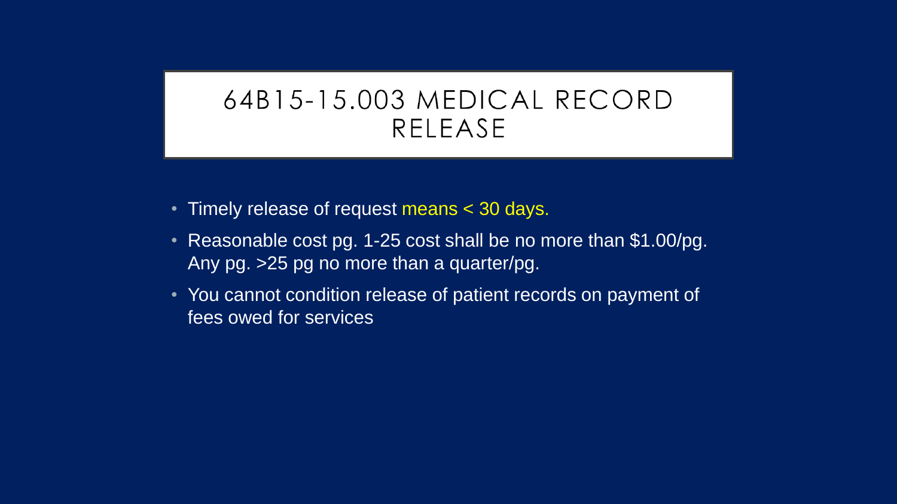# 64B15-15.003 MEDICAL RECORD RELEASE

- Timely release of request means < 30 days.
- Reasonable cost pg. 1-25 cost shall be no more than $1.00/pg. Any pg. >25 pg no more than a quarter/pg.
- You cannot condition release of patient records on payment of fees owed for services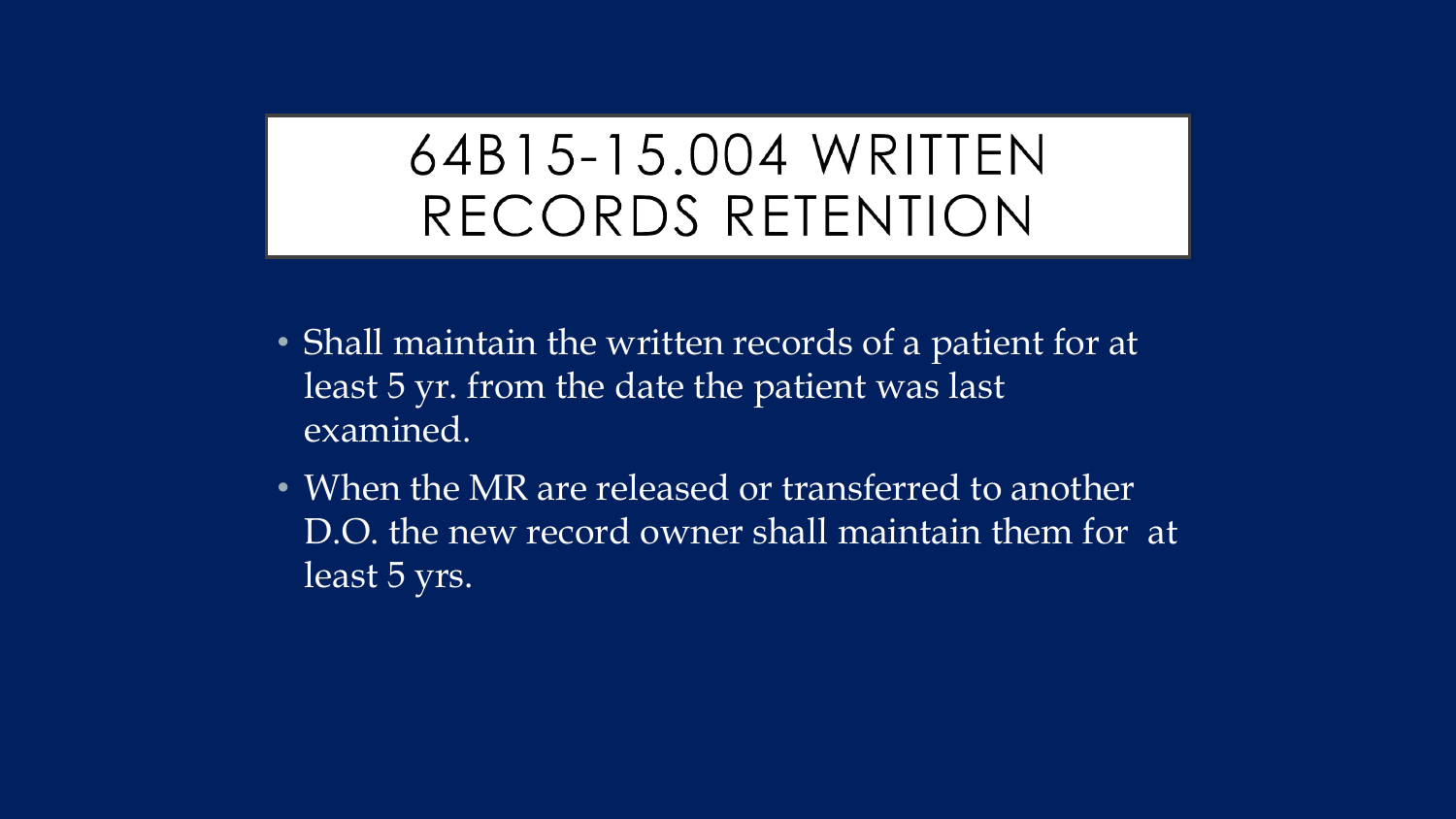# 64B15-15.004 WRITTEN RECORDS RETENTION

- Shall maintain the written records of a patient for at least 5 yr. from the date the patient was last examined.
- When the MR are released or transferred to another D.O. the new record owner shall maintain them for at least 5 yrs.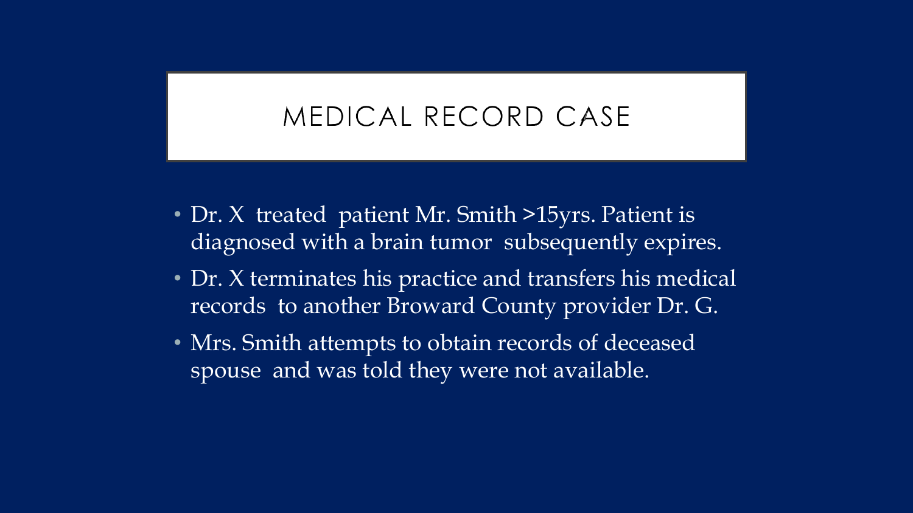# MEDICAL RECORD CASE

- Dr. X treated patient Mr. Smith >15yrs. Patient is diagnosed with a brain tumor subsequently expires.
- Dr. X terminates his practice and transfers his medical records to another Broward County provider Dr. G.
- Mrs. Smith attempts to obtain records of deceased spouse and was told they were not available.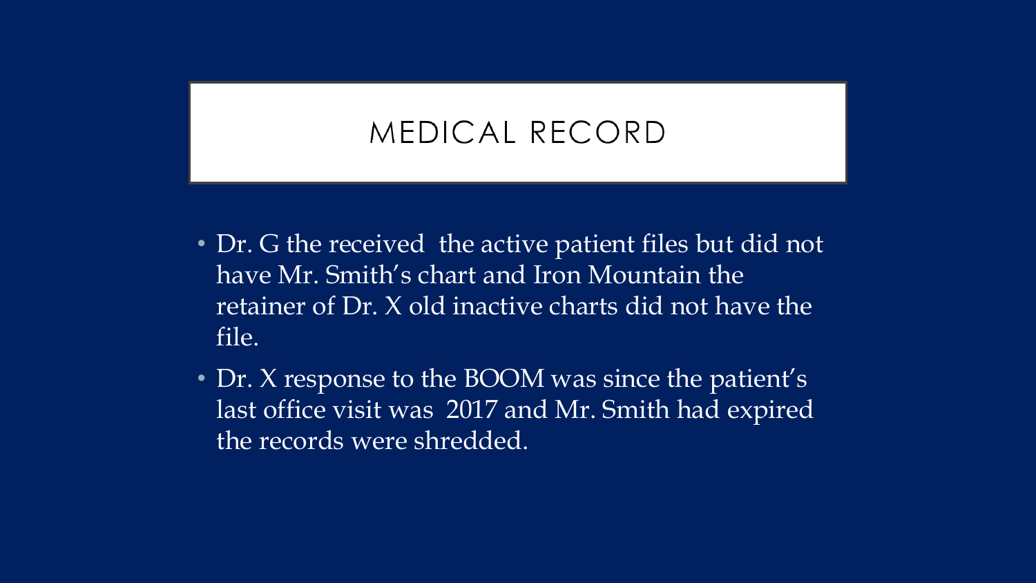# MEDICAL RECORD

- Dr. G the received  the active patient files but did not have Mr. Smith's chart and Iron Mountain the retainer of Dr. X old inactive charts did not have the file.
- Dr. X response to the BOOM was since the patient's last office visit was  2017 and Mr. Smith had expired the records were shredded.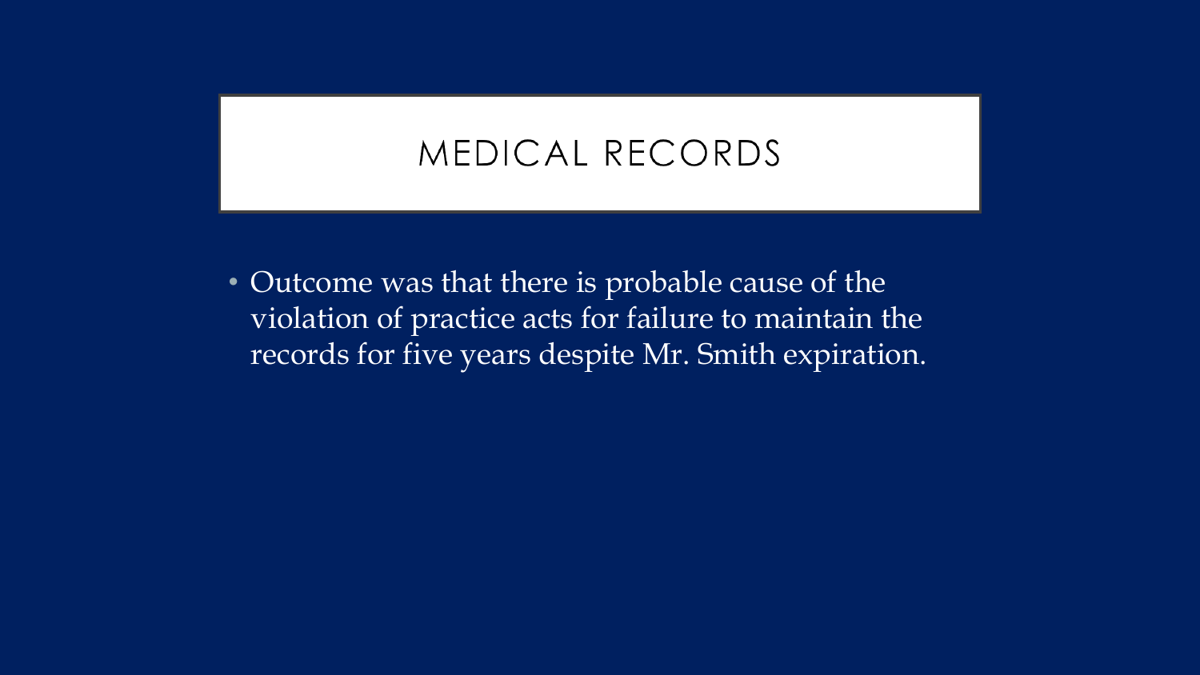# MEDICAL RECORDS

- Outcome was that there is probable cause of the violation of practice acts for failure to maintain the records for five years despite Mr. Smith expiration.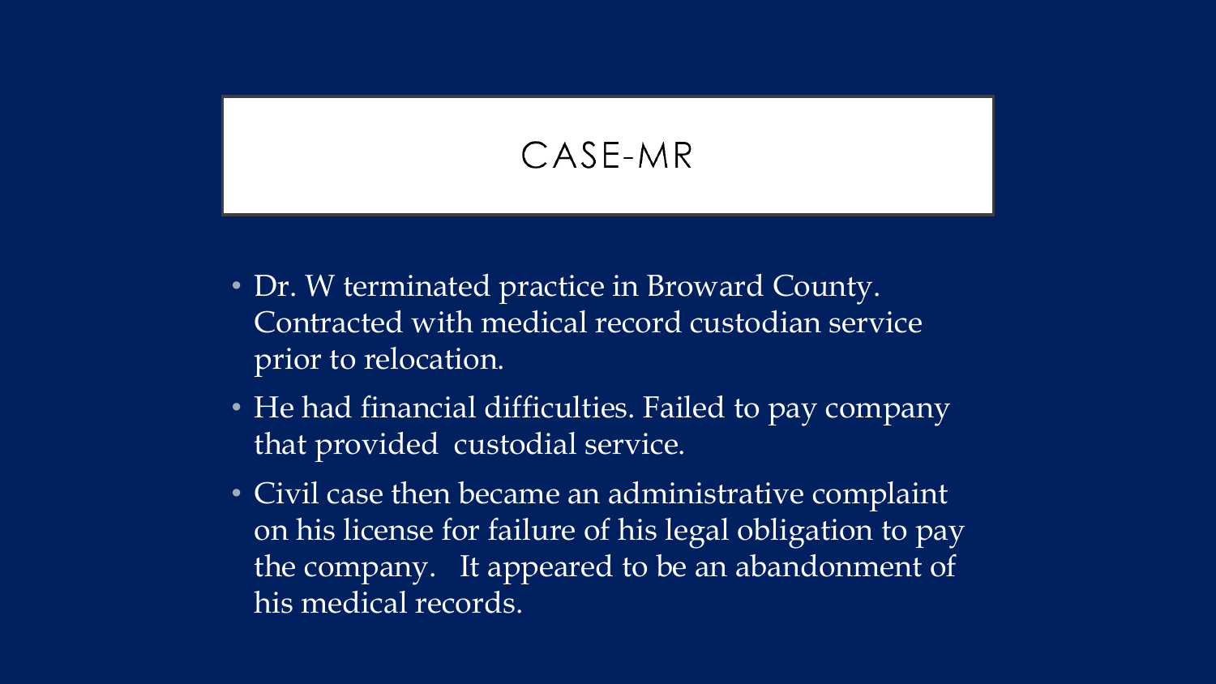# CASE-MR

- Dr. W terminated practice in Broward County. Contracted with medical record custodian service prior to relocation.
- He had financial difficulties. Failed to pay company that provided custodial service.
- Civil case then became an administrative complaint on his license for failure of his legal obligation to pay the company. It appeared to be an abandonment of his medical records.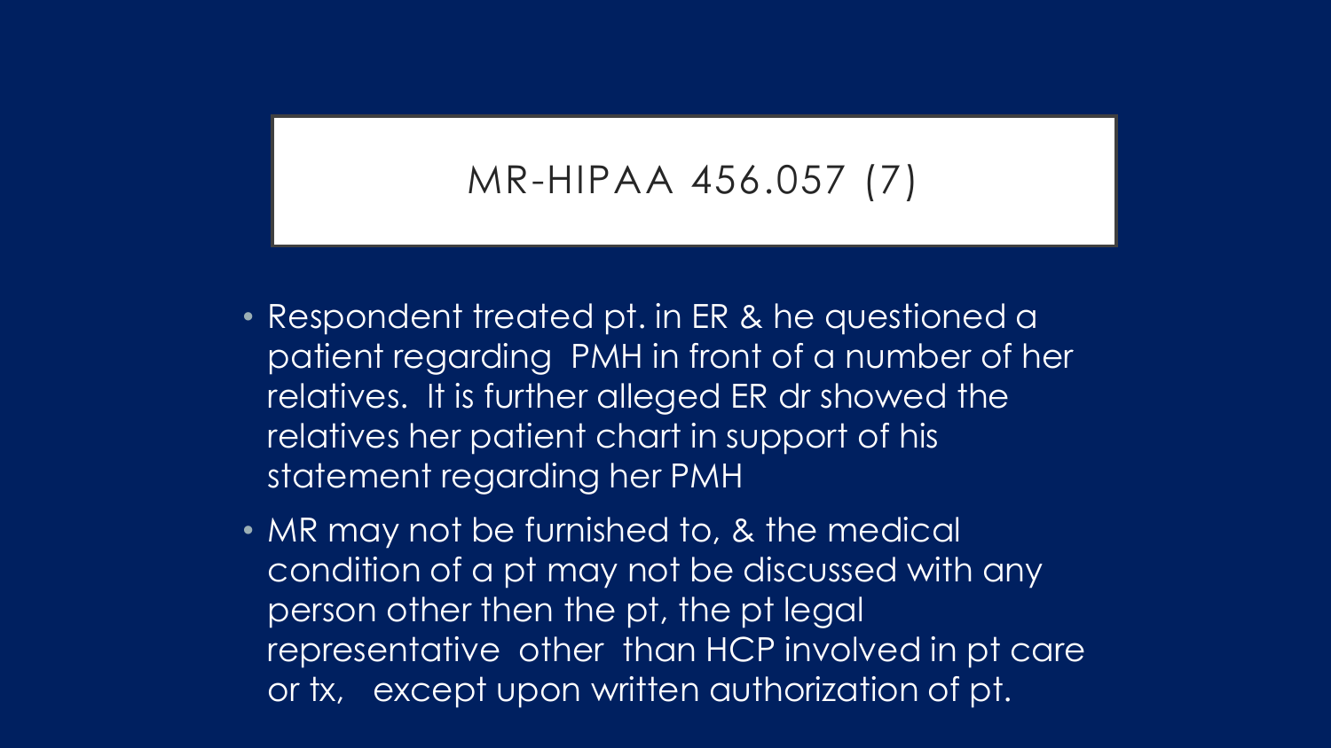# MR-HIPAA 456.057 (7)

- Respondent treated pt. in ER & he questioned a patient regarding PMH in front of a number of her relatives. It is further alleged ER dr showed the relatives her patient chart in support of his statement regarding her PMH
- MR may not be furnished to, & the medical condition of a pt may not be discussed with any person other then the pt, the pt legal representative other than HCP involved in pt care or tx, except upon written authorization of pt.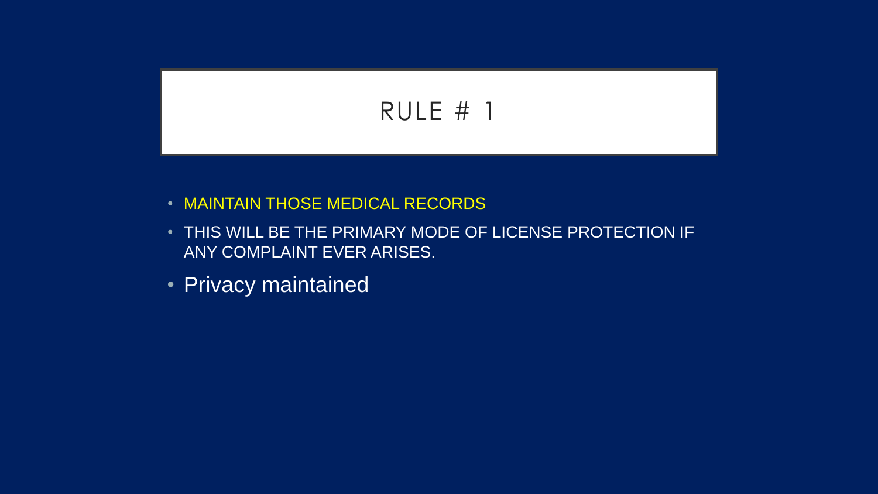# RULE # 1

- MAINTAIN THOSE MEDICAL RECORDS
- THIS WILL BE THE PRIMARY MODE OF LICENSE PROTECTION IF ANY COMPLAINT EVER ARISES.
- Privacy maintained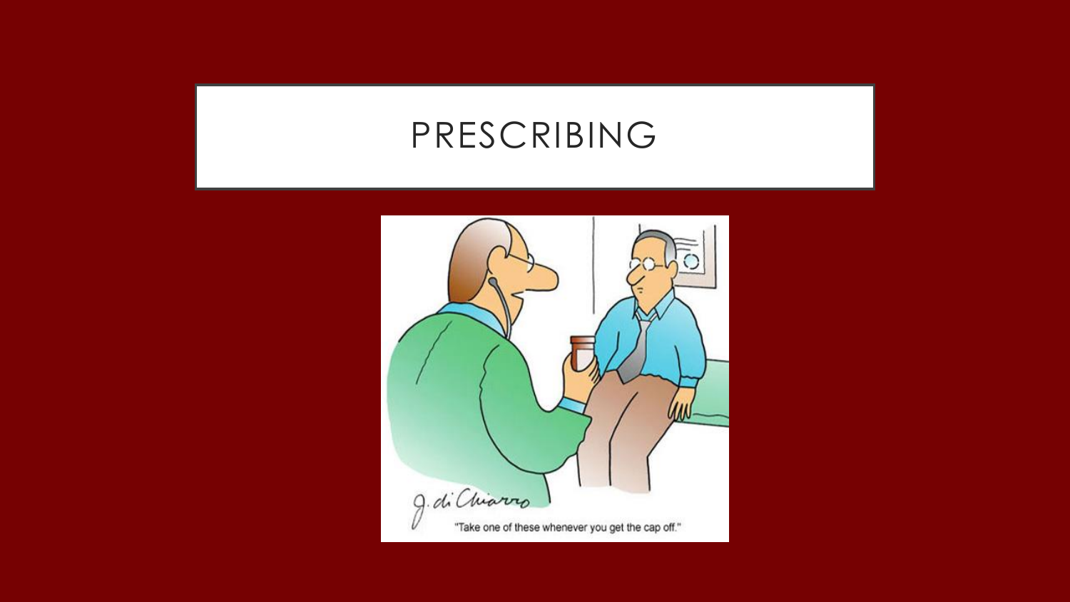# PRESCRIBING

"Take one of these whenever you get the cap off."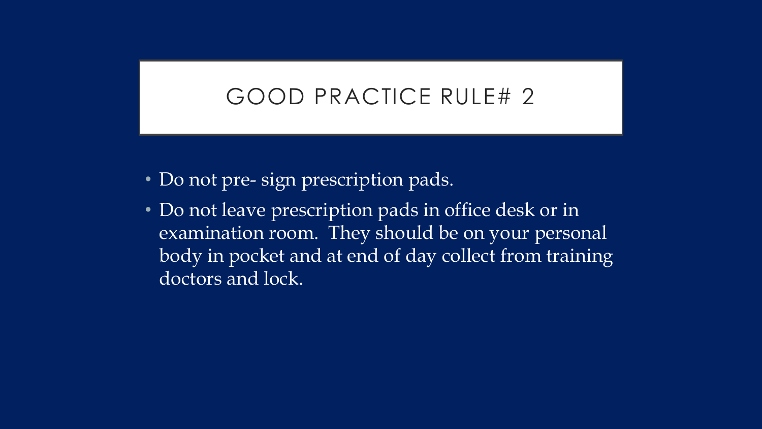# GOOD PRACTICE RULE# 2

- Do not pre- sign prescription pads.
- Do not leave prescription pads in office desk or in examination room. They should be on your personal body in pocket and at end of day collect from training doctors and lock.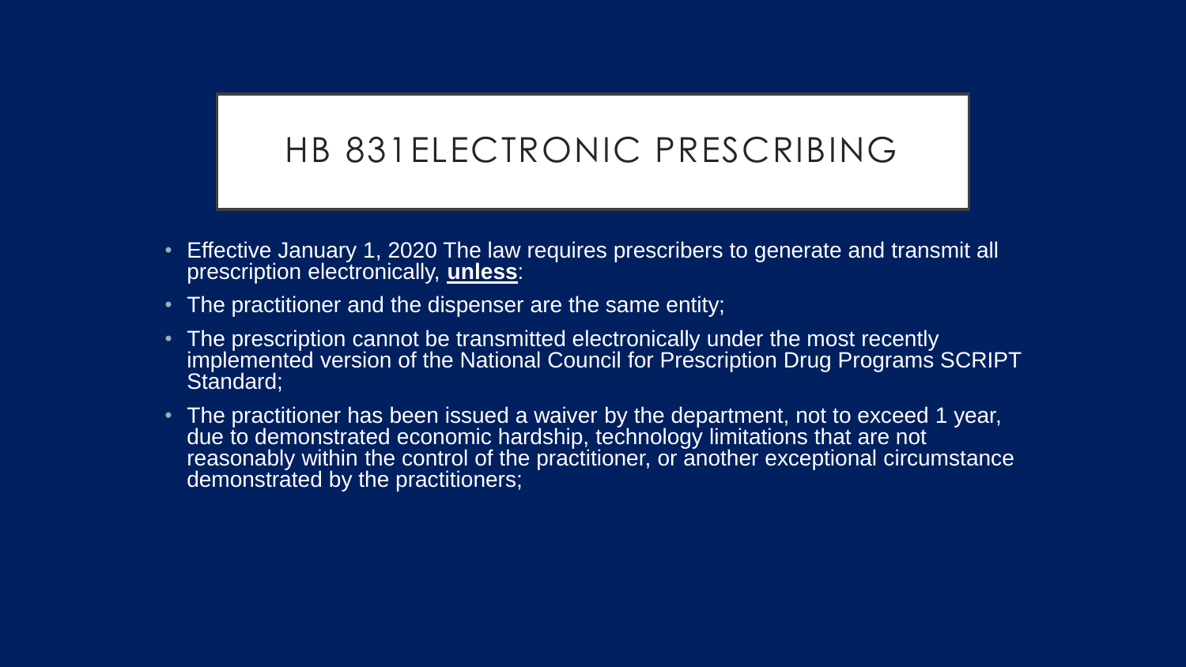# HB 831ELECTRONIC PRESCRIBING

- Effective January 1, 2020 The law requires prescribers to generate and transmit all prescription electronically, **unless**:
- The practitioner and the dispenser are the same entity;
- The prescription cannot be transmitted electronically under the most recently implemented version of the National Council for Prescription Drug Programs SCRIPT Standard;
- The practitioner has been issued a waiver by the department, not to exceed 1 year, due to demonstrated economic hardship, technology limitations that are not reasonably within the control of the practitioner, or another exceptional circumstance demonstrated by the practitioners;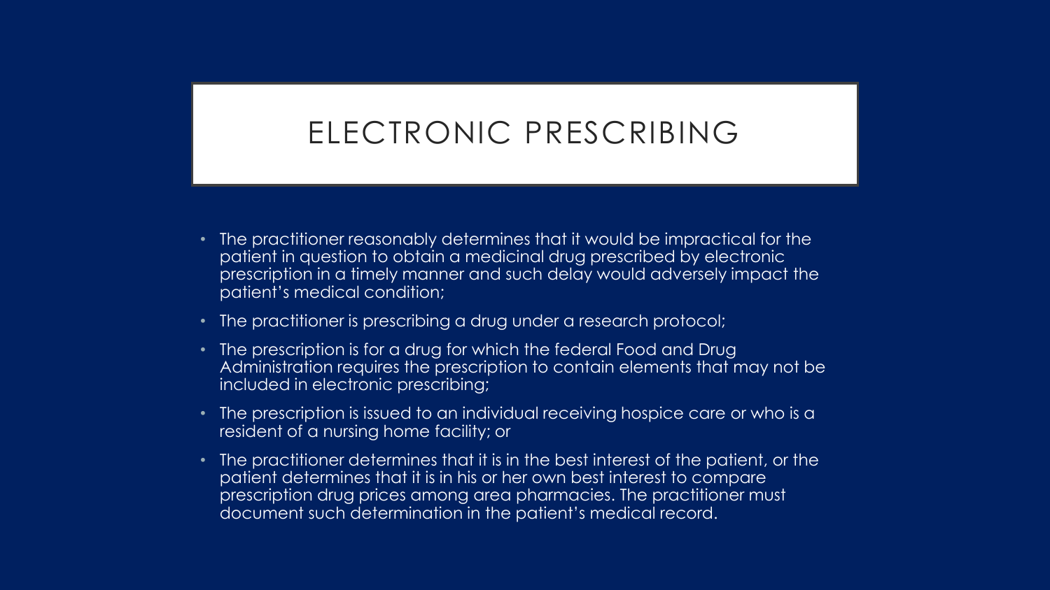# ELECTRONIC PRESCRIBING

- The practitioner reasonably determines that it would be impractical for the patient in question to obtain a medicinal drug prescribed by electronic prescription in a timely manner and such delay would adversely impact the patient's medical condition;
- The practitioner is prescribing a drug under a research protocol;
- The prescription is for a drug for which the federal Food and Drug Administration requires the prescription to contain elements that may not be included in electronic prescribing;
- The prescription is issued to an individual receiving hospice care or who is a resident of a nursing home facility; or
- The practitioner determines that it is in the best interest of the patient, or the patient determines that it is in his or her own best interest to compare prescription drug prices among area pharmacies. The practitioner must document such determination in the patient's medical record.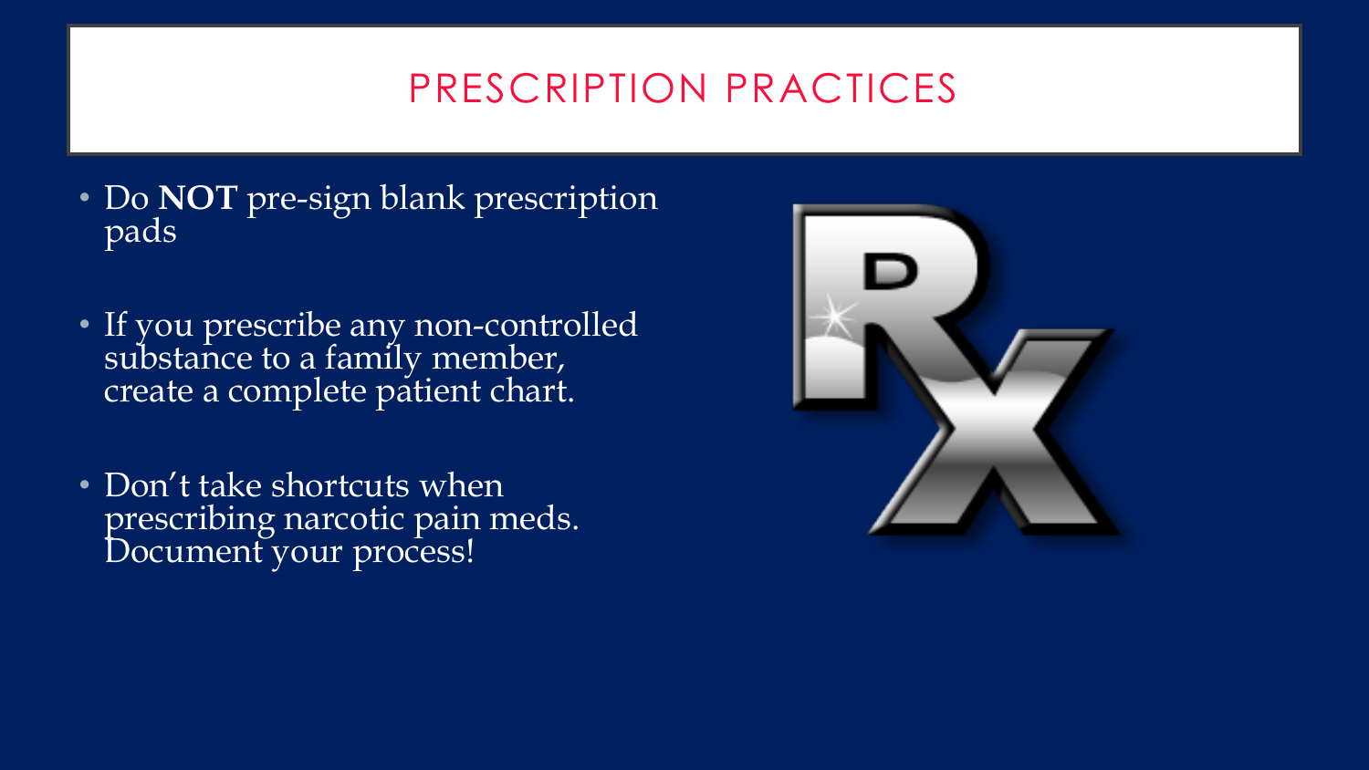# PRESCRIPTION PRACTICES

- Do **NOT** pre-sign blank prescription pads
- If you prescribe any non-controlled substance to a family member, create a complete patient chart.
- Don't take shortcuts when prescribing narcotic pain meds. Document your process!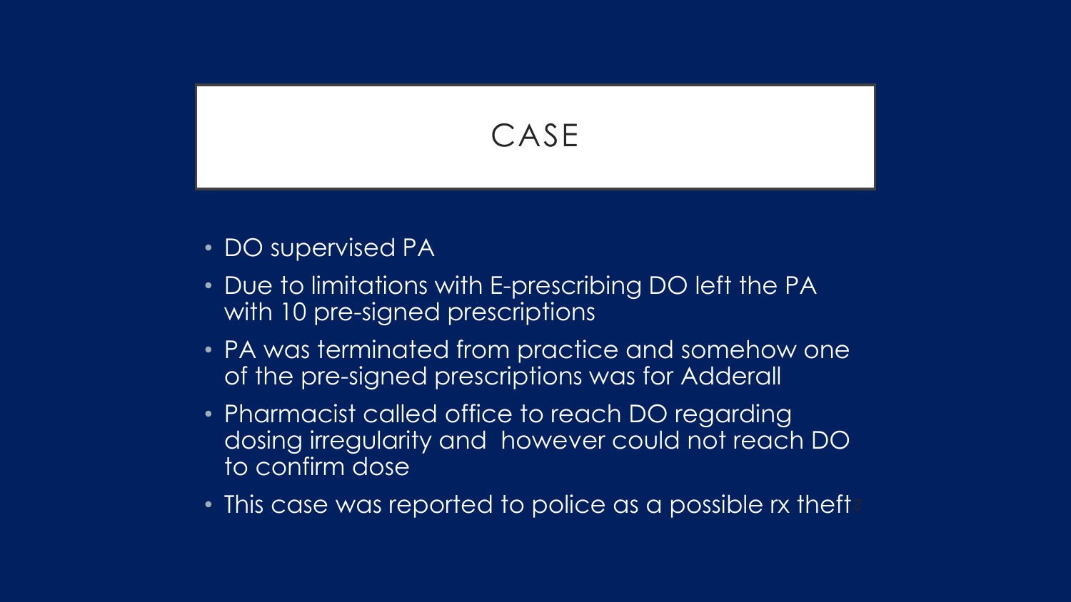# CASE

- DO supervised PA
- Due to limitations with E-prescribing DO left the PA with 10 pre-signed prescriptions
- PA was terminated from practice and somehow one of the pre-signed prescriptions was for Adderall
- Pharmacist called office to reach DO regarding dosing irregularity and however could not reach DO to confirm dose
- This case was reported to police as a possible rx theft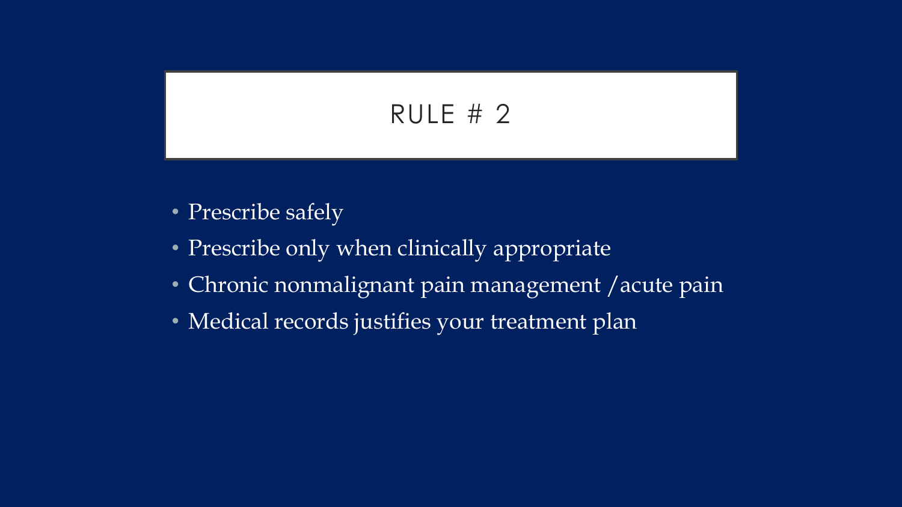# RULE # 2

- Prescribe safely
- Prescribe only when clinically appropriate
- Chronic nonmalignant pain management /acute pain
- Medical records justifies your treatment plan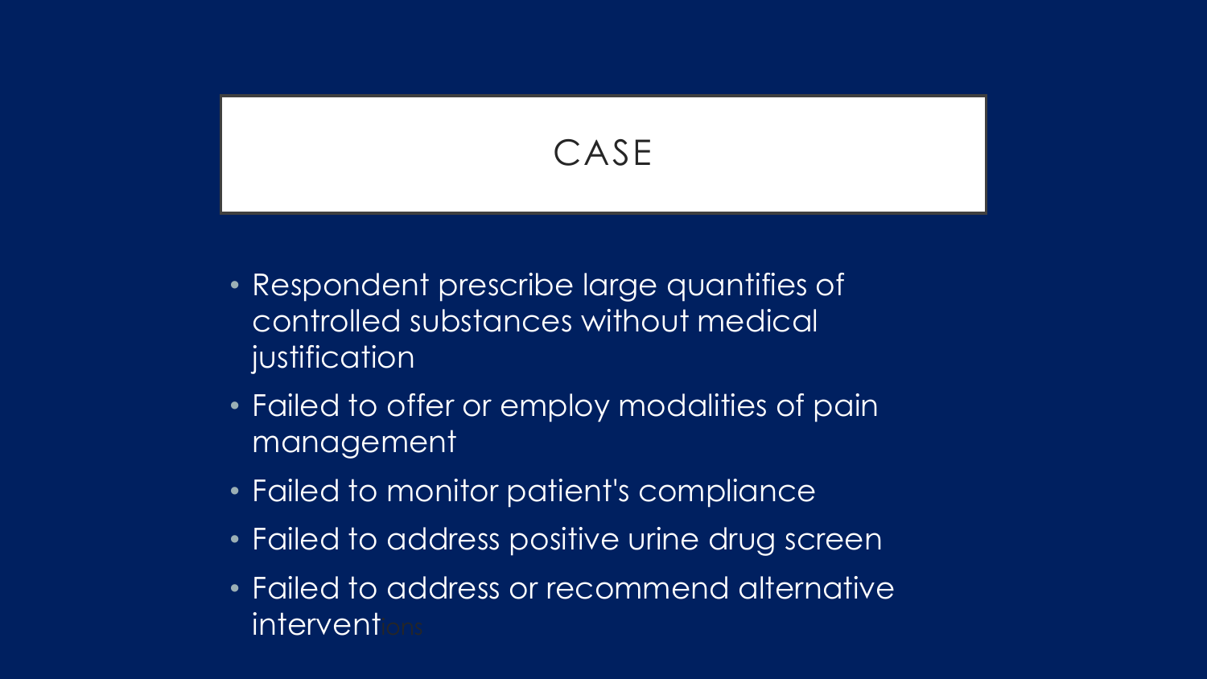# CASE

- Respondent prescribe large quantifies of controlled substances without medical justification
- Failed to offer or employ modalities of pain management
- Failed to monitor patient's compliance
- Failed to address positive urine drug screen
- Failed to address or recommend alternative interventions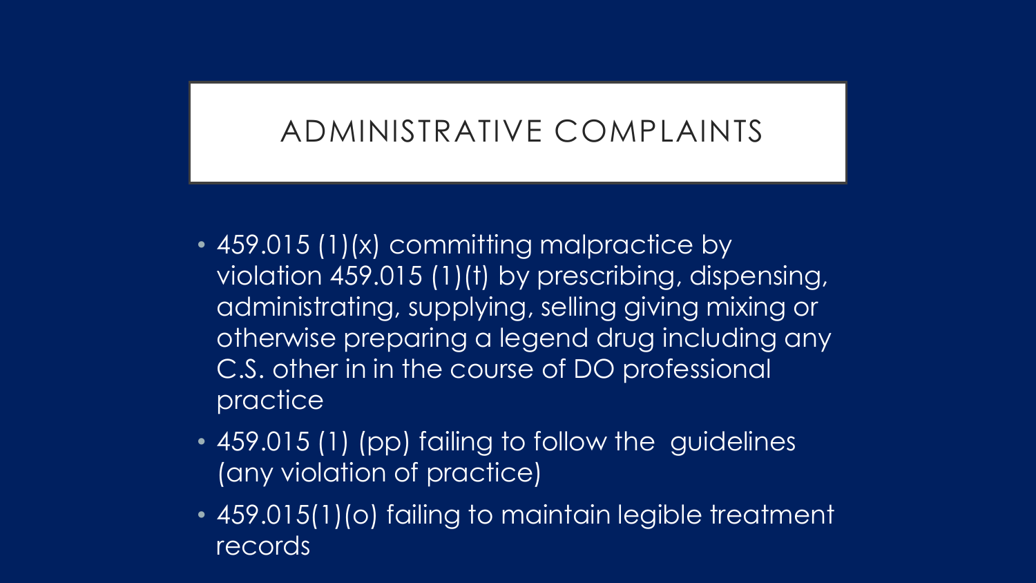# ADMINISTRATIVE COMPLAINTS

- 459.015 (1)(x) committing malpractice by violation 459.015 (1)(t) by prescribing, dispensing, administrating, supplying, selling giving mixing or otherwise preparing a legend drug including any C.S. other in in the course of DO professional practice
- 459.015 (1) (pp) failing to follow the guidelines (any violation of practice)
- 459.015(1)(o) failing to maintain legible treatment records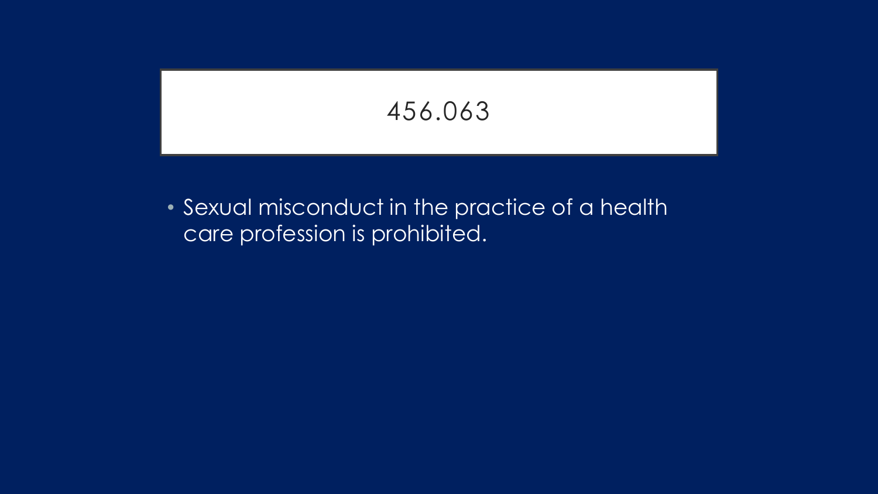# 456.063

- Sexual misconduct in the practice of a health care profession is prohibited.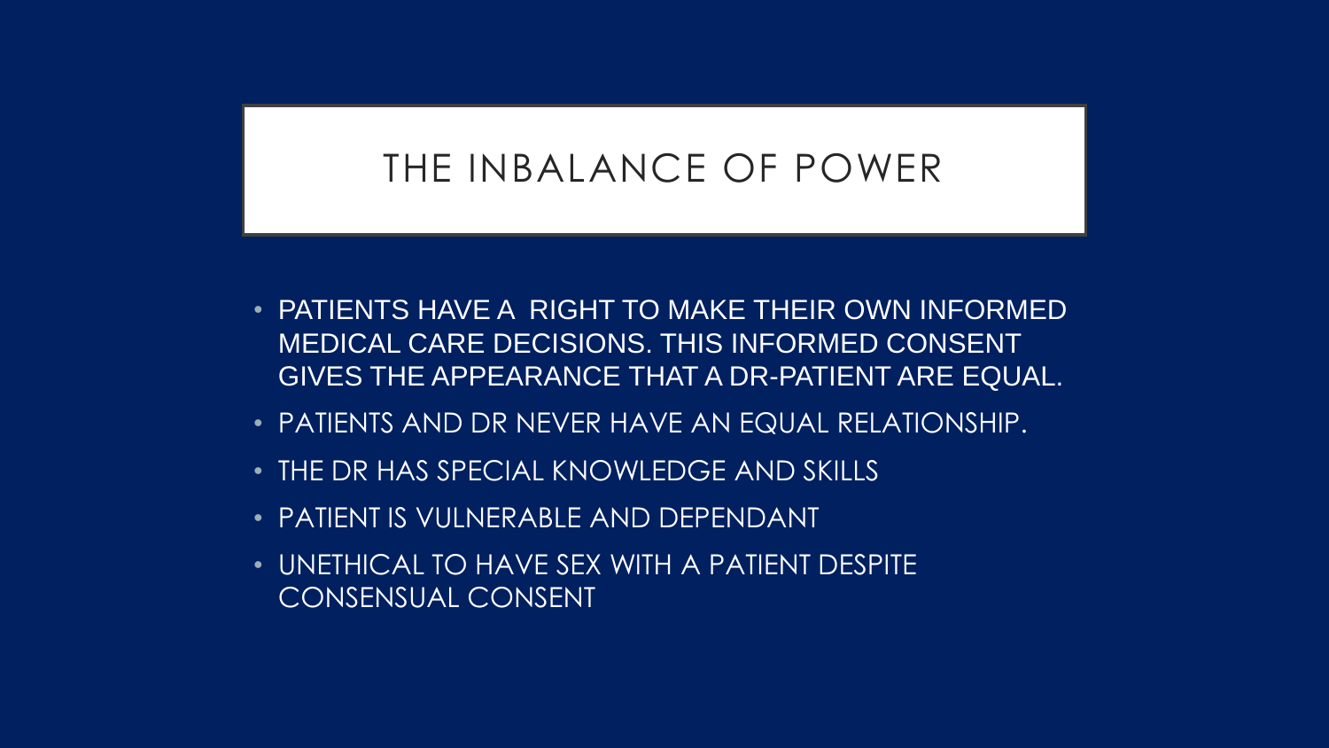# THE INBALANCE OF POWER

- PATIENTS HAVE A RIGHT TO MAKE THEIR OWN INFORMED MEDICAL CARE DECISIONS. THIS INFORMED CONSENT GIVES THE APPEARANCE THAT A DR-PATIENT ARE EQUAL.
- PATIENTS AND DR NEVER HAVE AN EQUAL RELATIONSHIP.
- THE DR HAS SPECIAL KNOWLEDGE AND SKILLS
- PATIENT IS VULNERABLE AND DEPENDANT
- UNETHICAL TO HAVE SEX WITH A PATIENT DESPITE CONSENSUAL CONSENT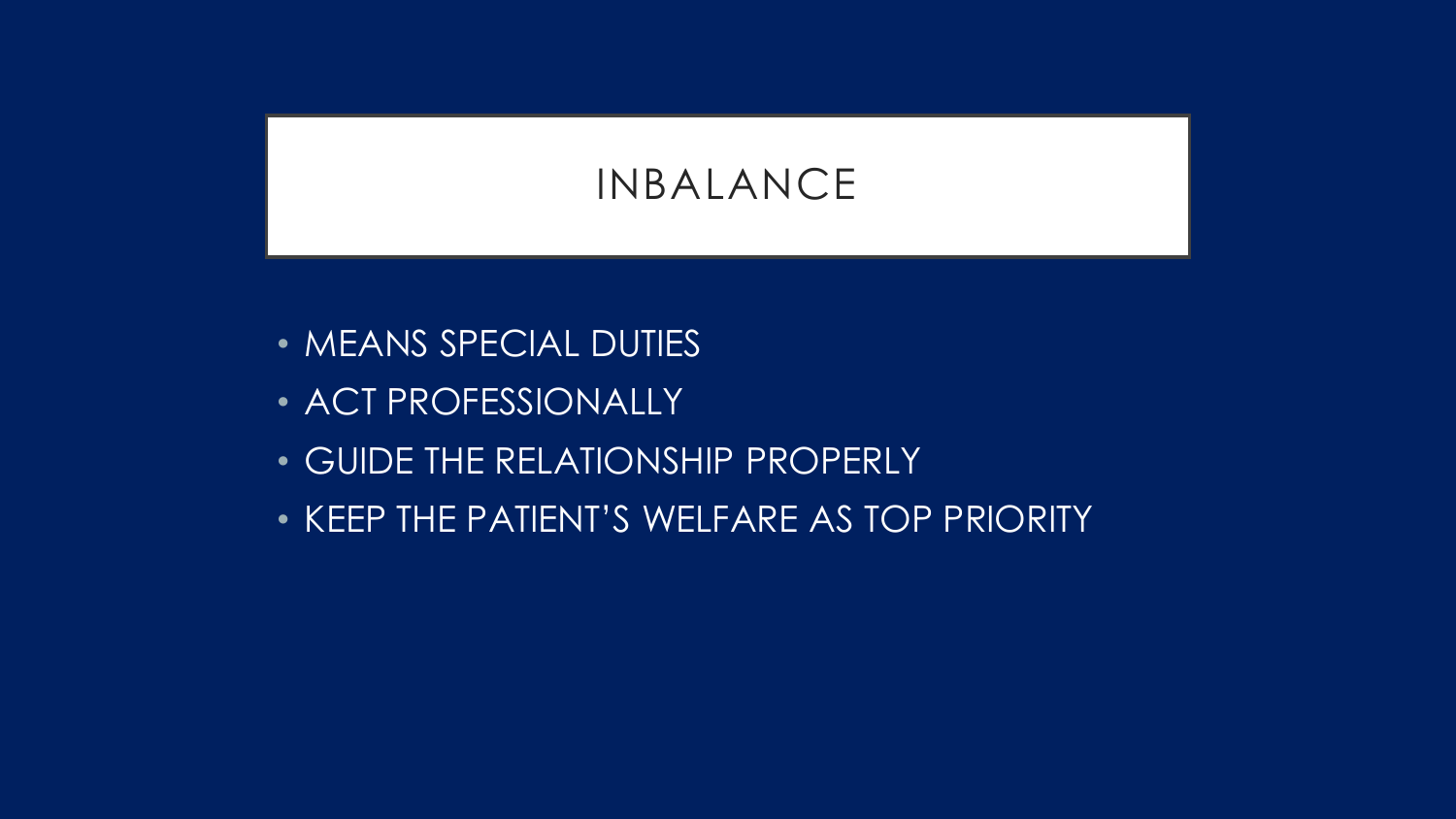# INBALANCE

- MEANS SPECIAL DUTIES
- ACT PROFESSIONALLY
- GUIDE THE RELATIONSHIP PROPERLY
- KEEP THE PATIENT'S WELFARE AS TOP PRIORITY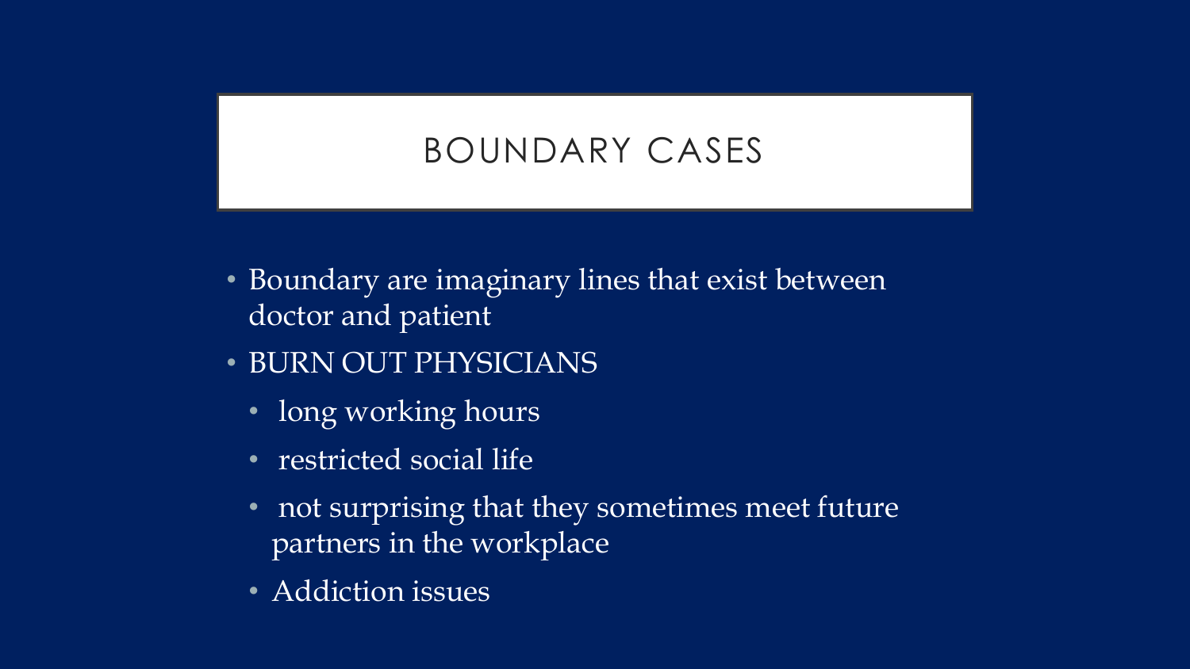# BOUNDARY CASES

- Boundary are imaginary lines that exist between doctor and patient
- BURN OUT PHYSICIANS
  - long working hours
  - restricted social life
  - not surprising that they sometimes meet future partners in the workplace
  - Addiction issues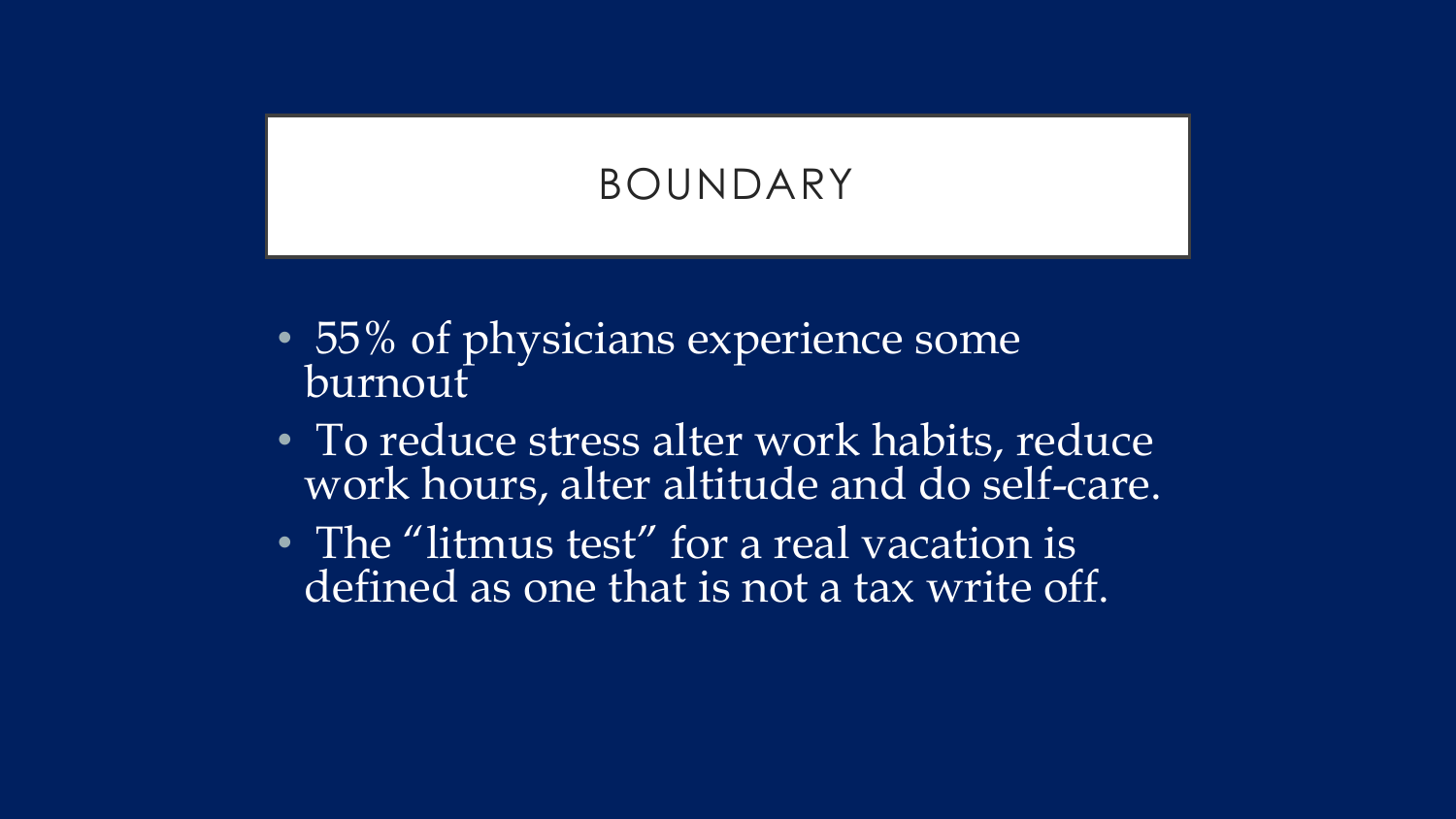# BOUNDARY

- 55% of physicians experience some burnout
- To reduce stress alter work habits, reduce work hours, alter altitude and do self-care.
- The "litmus test" for a real vacation is defined as one that is not a tax write off.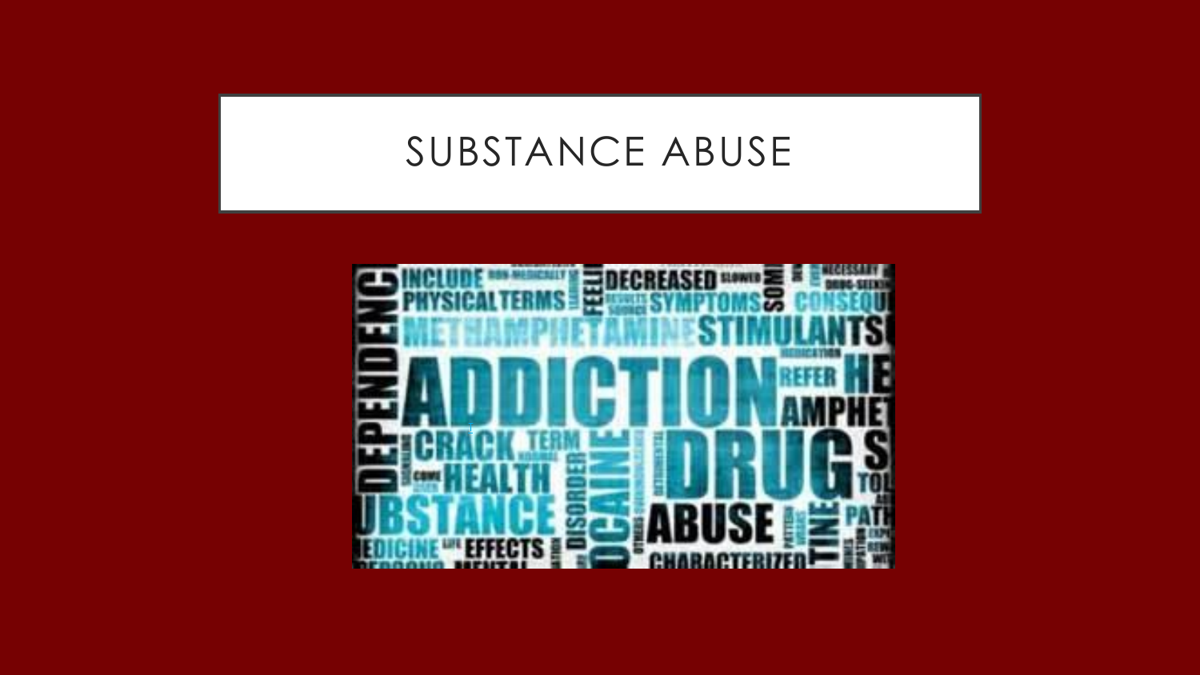# SUBSTANCE ABUSE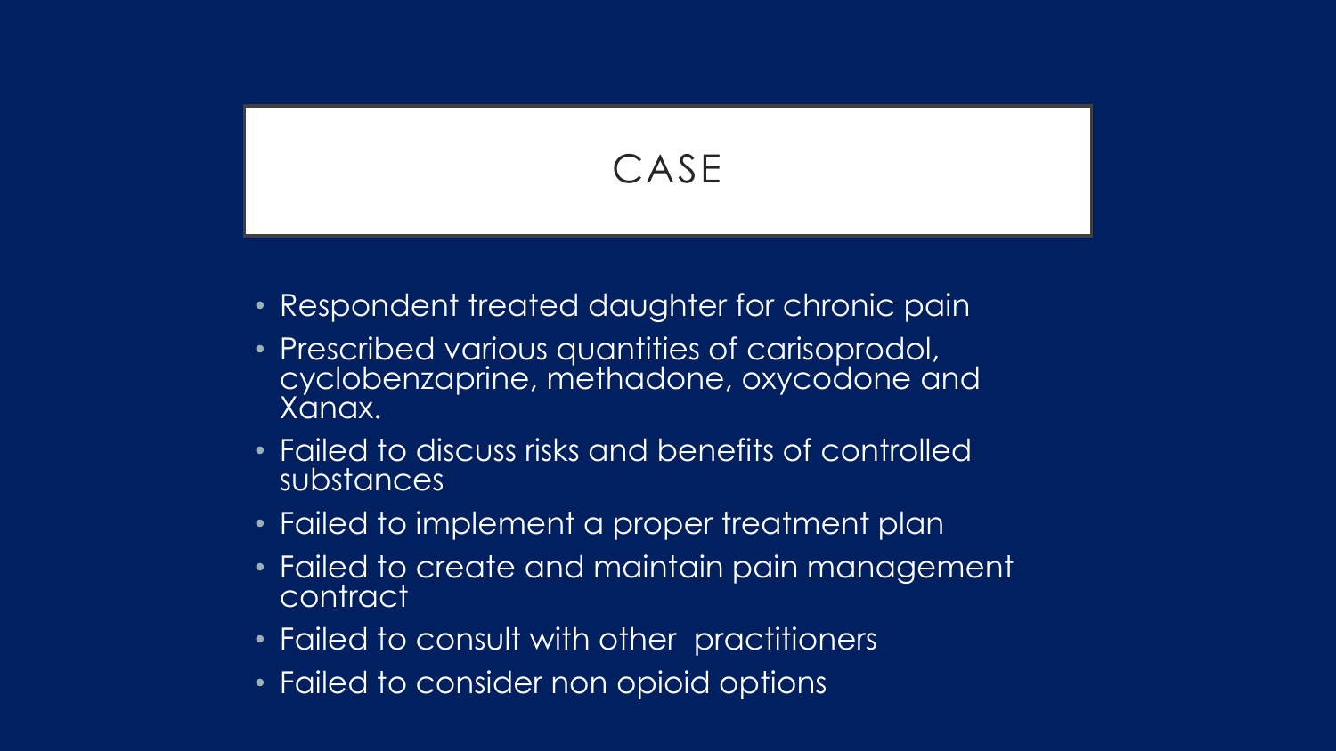# CASE

- Respondent treated daughter for chronic pain
- Prescribed various quantities of carisoprodol, cyclobenzaprine, methadone, oxycodone and Xanax.
- Failed to discuss risks and benefits of controlled substances
- Failed to implement a proper treatment plan
- Failed to create and maintain pain management contract
- Failed to consult with other practitioners
- Failed to consider non opioid options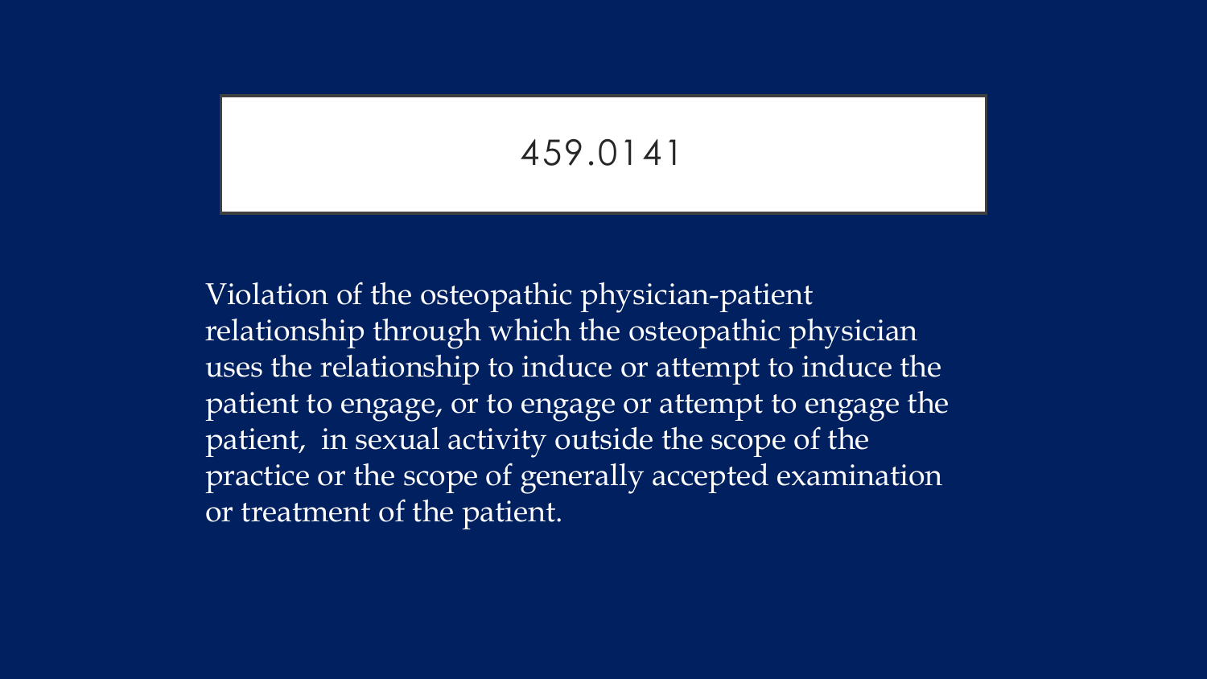# 459.0141

Violation of the osteopathic physician-patient relationship through which the osteopathic physician uses the relationship to induce or attempt to induce the patient to engage, or to engage or attempt to engage the patient, in sexual activity outside the scope of the practice or the scope of generally accepted examination or treatment of the patient.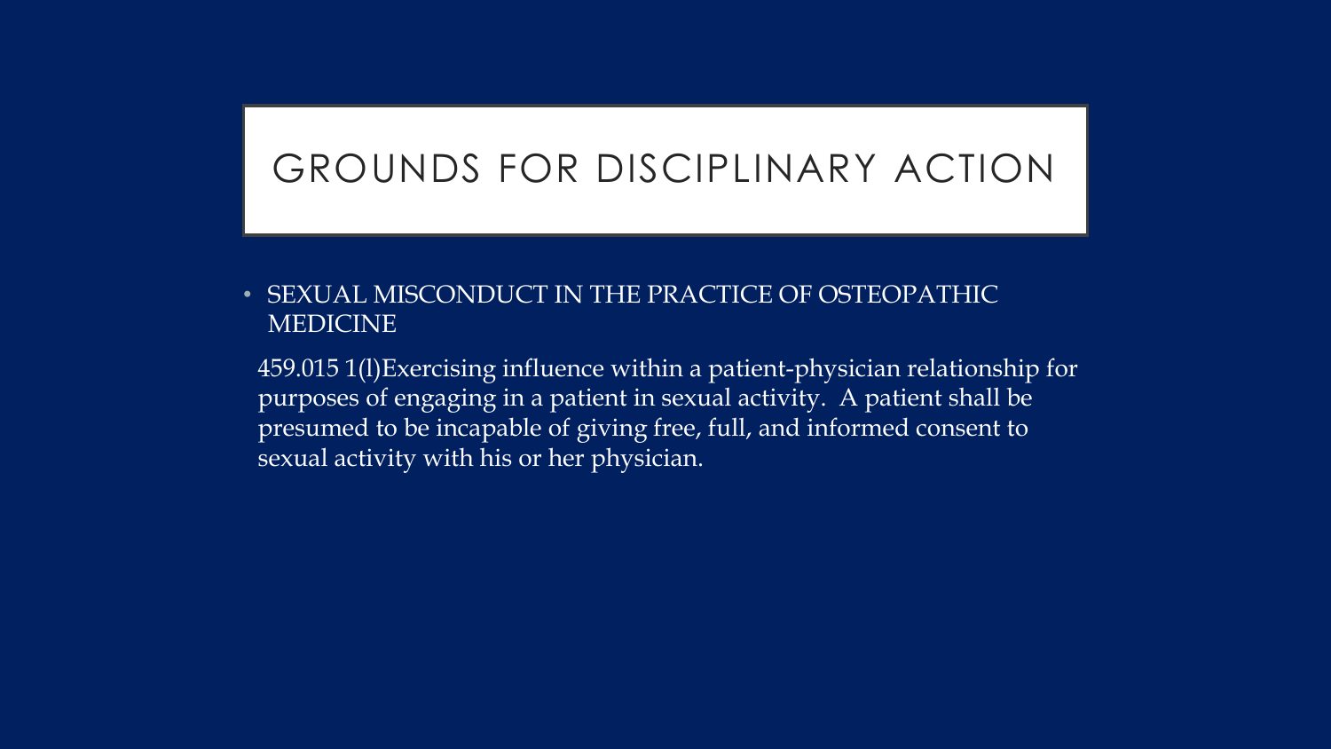# GROUNDS FOR DISCIPLINARY ACTION

- SEXUAL MISCONDUCT IN THE PRACTICE OF OSTEOPATHIC MEDICINE

459.015 1(l)Exercising influence within a patient-physician relationship for purposes of engaging in a patient in sexual activity. A patient shall be presumed to be incapable of giving free, full, and informed consent to sexual activity with his or her physician.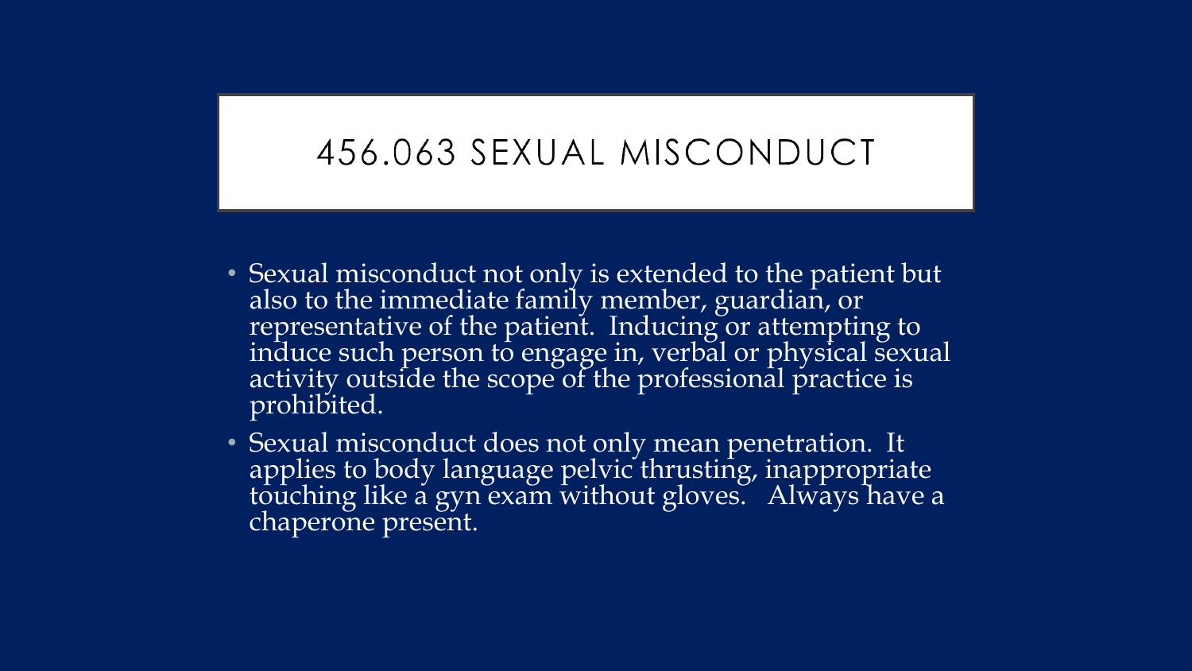# 456.063 SEXUAL MISCONDUCT

- Sexual misconduct not only is extended to the patient but also to the immediate family member, guardian, or representative of the patient. Inducing or attempting to induce such person to engage in, verbal or physical sexual activity outside the scope of the professional practice is prohibited.
- Sexual misconduct does not only mean penetration. It applies to body language pelvic thrusting, inappropriate touching like a gyn exam without gloves. Always have a chaperone present.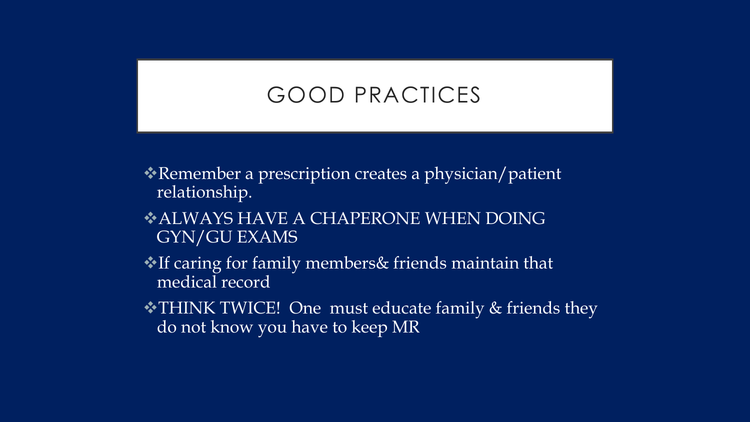# GOOD PRACTICES

- Remember a prescription creates a physician/patient relationship.
- ALWAYS HAVE A CHAPERONE WHEN DOING GYN/GU EXAMS
- If caring for family members& friends maintain that medical record
- THINK TWICE! One must educate family & friends they do not know you have to keep MR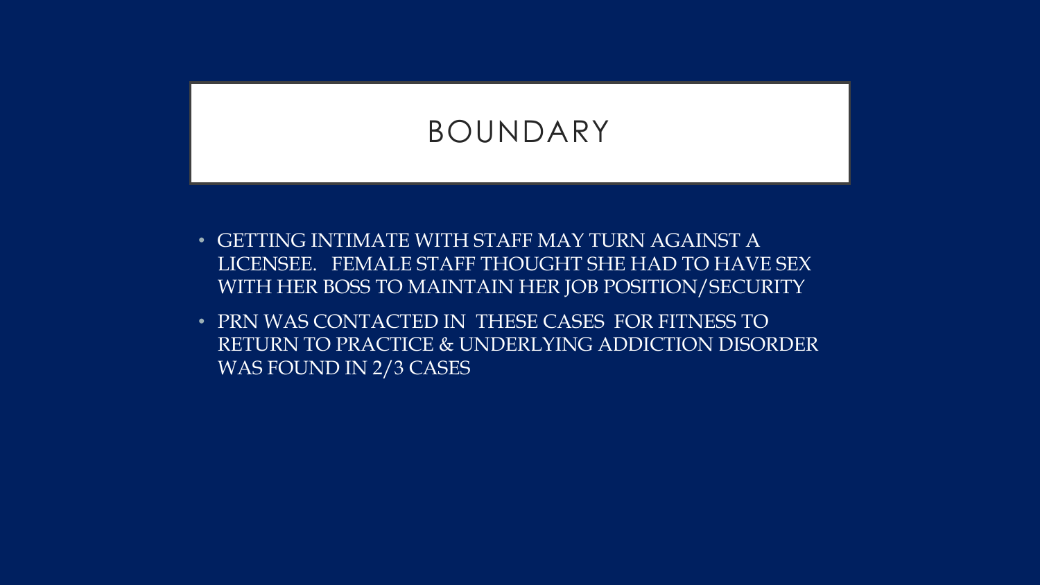# BOUNDARY

- GETTING INTIMATE WITH STAFF MAY TURN AGAINST A LICENSEE. FEMALE STAFF THOUGHT SHE HAD TO HAVE SEX WITH HER BOSS TO MAINTAIN HER JOB POSITION/SECURITY
- PRN WAS CONTACTED IN THESE CASES FOR FITNESS TO RETURN TO PRACTICE & UNDERLYING ADDICTION DISORDER WAS FOUND IN 2/3 CASES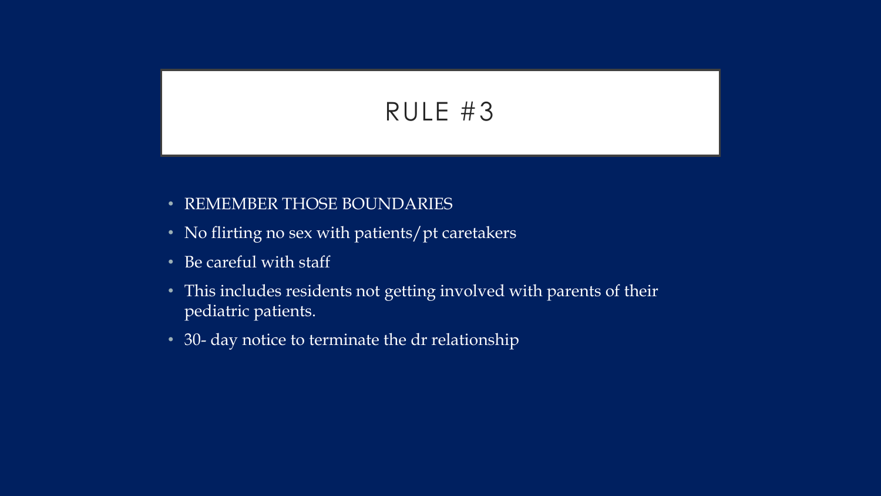# RULE #3

- REMEMBER THOSE BOUNDARIES
- No flirting no sex with patients/pt caretakers
- Be careful with staff
- This includes residents not getting involved with parents of their pediatric patients.
- 30- day notice to terminate the dr relationship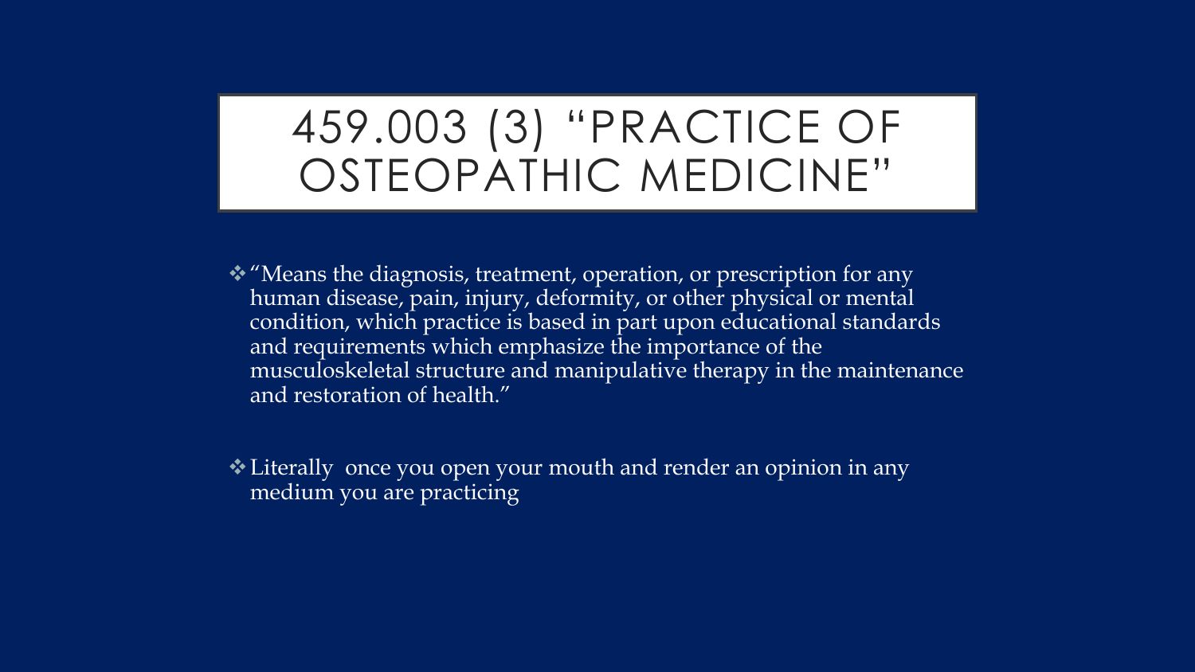# 459.003 (3) "PRACTICE OF OSTEOPATHIC MEDICINE"

- "Means the diagnosis, treatment, operation, or prescription for any human disease, pain, injury, deformity, or other physical or mental condition, which practice is based in part upon educational standards and requirements which emphasize the importance of the musculoskeletal structure and manipulative therapy in the maintenance and restoration of health."

- Literally once you open your mouth and render an opinion in any medium you are practicing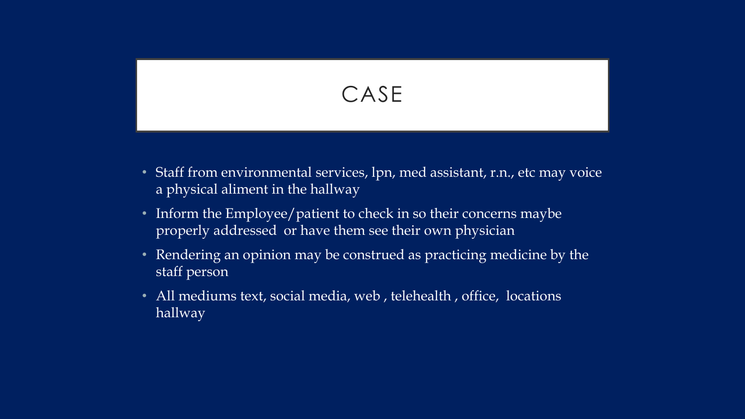# CASE

- Staff from environmental services, lpn, med assistant, r.n., etc may voice a physical aliment in the hallway
- Inform the Employee/patient to check in so their concerns maybe properly addressed or have them see their own physician
- Rendering an opinion may be construed as practicing medicine by the staff person
- All mediums text, social media, web , telehealth , office, locations hallway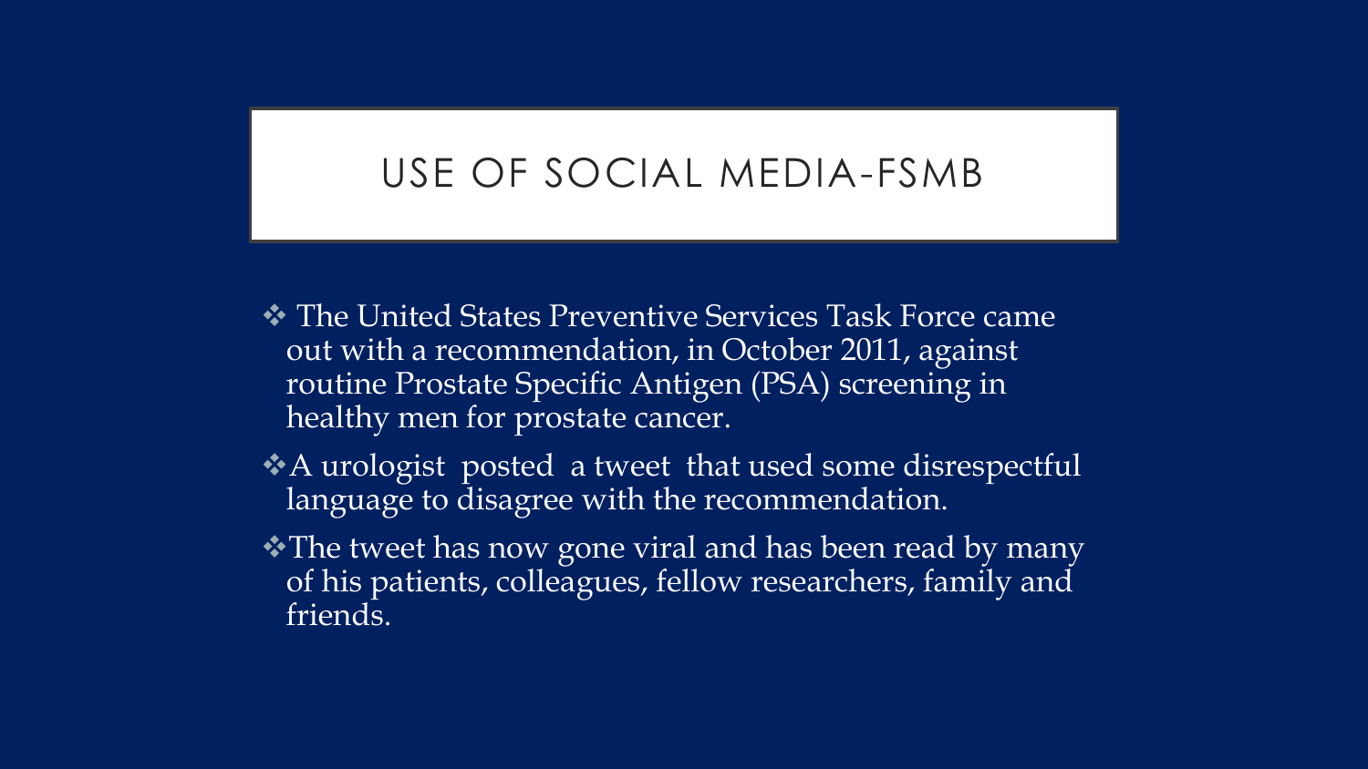# USE OF SOCIAL MEDIA-FSMB

- The United States Preventive Services Task Force came out with a recommendation, in October 2011, against routine Prostate Specific Antigen (PSA) screening in healthy men for prostate cancer.
- A urologist posted a tweet that used some disrespectful language to disagree with the recommendation.
- The tweet has now gone viral and has been read by many of his patients, colleagues, fellow researchers, family and friends.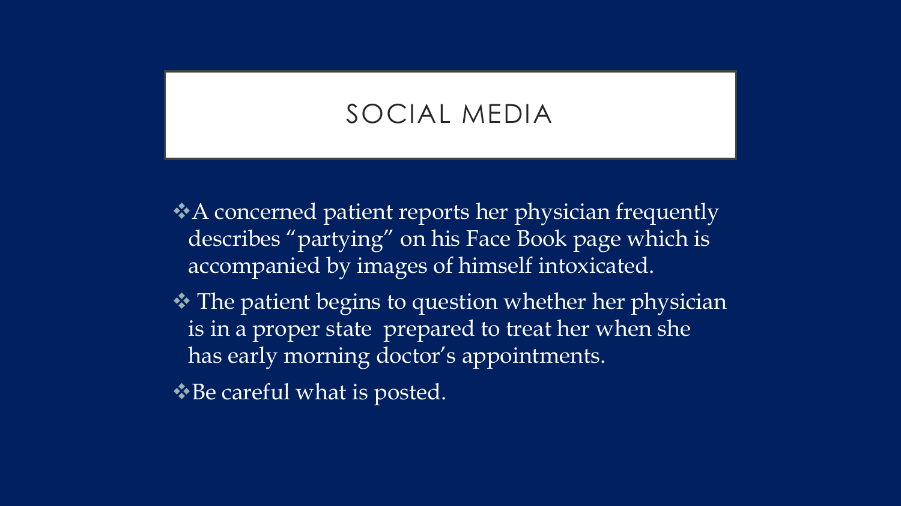# SOCIAL MEDIA

- A concerned patient reports her physician frequently describes "partying" on his Face Book page which is accompanied by images of himself intoxicated.
- The patient begins to question whether her physician is in a proper state prepared to treat her when she has early morning doctor's appointments.
- Be careful what is posted.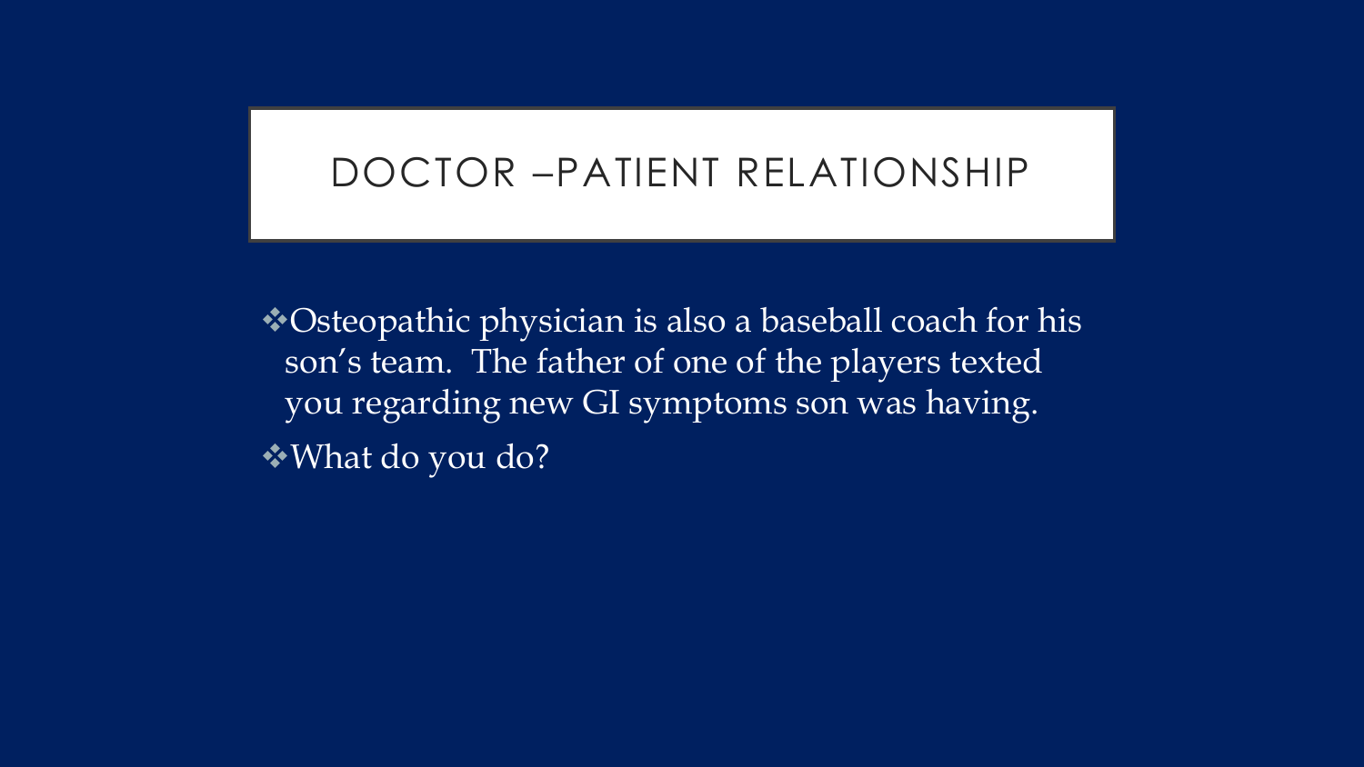# DOCTOR –PATIENT RELATIONSHIP

- Osteopathic physician is also a baseball coach for his son's team. The father of one of the players texted you regarding new GI symptoms son was having.
- What do you do?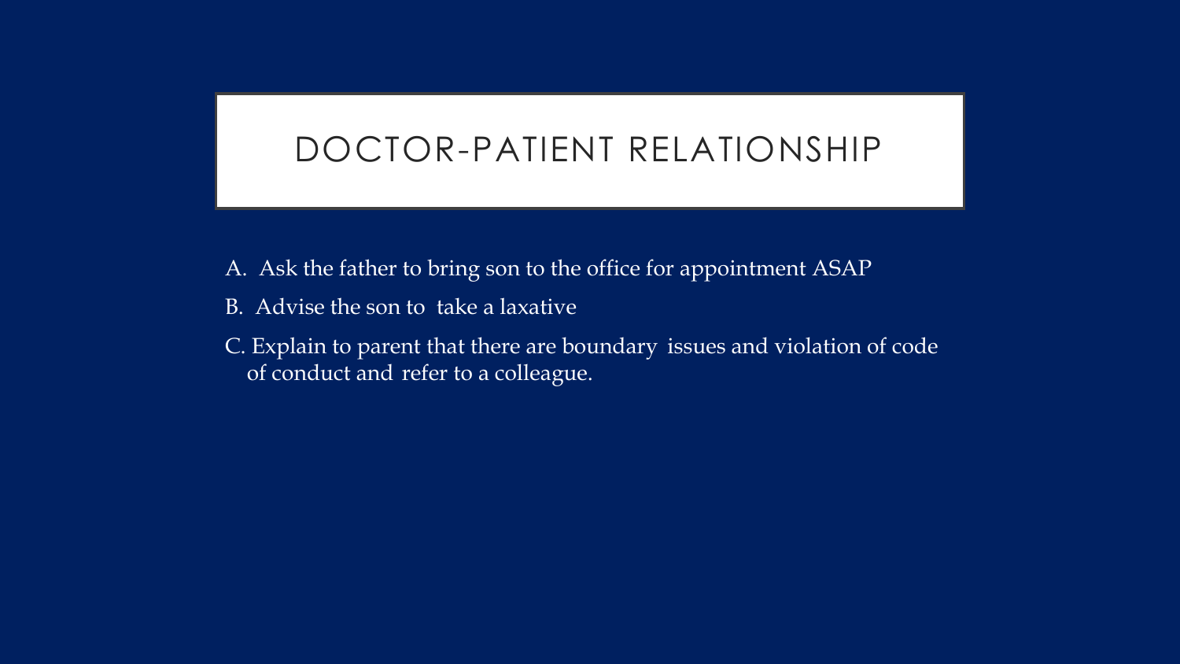# DOCTOR-PATIENT RELATIONSHIP

A. Ask the father to bring son to the office for appointment ASAP

B. Advise the son to take a laxative

C. Explain to parent that there are boundary issues and violation of code of conduct and refer to a colleague.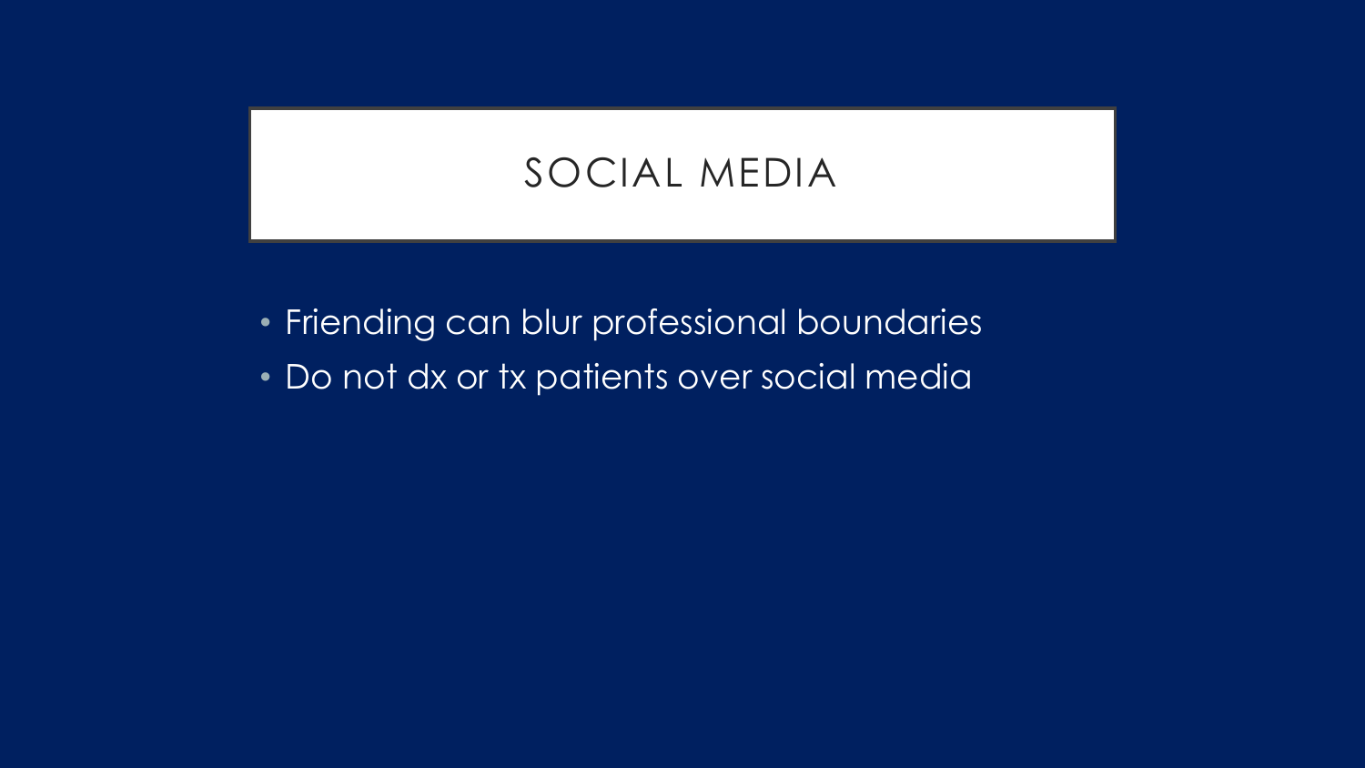# SOCIAL MEDIA

- Friending can blur professional boundaries
- Do not dx or tx patients over social media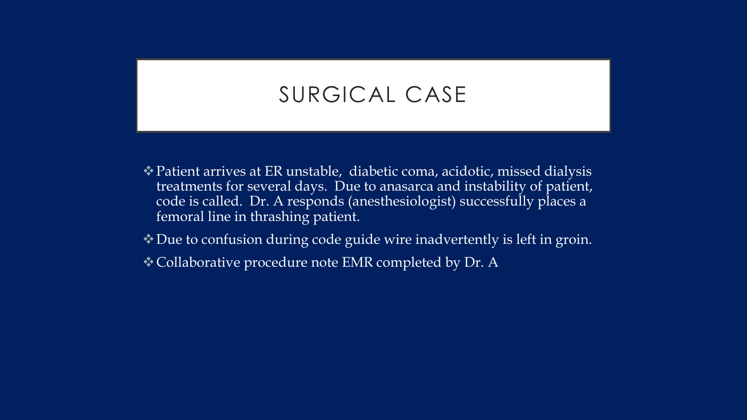# SURGICAL CASE

- Patient arrives at ER unstable,  diabetic coma, acidotic, missed dialysis treatments for several days.  Due to anasarca and instability of patient, code is called.  Dr. A responds (anesthesiologist) successfully places a femoral line in thrashing patient.
- Due to confusion during code guide wire inadvertently is left in groin.
- Collaborative procedure note EMR completed by Dr. A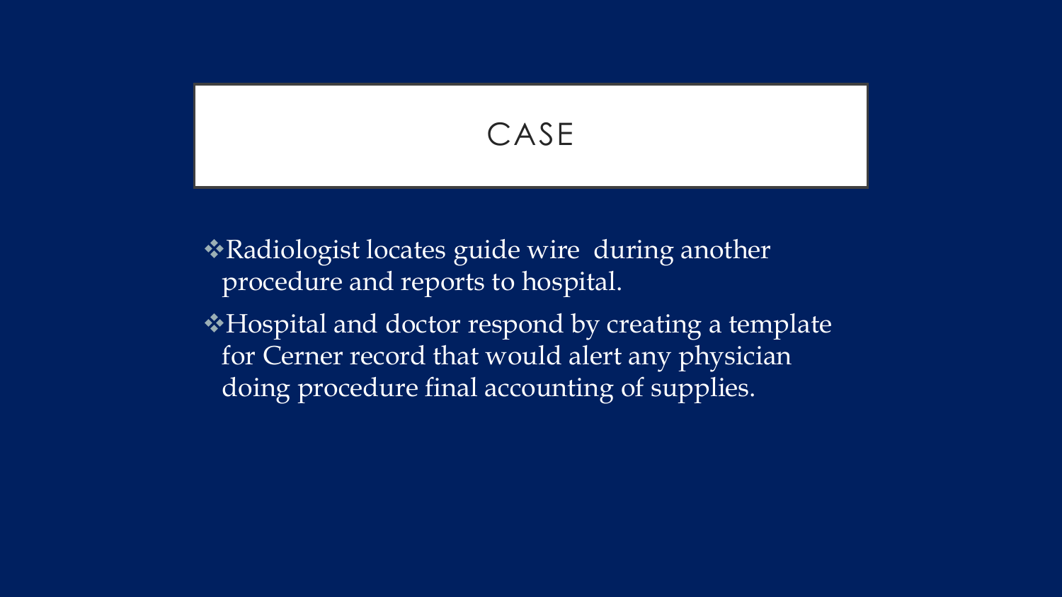# CASE

- Radiologist locates guide wire during another procedure and reports to hospital.
- Hospital and doctor respond by creating a template for Cerner record that would alert any physician doing procedure final accounting of supplies.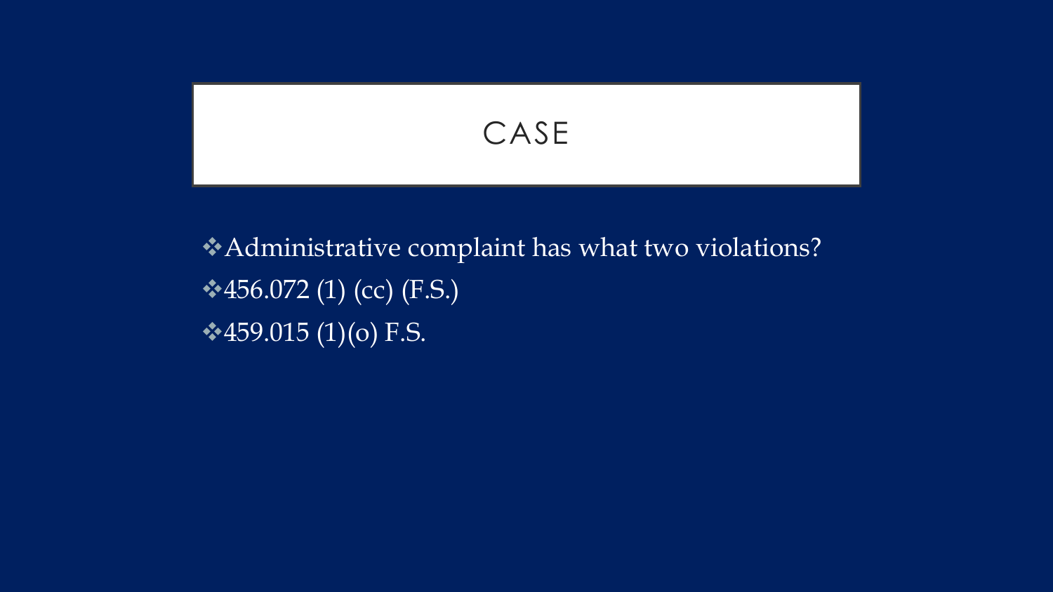# CASE

- Administrative complaint has what two violations?
- 456.072 (1) (cc) (F.S.)
- 459.015 (1)(o) F.S.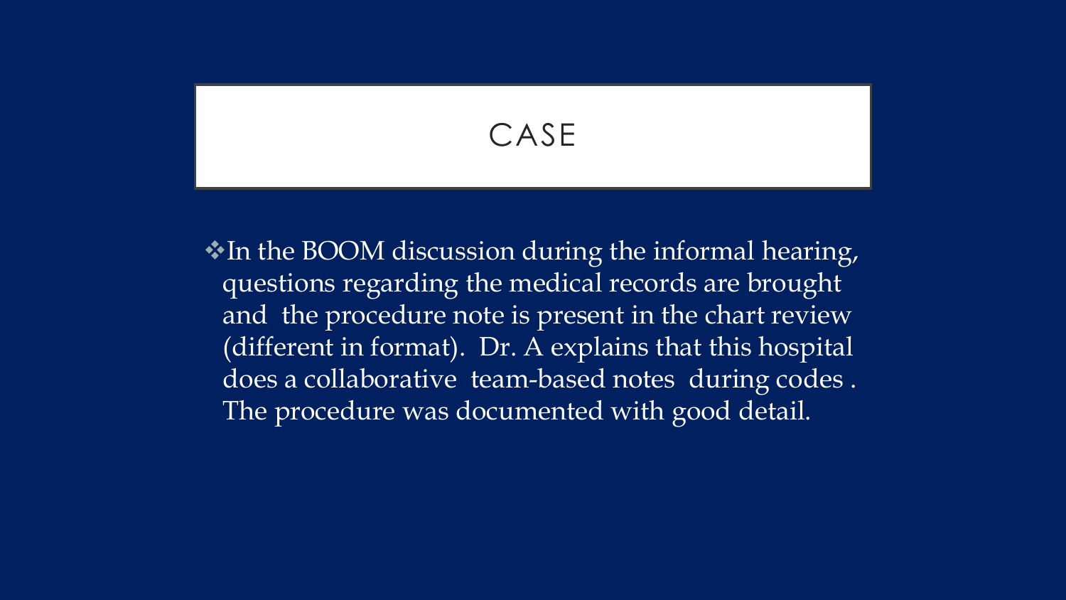# CASE

- In the BOOM discussion during the informal hearing, questions regarding the medical records are brought and the procedure note is present in the chart review (different in format). Dr. A explains that this hospital does a collaborative team-based notes during codes . The procedure was documented with good detail.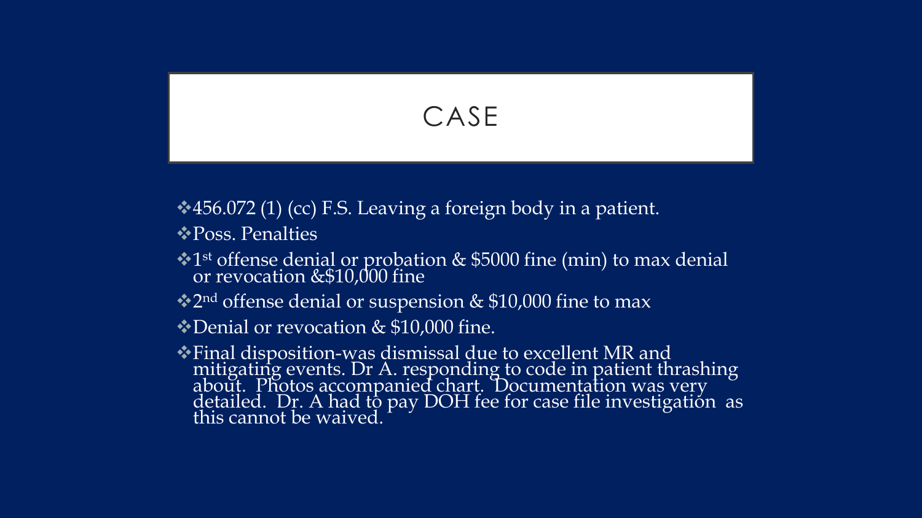# CASE

- 456.072 (1) (cc) F.S. Leaving a foreign body in a patient.
- Poss. Penalties
- 1st offense denial or probation & $5000 fine (min) to max denial or revocation &$10,000 fine
- 2nd offense denial or suspension & $10,000 fine to max
- Denial or revocation & $10,000 fine.
- Final disposition-was dismissal due to excellent MR and mitigating events. Dr A. responding to code in patient thrashing about. Photos accompanied chart. Documentation was very detailed. Dr. A had to pay DOH fee for case file investigation as this cannot be waived.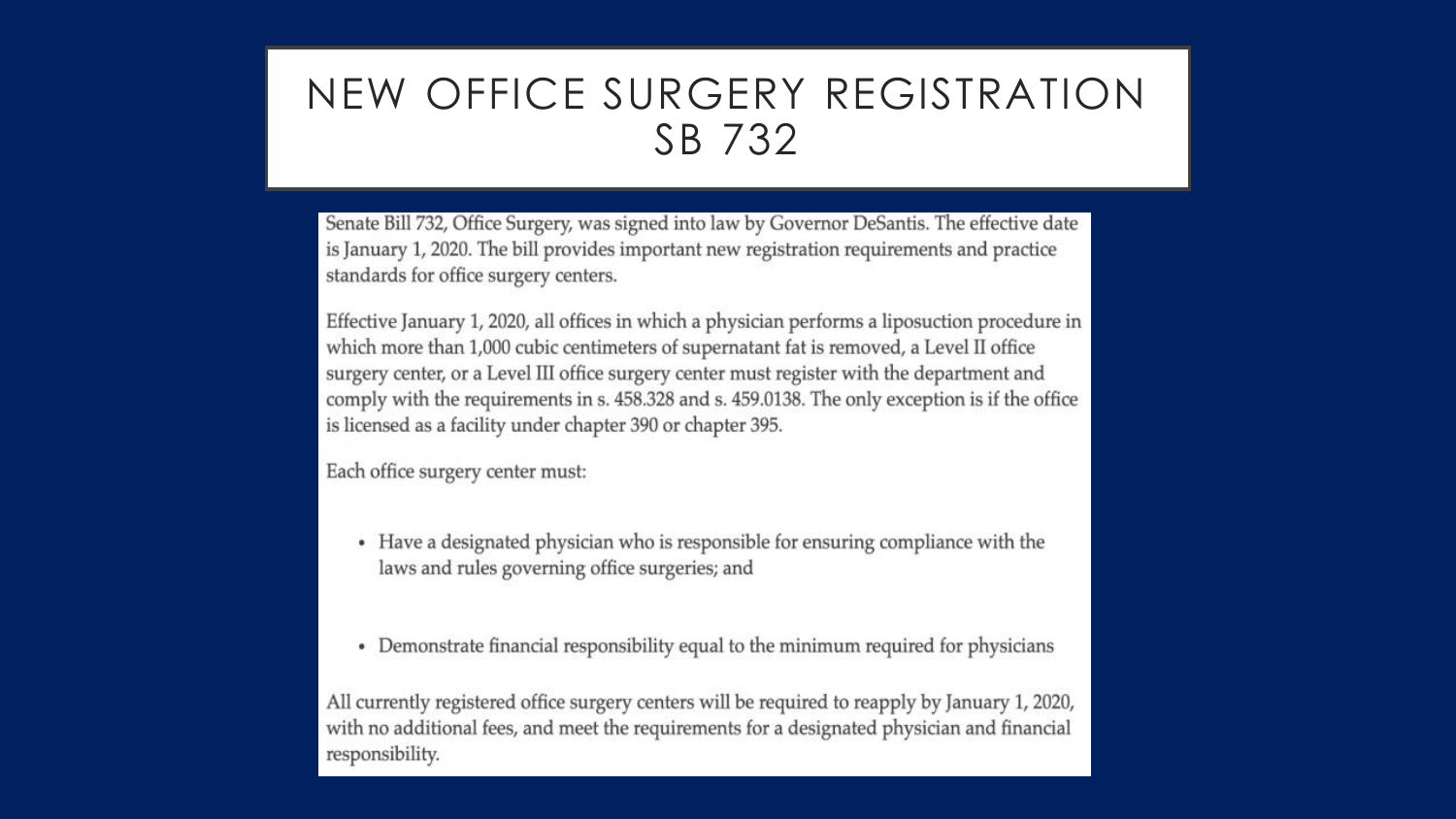# NEW OFFICE SURGERY REGISTRATION SB 732

Senate Bill 732, Office Surgery, was signed into law by Governor DeSantis. The effective date is January 1, 2020. The bill provides important new registration requirements and practice standards for office surgery centers.

Effective January 1, 2020, all offices in which a physician performs a liposuction procedure in which more than 1,000 cubic centimeters of supernatant fat is removed, a Level II office surgery center, or a Level III office surgery center must register with the department and comply with the requirements in s. 458.328 and s. 459.0138. The only exception is if the office is licensed as a facility under chapter 390 or chapter 395.

Each office surgery center must:

- Have a designated physician who is responsible for ensuring compliance with the laws and rules governing office surgeries; and
- Demonstrate financial responsibility equal to the minimum required for physicians

All currently registered office surgery centers will be required to reapply by January 1, 2020, with no additional fees, and meet the requirements for a designated physician and financial responsibility.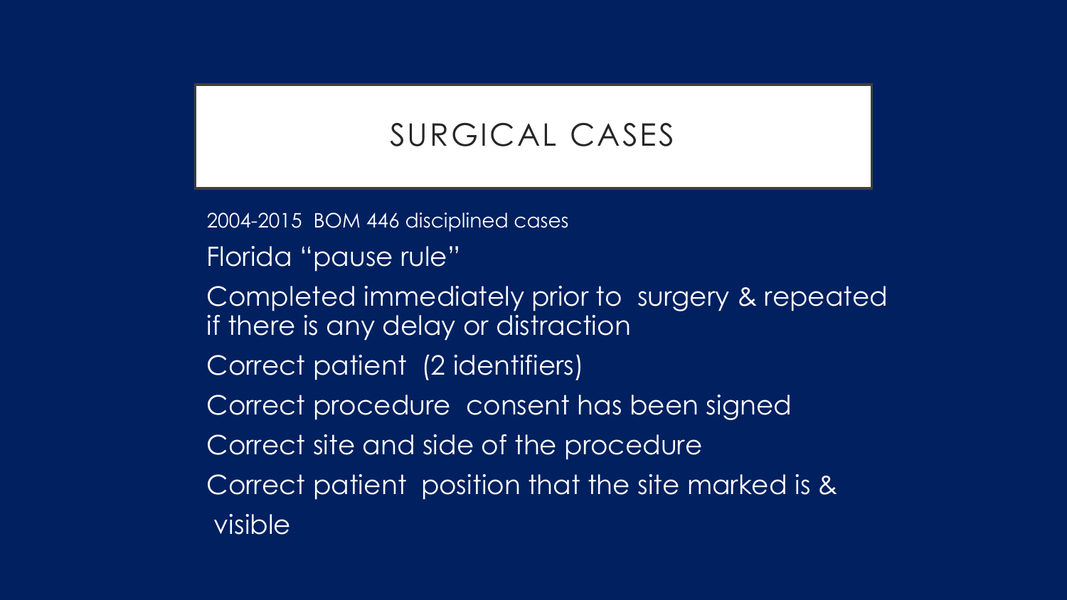# SURGICAL CASES

2004-2015 BOM 446 disciplined cases

Florida "pause rule"

Completed immediately prior to surgery & repeated if there is any delay or distraction

Correct patient (2 identifiers)

Correct procedure consent has been signed

Correct site and side of the procedure

Correct patient position that the site marked is & visible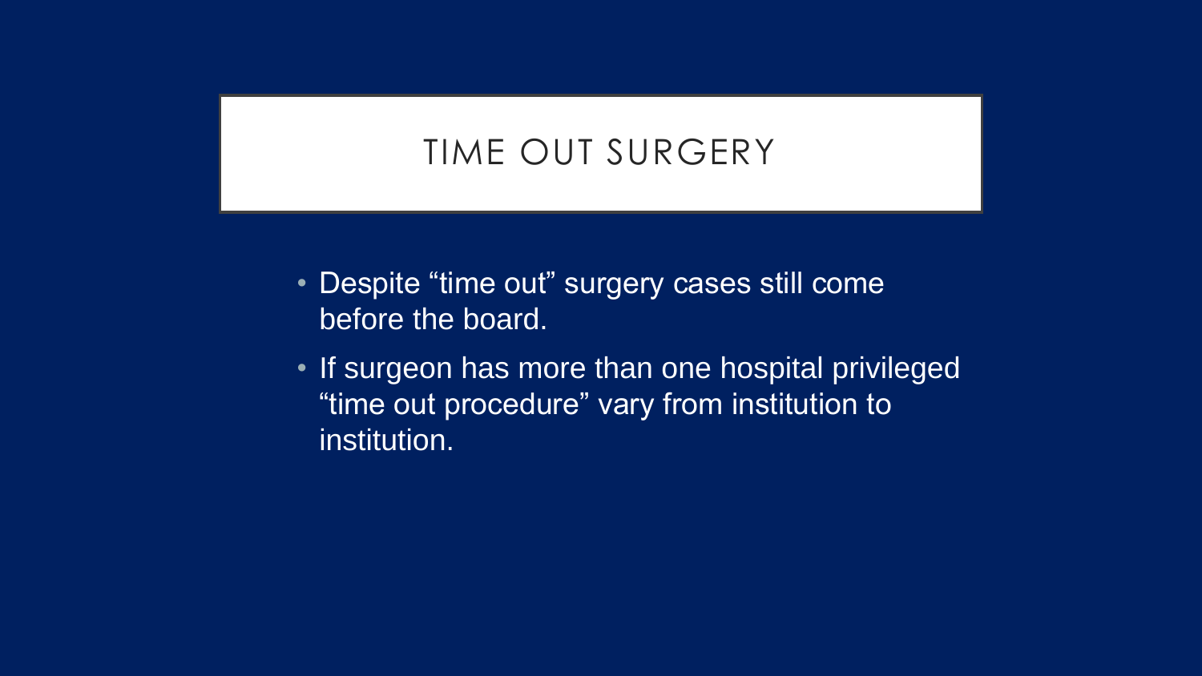# TIME OUT SURGERY

- Despite “time out” surgery cases still come before the board.
- If surgeon has more than one hospital privileged “time out procedure” vary from institution to institution.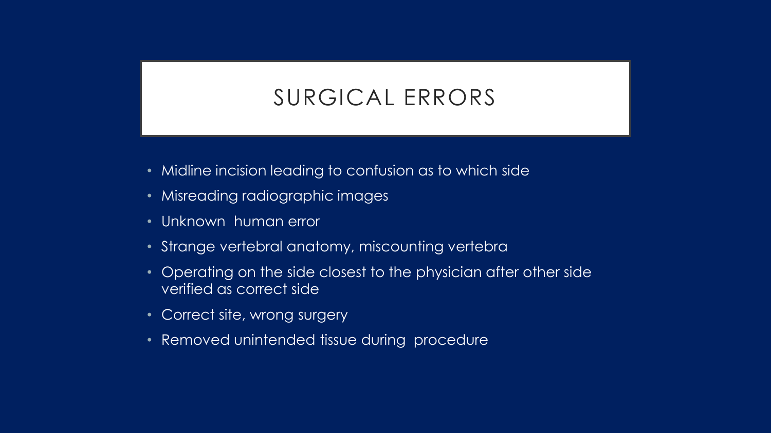# SURGICAL ERRORS

- Midline incision leading to confusion as to which side
- Misreading radiographic images
- Unknown human error
- Strange vertebral anatomy, miscounting vertebra
- Operating on the side closest to the physician after other side verified as correct side
- Correct site, wrong surgery
- Removed unintended tissue during procedure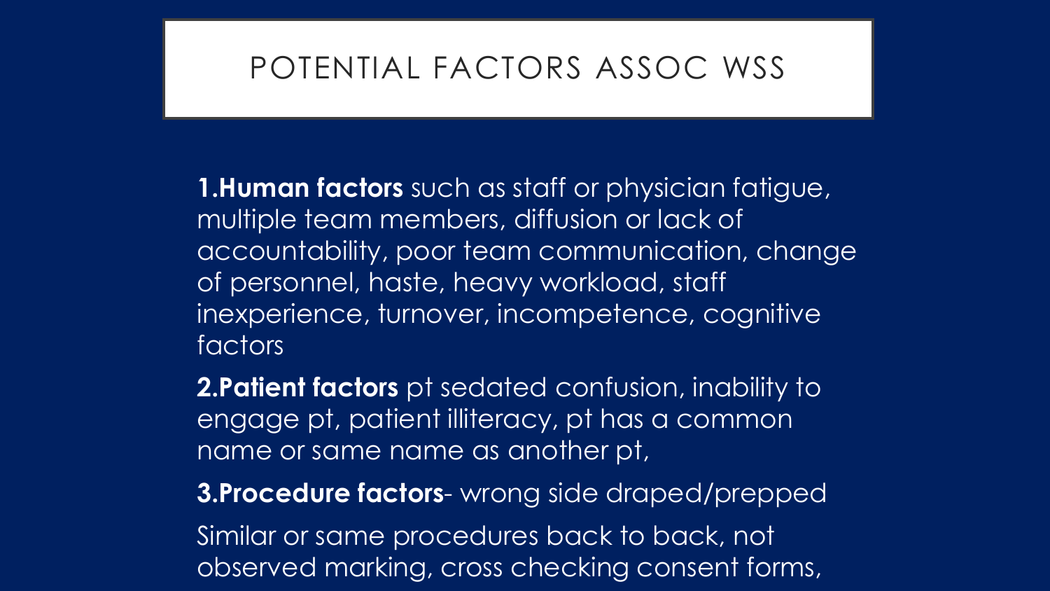# POTENTIAL FACTORS ASSOC WSS

1. **Human factors** such as staff or physician fatigue, multiple team members, diffusion or lack of accountability, poor team communication, change of personnel, haste, heavy workload, staff inexperience, turnover, incompetence, cognitive factors

2. **Patient factors** pt sedated confusion, inability to engage pt, patient illiteracy, pt has a common name or same name as another pt,

3. **Procedure factors**- wrong side draped/prepped

Similar or same procedures back to back, not observed marking, cross checking consent forms,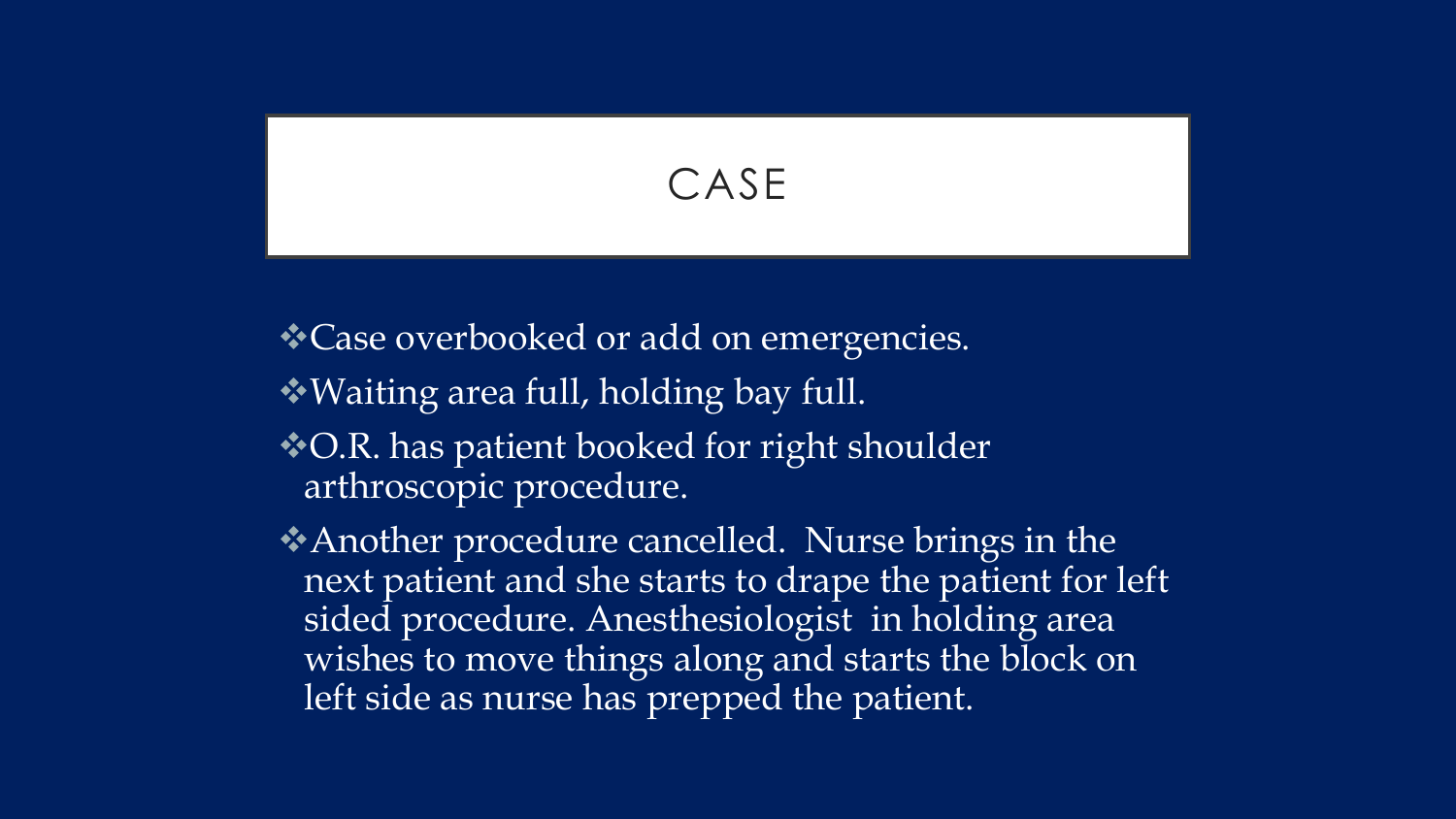# CASE

- Case overbooked or add on emergencies.
- Waiting area full, holding bay full.
- O.R. has patient booked for right shoulder arthroscopic procedure.
- Another procedure cancelled. Nurse brings in the next patient and she starts to drape the patient for left sided procedure. Anesthesiologist in holding area wishes to move things along and starts the block on left side as nurse has prepped the patient.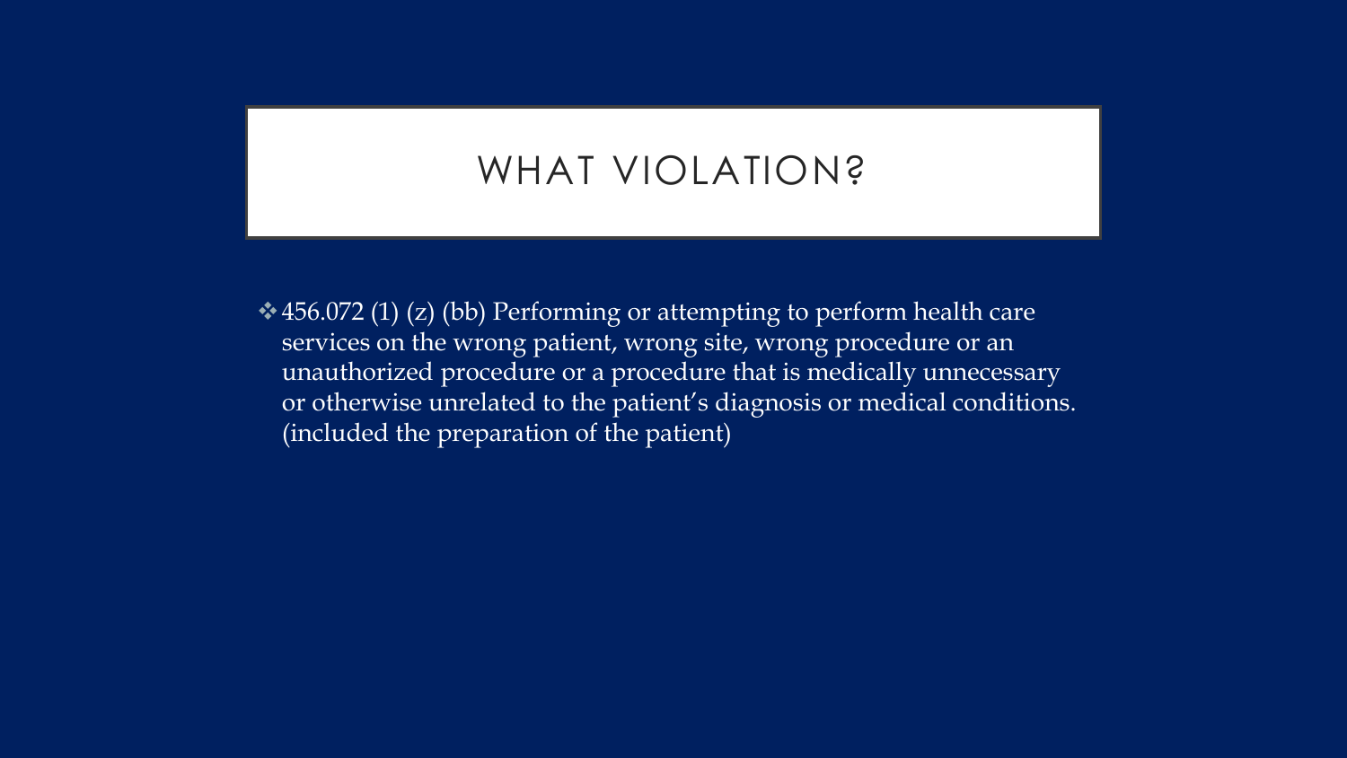# WHAT VIOLATION?

- 456.072 (1) (z) (bb) Performing or attempting to perform health care services on the wrong patient, wrong site, wrong procedure or an unauthorized procedure or a procedure that is medically unnecessary or otherwise unrelated to the patient's diagnosis or medical conditions. (included the preparation of the patient)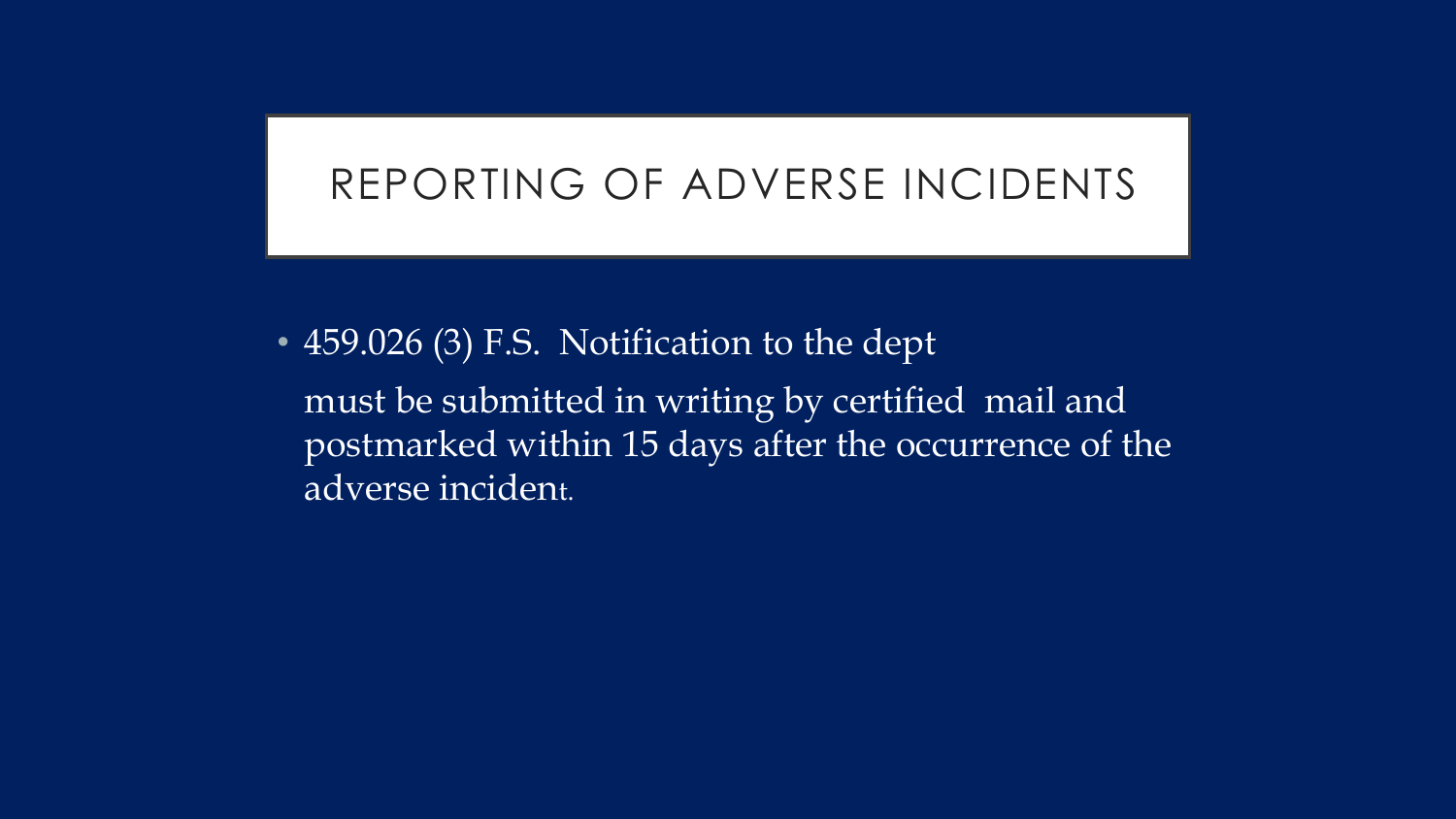# REPORTING OF ADVERSE INCIDENTS

- 459.026 (3) F.S. Notification to the dept

  must be submitted in writing by certified mail and postmarked within 15 days after the occurrence of the adverse incident.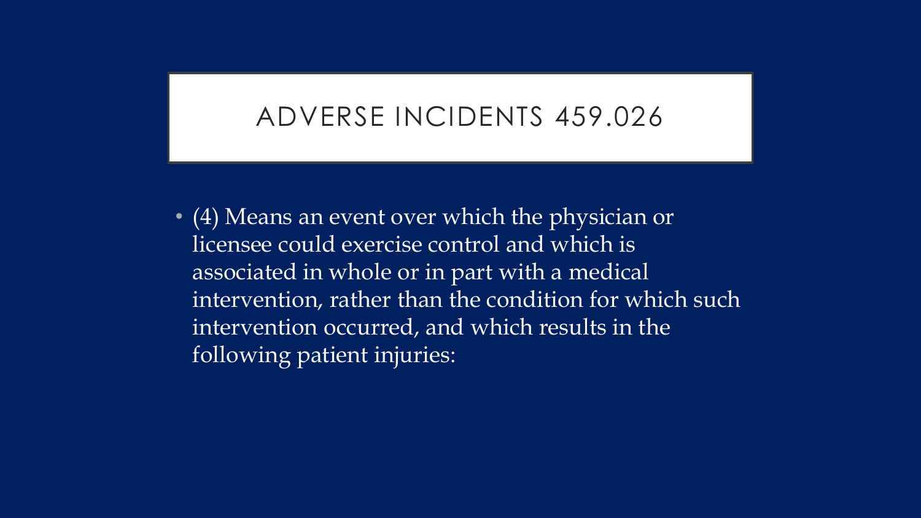# ADVERSE INCIDENTS 459.026

- (4) Means an event over which the physician or licensee could exercise control and which is associated in whole or in part with a medical intervention, rather than the condition for which such intervention occurred, and which results in the following patient injuries: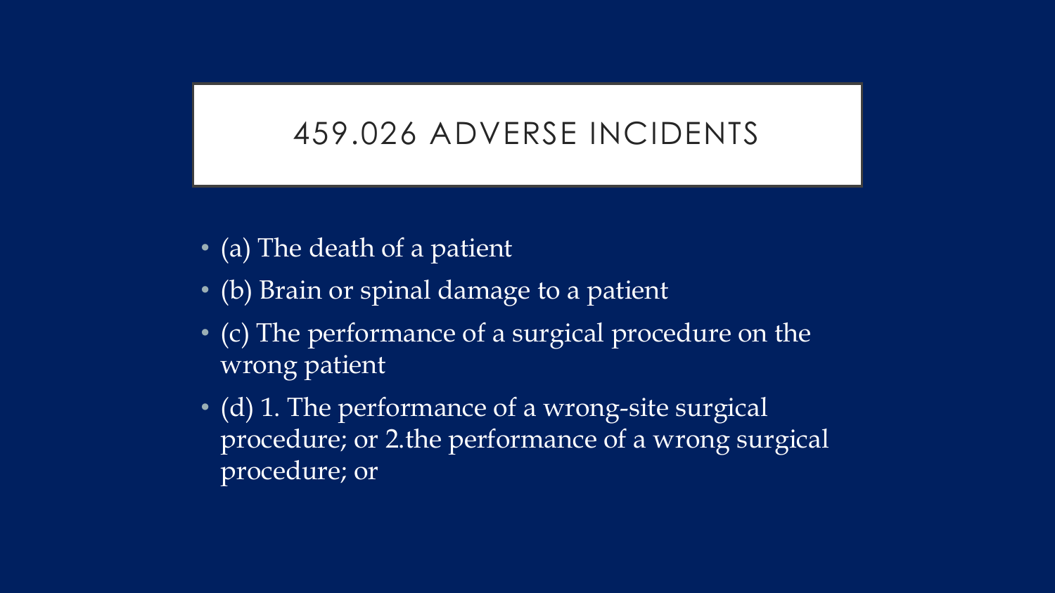# 459.026 ADVERSE INCIDENTS

- (a) The death of a patient
- (b) Brain or spinal damage to a patient
- (c) The performance of a surgical procedure on the wrong patient
- (d) 1. The performance of a wrong-site surgical procedure; or 2.the performance of a wrong surgical procedure; or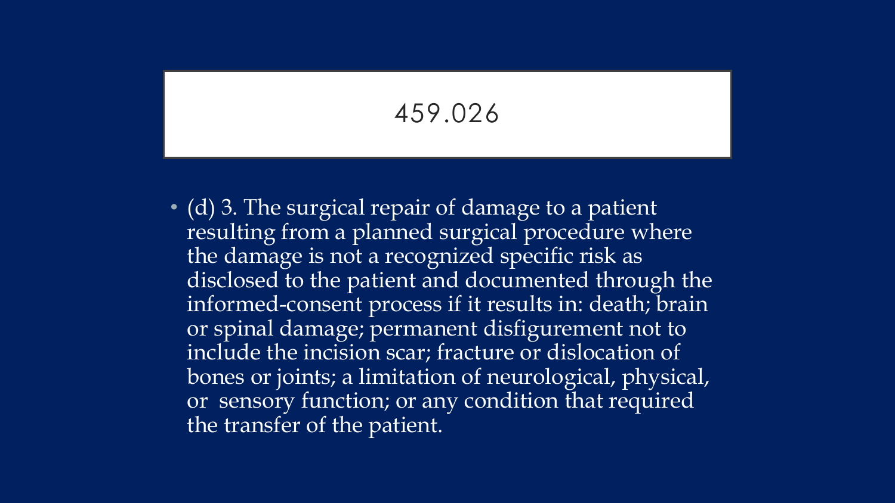# 459.026

- (d) 3. The surgical repair of damage to a patient resulting from a planned surgical procedure where the damage is not a recognized specific risk as disclosed to the patient and documented through the informed-consent process if it results in: death; brain or spinal damage; permanent disfigurement not to include the incision scar; fracture or dislocation of bones or joints; a limitation of neurological, physical, or sensory function; or any condition that required the transfer of the patient.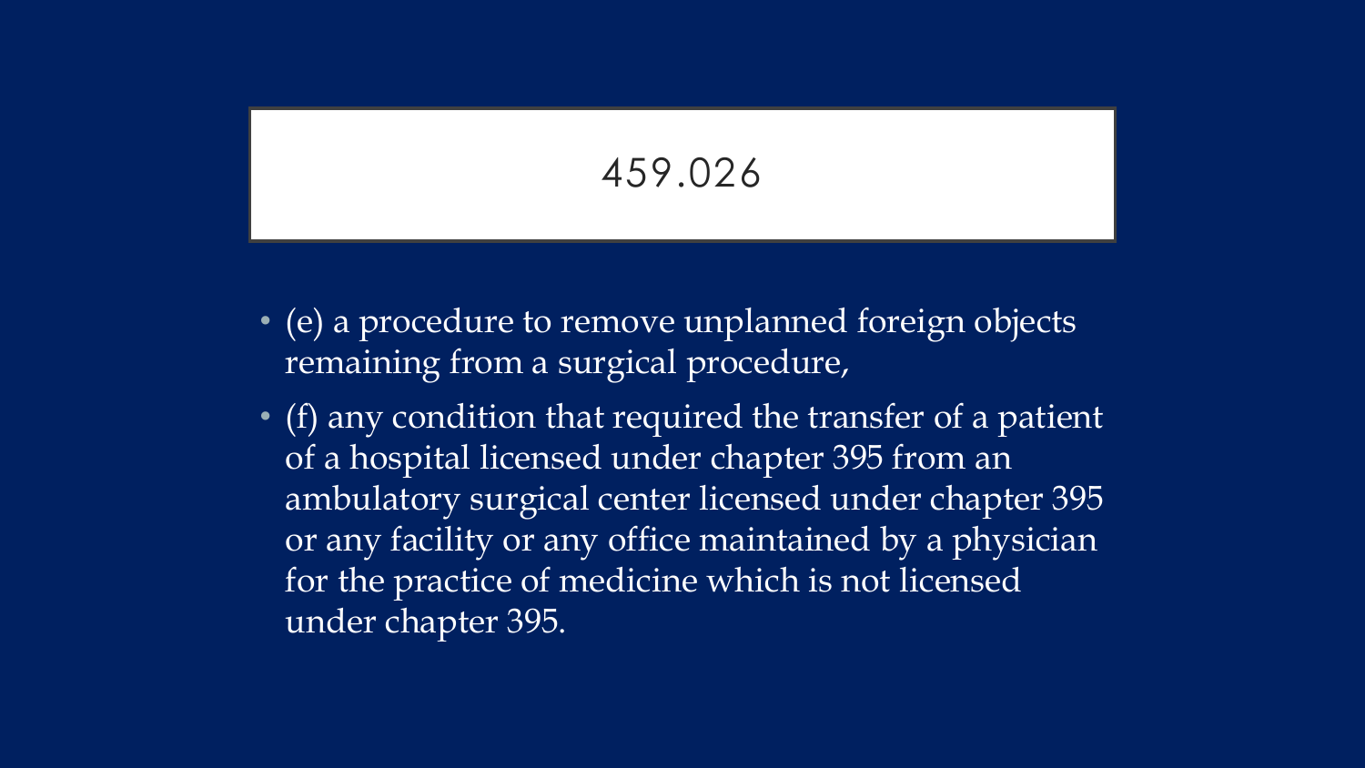# 459.026

- (e) a procedure to remove unplanned foreign objects remaining from a surgical procedure,
- (f) any condition that required the transfer of a patient of a hospital licensed under chapter 395 from an ambulatory surgical center licensed under chapter 395 or any facility or any office maintained by a physician for the practice of medicine which is not licensed under chapter 395.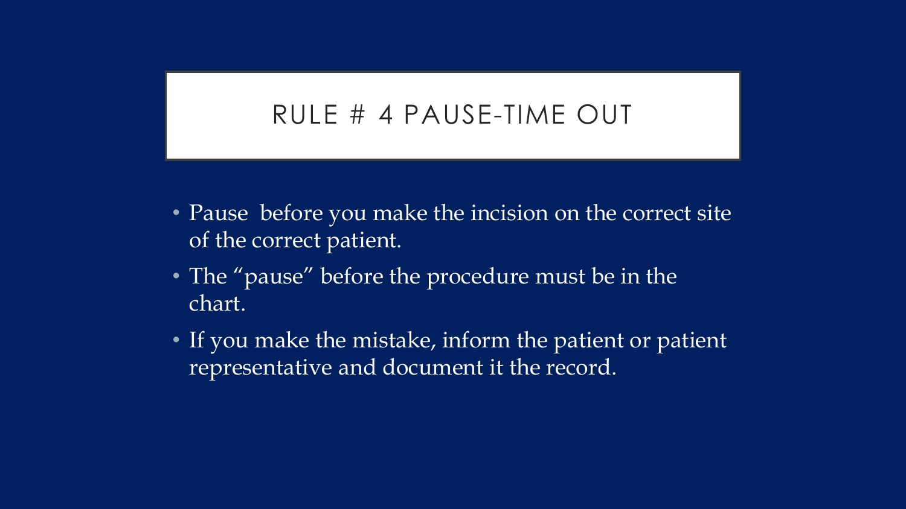# RULE # 4 PAUSE-TIME OUT

- Pause  before you make the incision on the correct site of the correct patient.
- The "pause" before the procedure must be in the chart.
- If you make the mistake, inform the patient or patient representative and document it the record.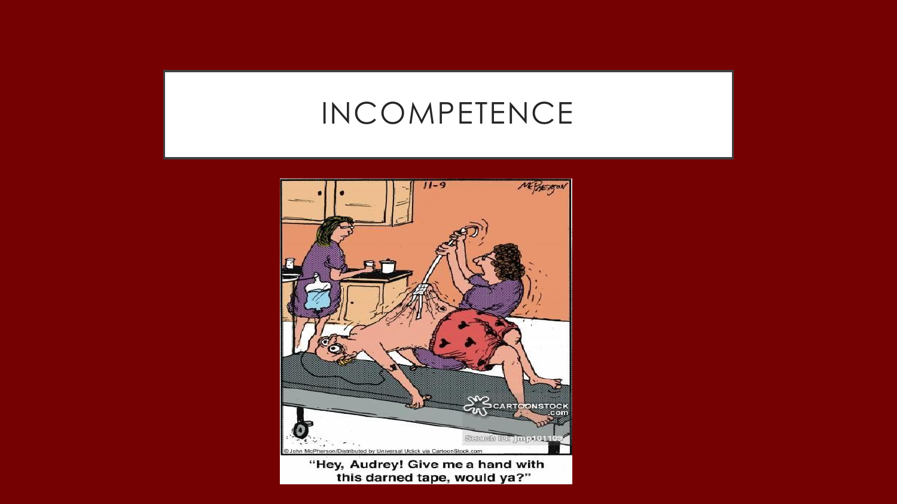# INCOMPETENCE

"Hey, Audrey! Give me a hand with this darned tape, would ya?"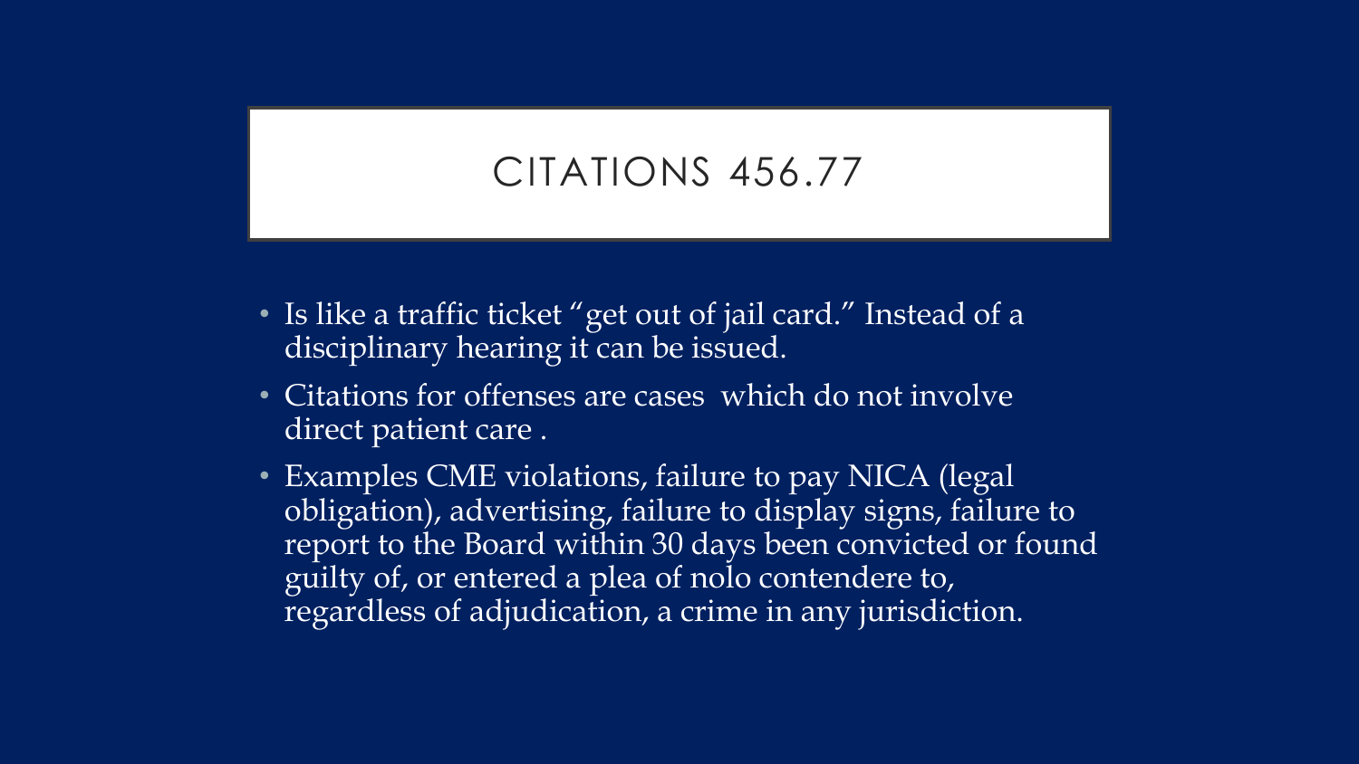# CITATIONS 456.77

- Is like a traffic ticket "get out of jail card." Instead of a disciplinary hearing it can be issued.
- Citations for offenses are cases which do not involve direct patient care .
- Examples CME violations, failure to pay NICA (legal obligation), advertising, failure to display signs, failure to report to the Board within 30 days been convicted or found guilty of, or entered a plea of nolo contendere to, regardless of adjudication, a crime in any jurisdiction.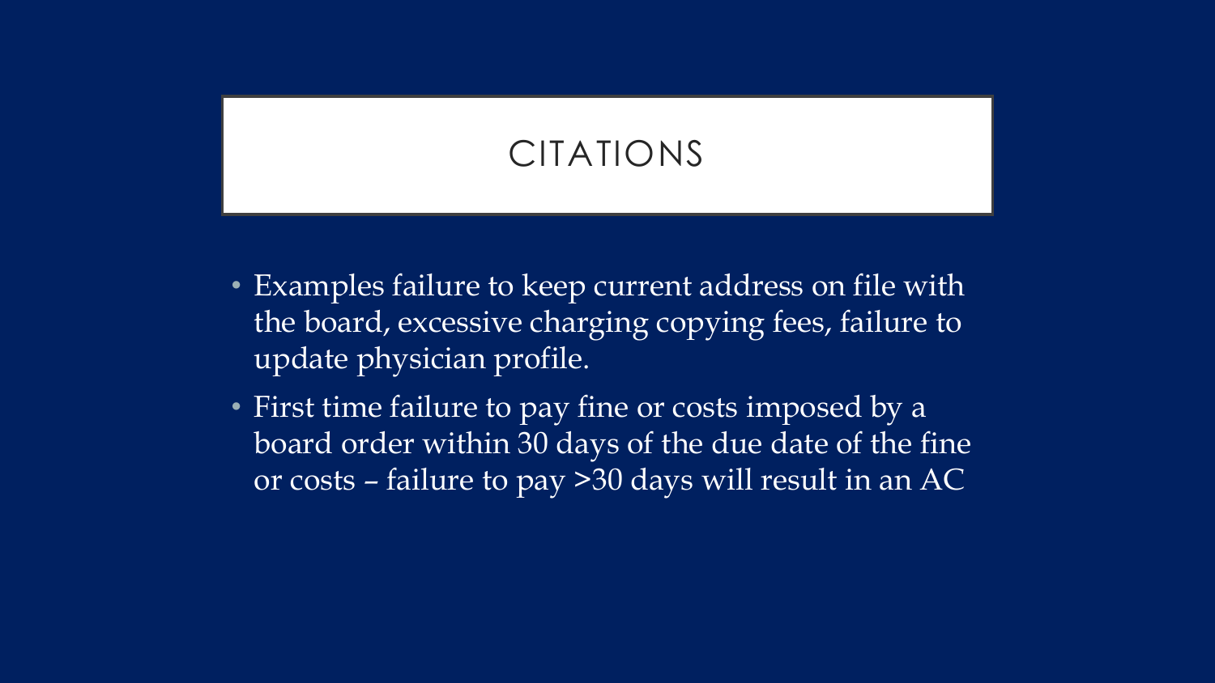# CITATIONS

- Examples failure to keep current address on file with the board, excessive charging copying fees, failure to update physician profile.
- First time failure to pay fine or costs imposed by a board order within 30 days of the due date of the fine or costs – failure to pay >30 days will result in an AC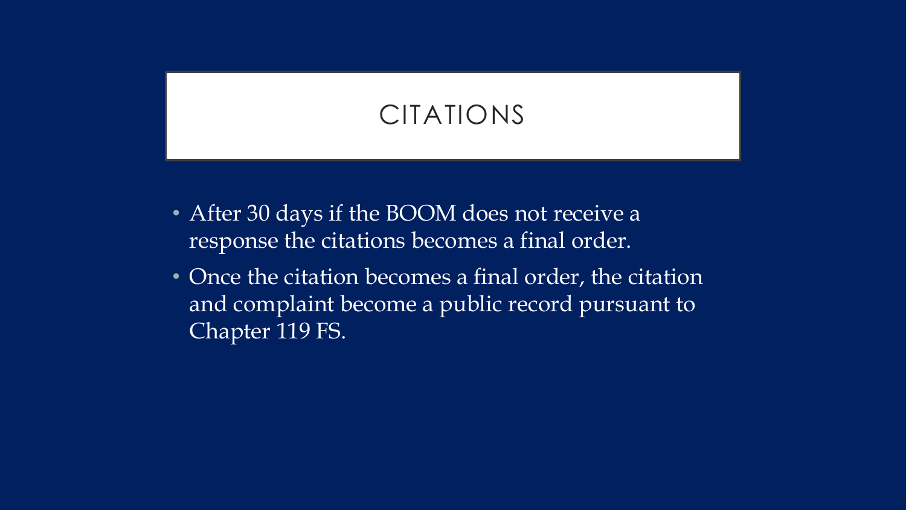# CITATIONS

- After 30 days if the BOOM does not receive a response the citations becomes a final order.
- Once the citation becomes a final order, the citation and complaint become a public record pursuant to Chapter 119 FS.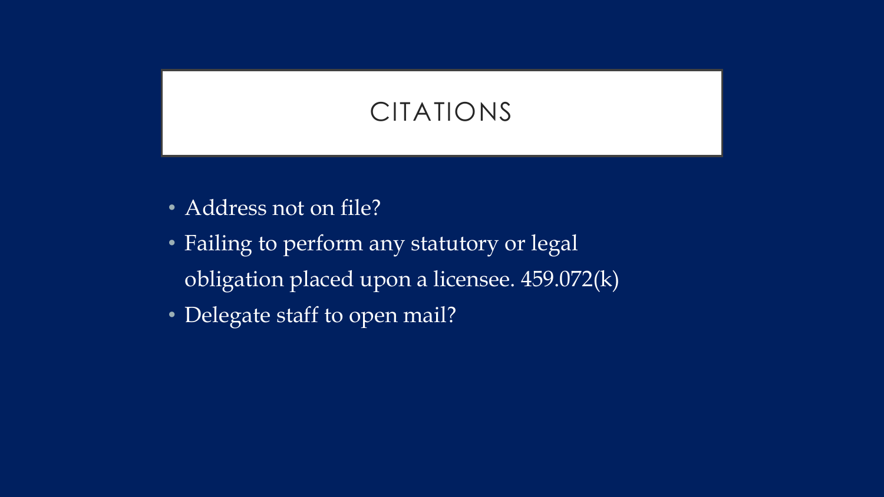# CITATIONS

- Address not on file?
- Failing to perform any statutory or legal obligation placed upon a licensee. 459.072(k)
- Delegate staff to open mail?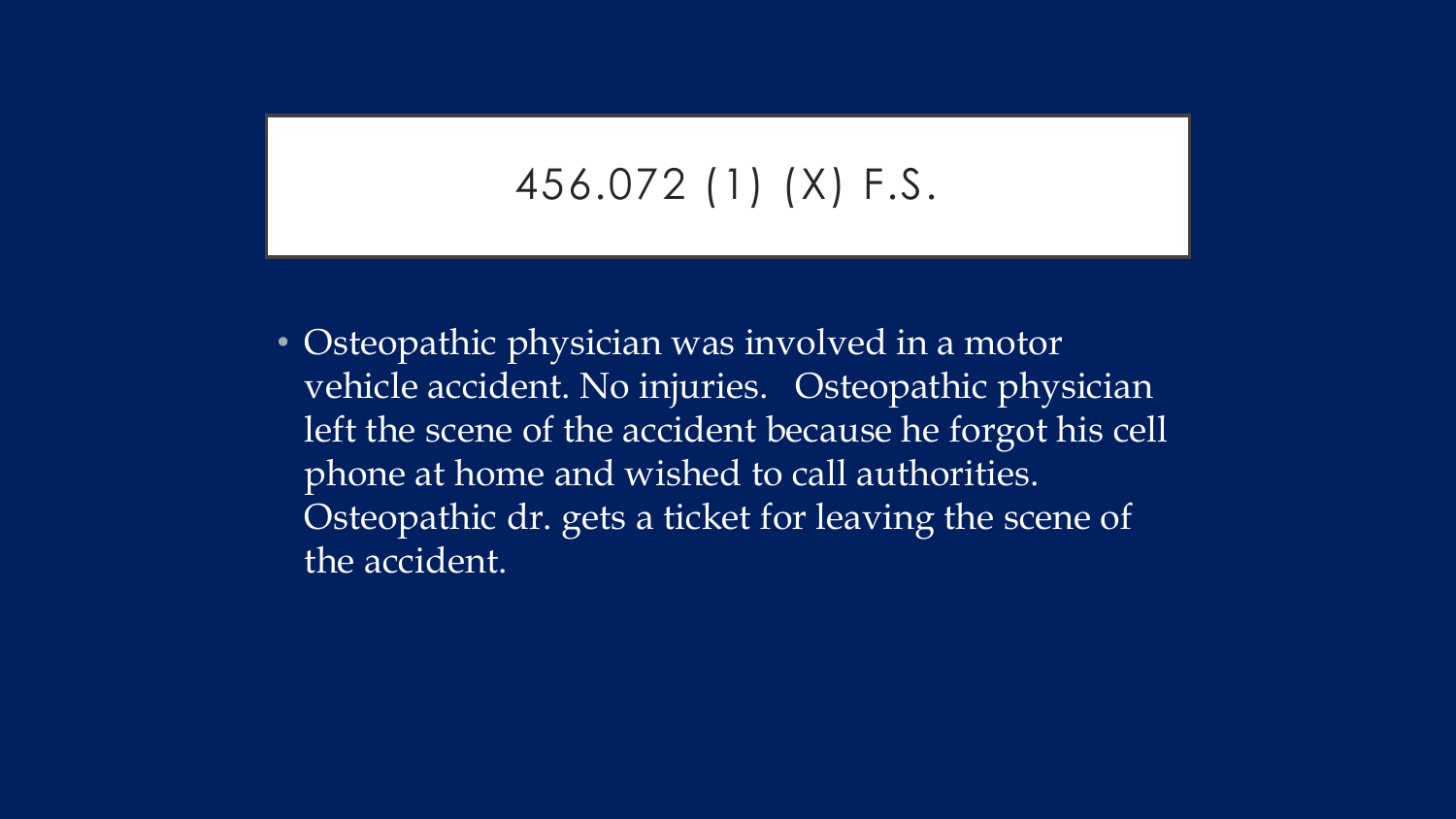# 456.072 (1) (X) F.S.

- Osteopathic physician was involved in a motor vehicle accident. No injuries. Osteopathic physician left the scene of the accident because he forgot his cell phone at home and wished to call authorities. Osteopathic dr. gets a ticket for leaving the scene of the accident.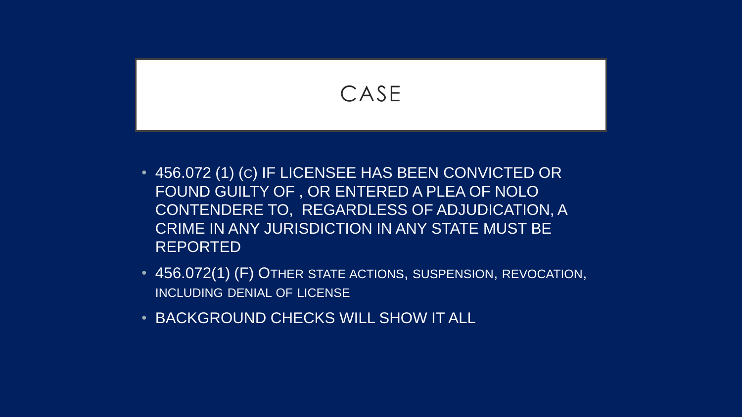# CASE

- 456.072 (1) (C) IF LICENSEE HAS BEEN CONVICTED OR FOUND GUILTY OF , OR ENTERED A PLEA OF NOLO CONTENDERE TO, REGARDLESS OF ADJUDICATION, A CRIME IN ANY JURISDICTION IN ANY STATE MUST BE REPORTED
- 456.072(1) (F) OTHER STATE ACTIONS, SUSPENSION, REVOCATION, INCLUDING DENIAL OF LICENSE
- BACKGROUND CHECKS WILL SHOW IT ALL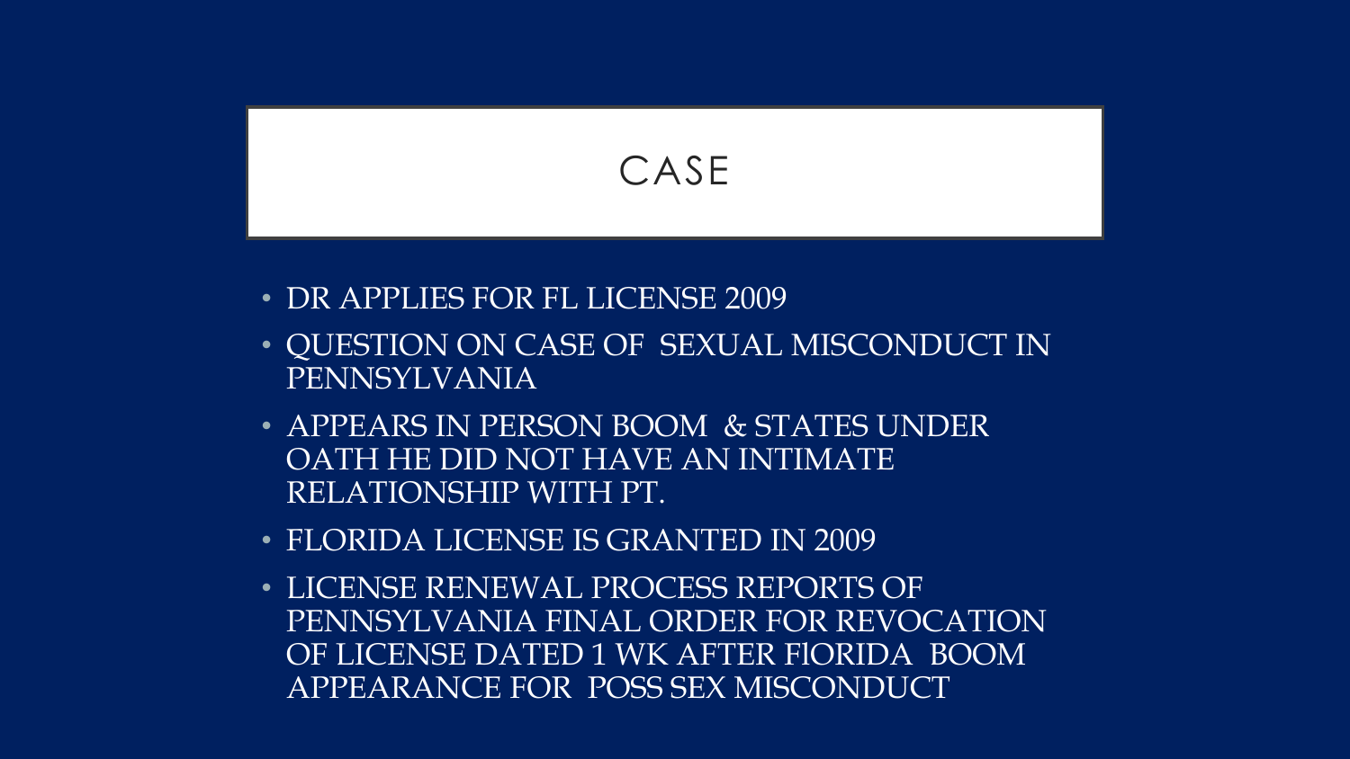# CASE

- DR APPLIES FOR FL LICENSE 2009
- QUESTION ON CASE OF SEXUAL MISCONDUCT IN PENNSYLVANIA
- APPEARS IN PERSON BOOM & STATES UNDER OATH HE DID NOT HAVE AN INTIMATE RELATIONSHIP WITH PT.
- FLORIDA LICENSE IS GRANTED IN 2009
- LICENSE RENEWAL PROCESS REPORTS OF PENNSYLVANIA FINAL ORDER FOR REVOCATION OF LICENSE DATED 1 WK AFTER FlORIDA BOOM APPEARANCE FOR POSS SEX MISCONDUCT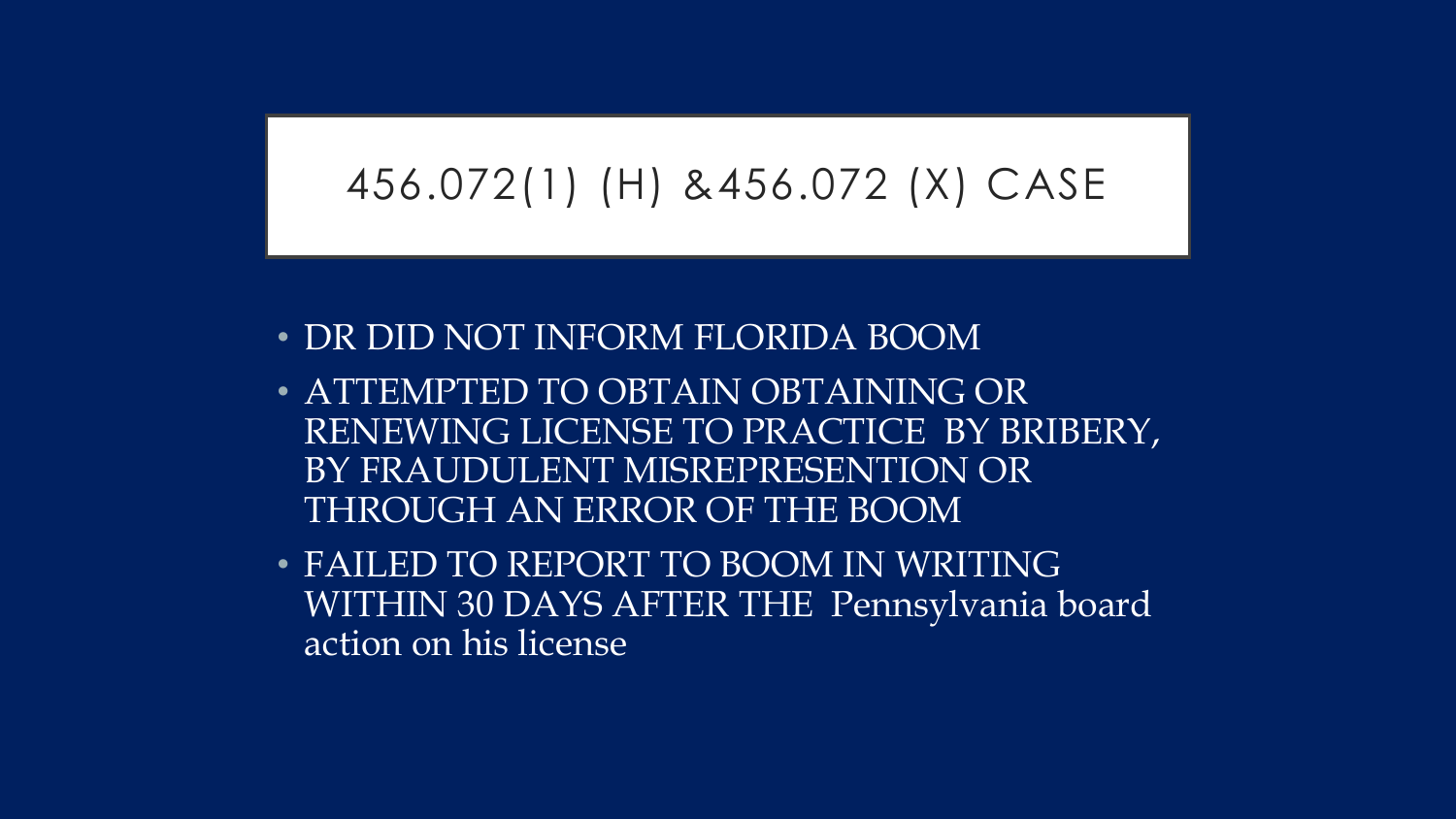# 456.072(1) (H) &456.072 (X) CASE

- DR DID NOT INFORM FLORIDA BOOM
- ATTEMPTED TO OBTAIN OBTAINING OR RENEWING LICENSE TO PRACTICE BY BRIBERY, BY FRAUDULENT MISREPRESENTION OR THROUGH AN ERROR OF THE BOOM
- FAILED TO REPORT TO BOOM IN WRITING WITHIN 30 DAYS AFTER THE Pennsylvania board action on his license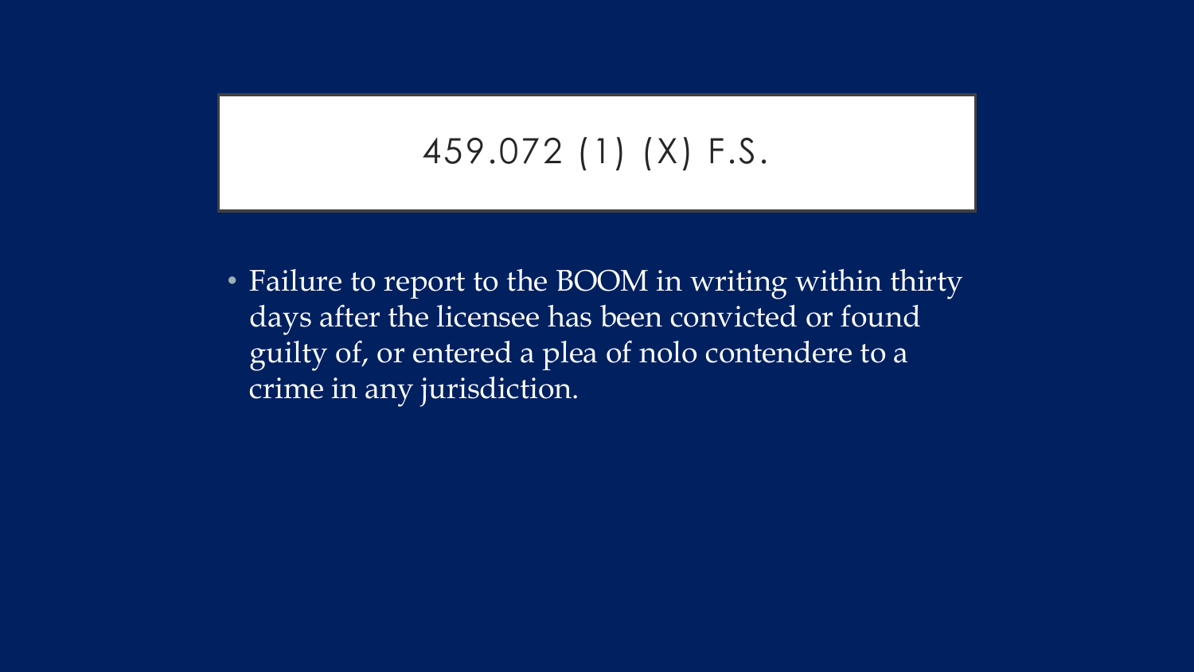# 459.072 (1) (X) F.S.

- Failure to report to the BOOM in writing within thirty days after the licensee has been convicted or found guilty of, or entered a plea of nolo contendere to a crime in any jurisdiction.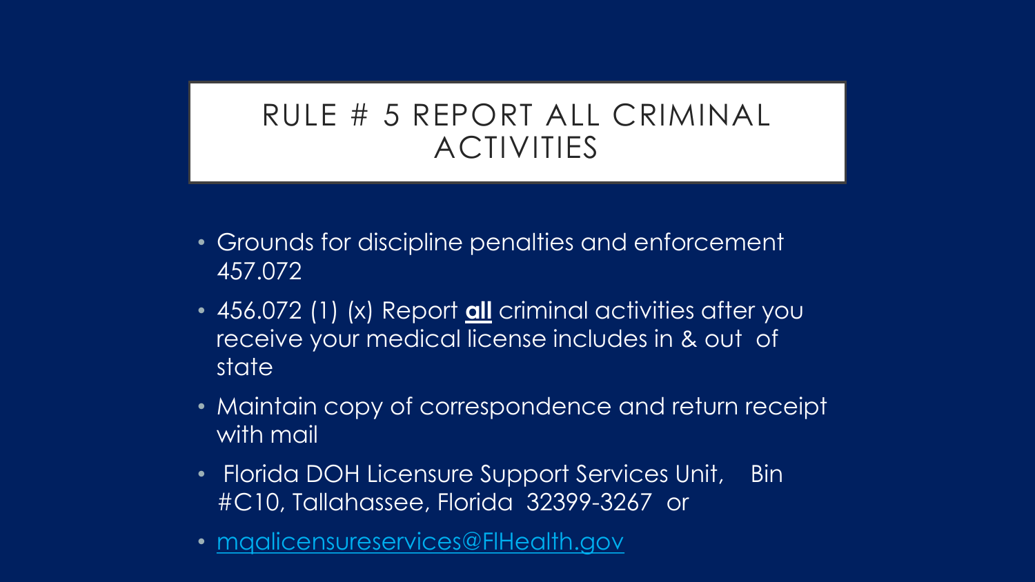# RULE # 5 REPORT ALL CRIMINAL ACTIVITIES

- Grounds for discipline penalties and enforcement 457.072
- 456.072 (1) (x) Report **all** criminal activities after you receive your medical license includes in & out of state
- Maintain copy of correspondence and return receipt with mail
- Florida DOH Licensure Support Services Unit, Bin #C10, Tallahassee, Florida 32399-3267 or
- mqalicensureservices@FlHealth.gov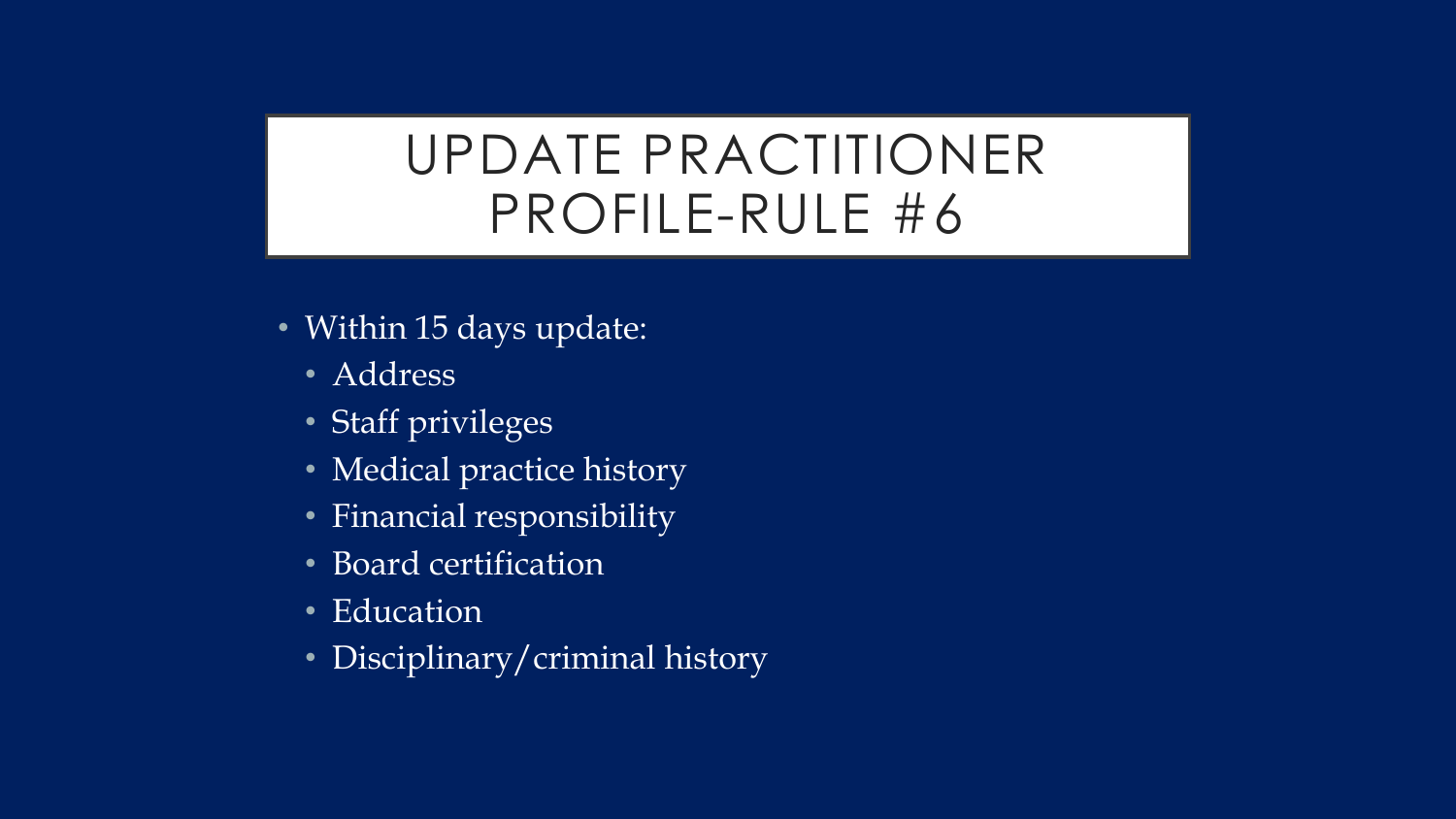# UPDATE PRACTITIONER PROFILE-RULE #6

- Within 15 days update:
  - Address
  - Staff privileges
  - Medical practice history
  - Financial responsibility
  - Board certification
  - Education
  - Disciplinary/criminal history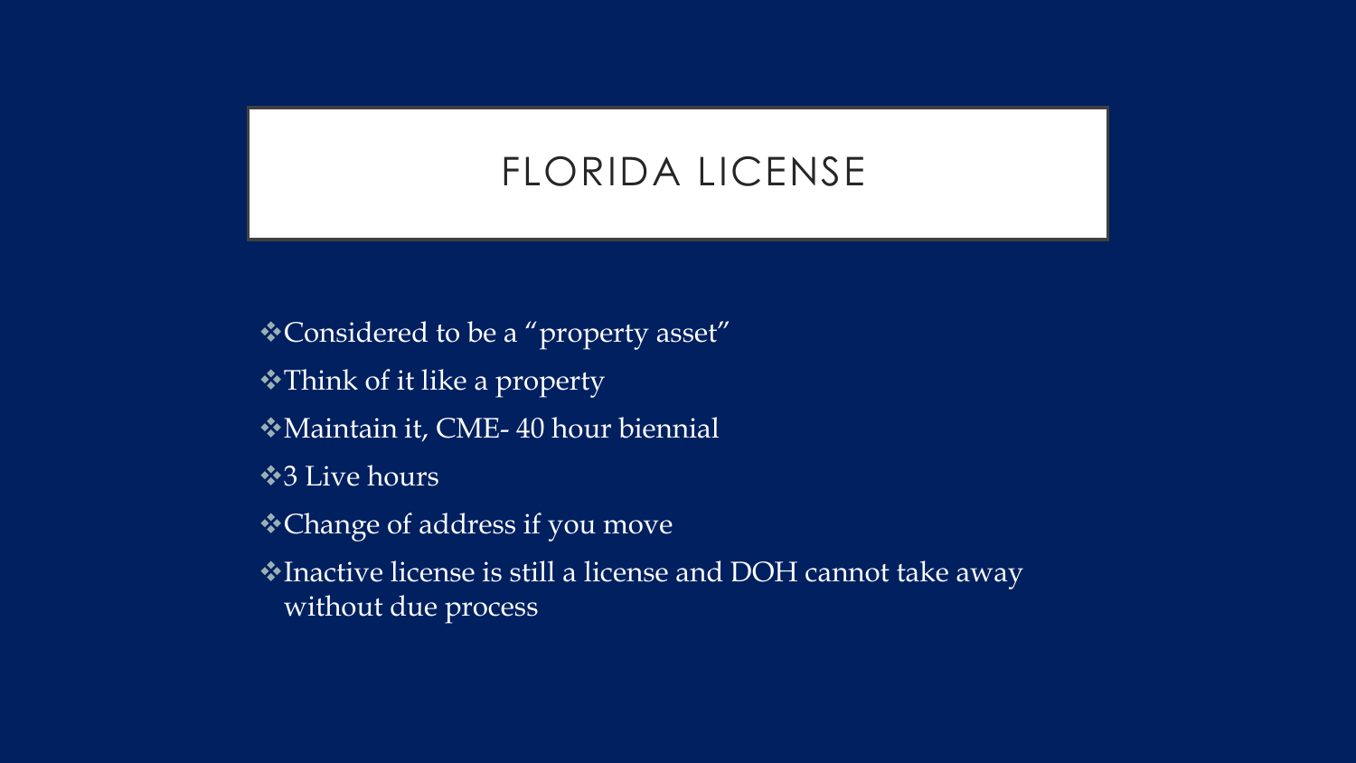# FLORIDA LICENSE

- Considered to be a “property asset”
- Think of it like a property
- Maintain it, CME- 40 hour biennial
- 3 Live hours
- Change of address if you move
- Inactive license is still a license and DOH cannot take away without due process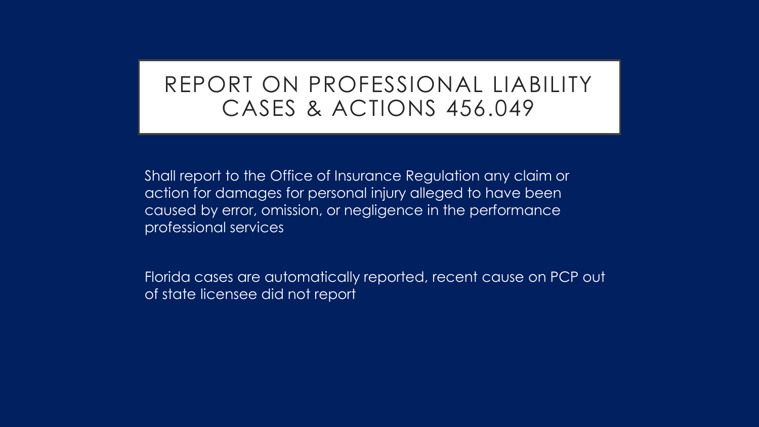# REPORT ON PROFESSIONAL LIABILITY CASES & ACTIONS 456.049

Shall report to the Office of Insurance Regulation any claim or action for damages for personal injury alleged to have been caused by error, omission, or negligence in the performance professional services

Florida cases are automatically reported, recent cause on PCP out of state licensee did not report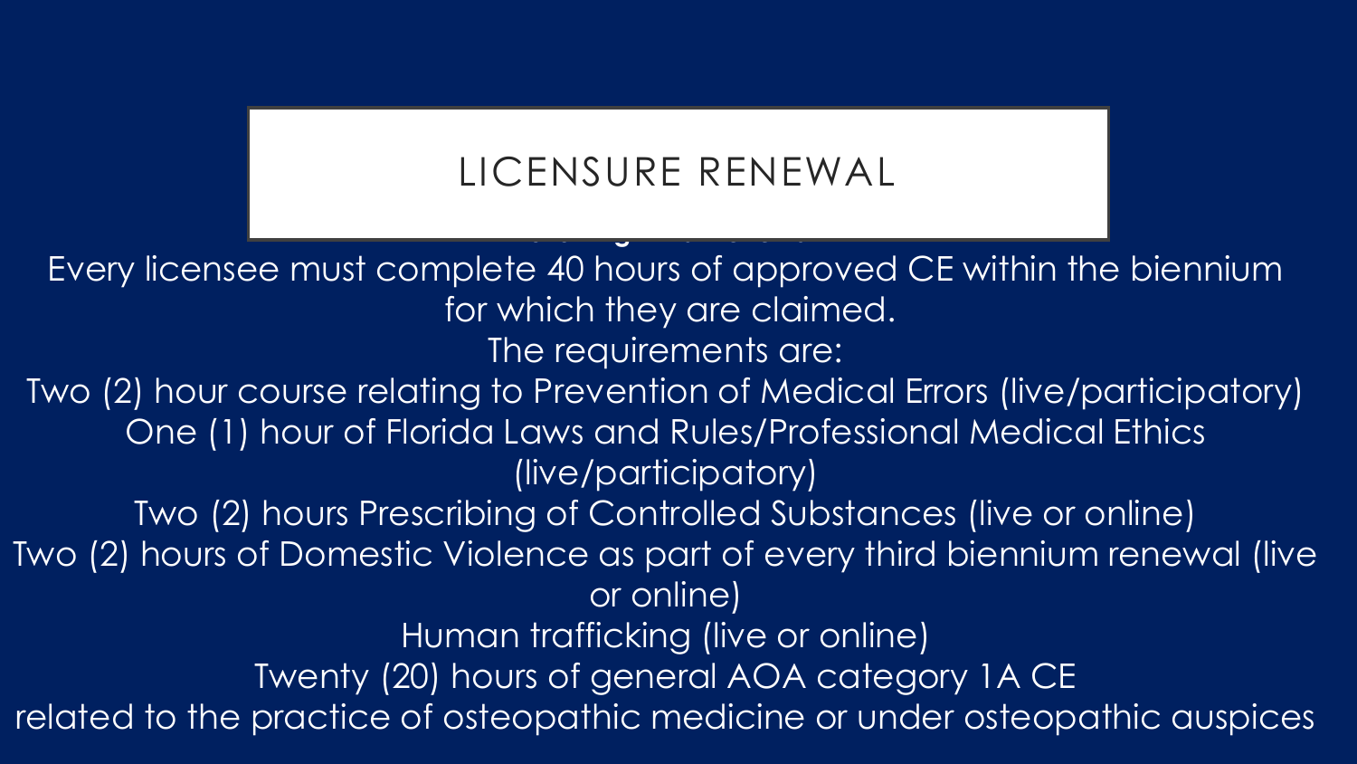# LICENSURE RENEWAL

Every licensee must complete 40 hours of approved CE within the biennium for which they are claimed.

The requirements are:

Two (2) hour course relating to Prevention of Medical Errors (live/participatory)

One (1) hour of Florida Laws and Rules/Professional Medical Ethics (live/participatory)

Two (2) hours Prescribing of Controlled Substances (live or online)

Two (2) hours of Domestic Violence as part of every third biennium renewal (live or online)

Human trafficking (live or online)

Twenty (20) hours of general AOA category 1A CE related to the practice of osteopathic medicine or under osteopathic auspices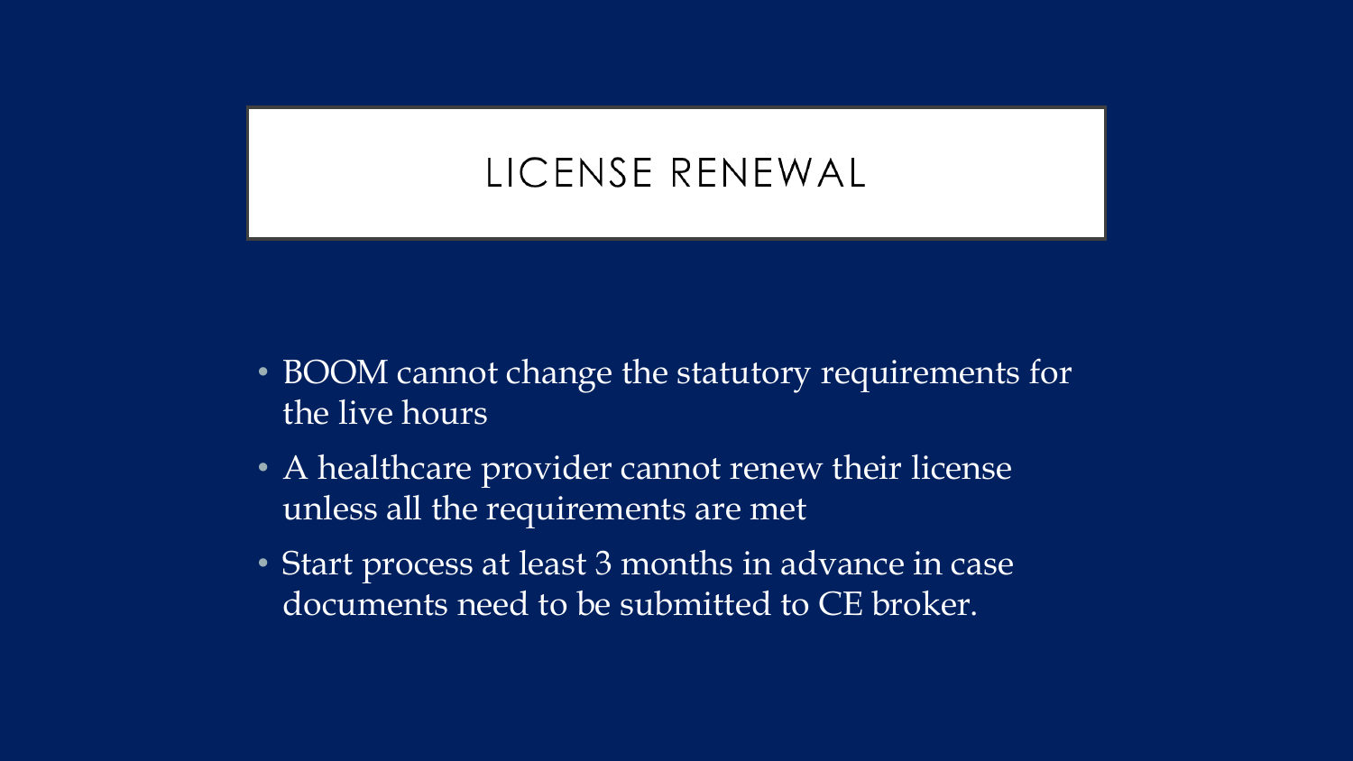# LICENSE RENEWAL

- BOOM cannot change the statutory requirements for the live hours
- A healthcare provider cannot renew their license unless all the requirements are met
- Start process at least 3 months in advance in case documents need to be submitted to CE broker.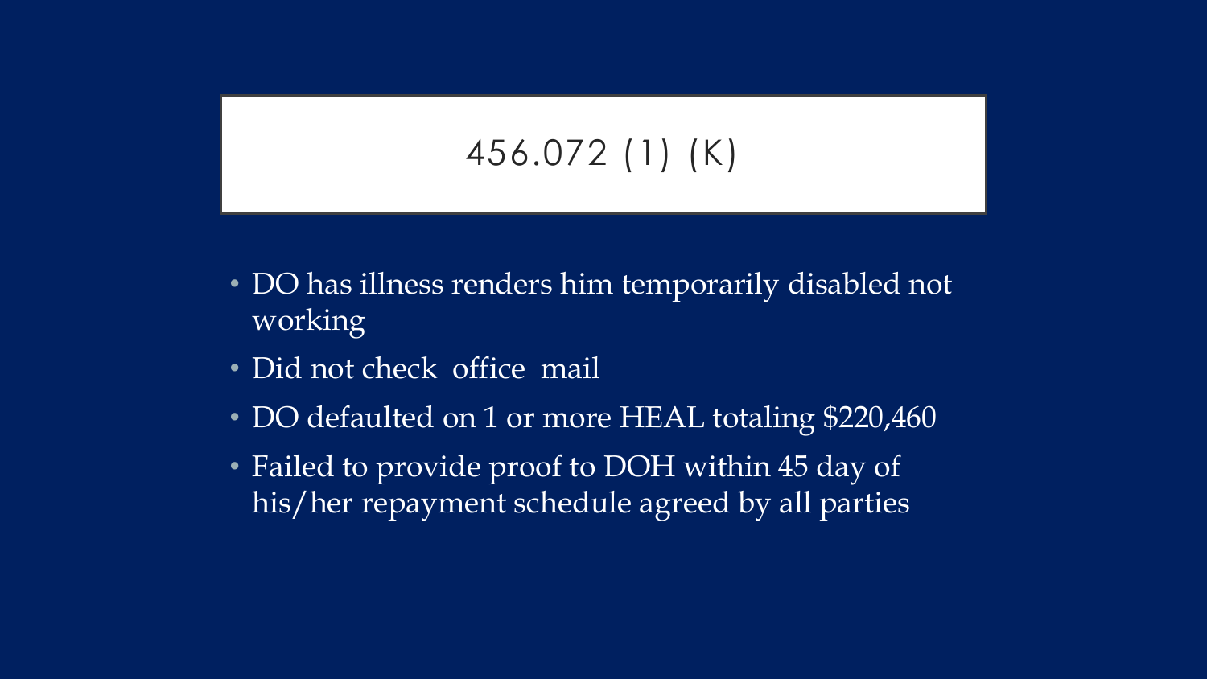# 456.072 (1) (K)

- DO has illness renders him temporarily disabled not working
- Did not check office mail
- DO defaulted on 1 or more HEAL totaling $220,460
- Failed to provide proof to DOH within 45 day of his/her repayment schedule agreed by all parties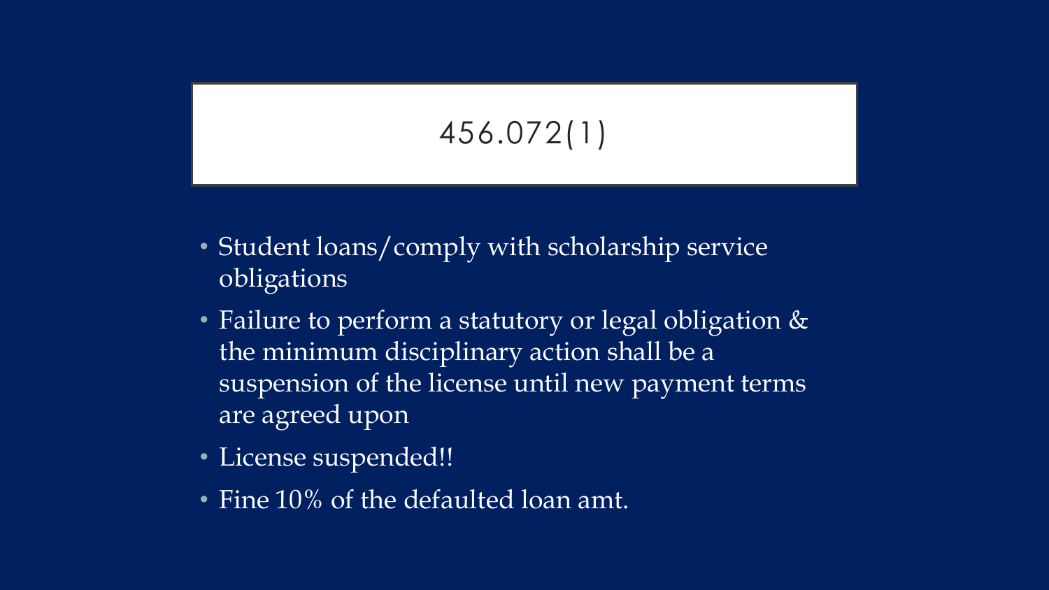# 456.072(1)

- Student loans/comply with scholarship service obligations
- Failure to perform a statutory or legal obligation & the minimum disciplinary action shall be a suspension of the license until new payment terms are agreed upon
- License suspended!!
- Fine 10% of the defaulted loan amt.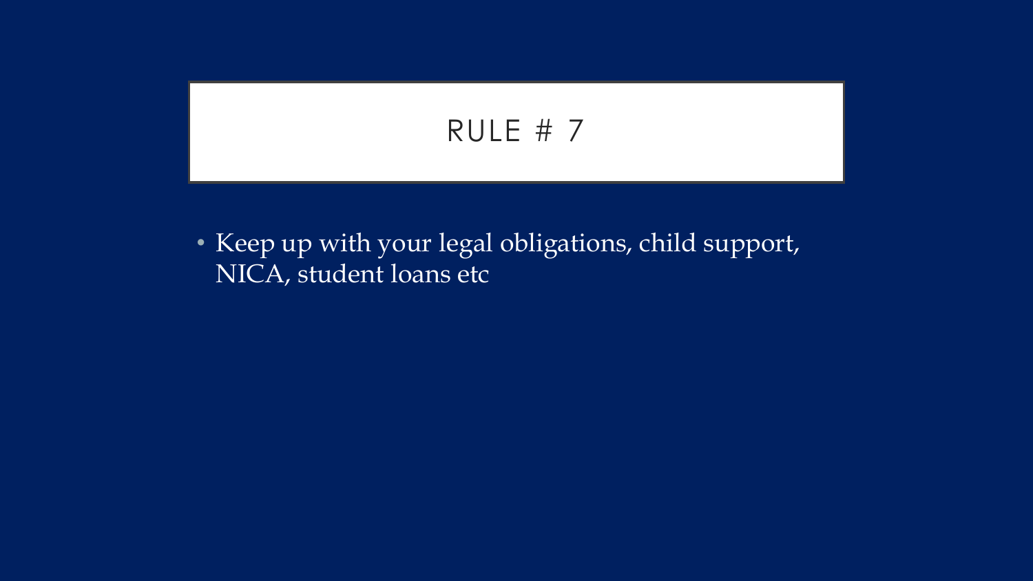# RULE # 7

- Keep up with your legal obligations, child support, NICA, student loans etc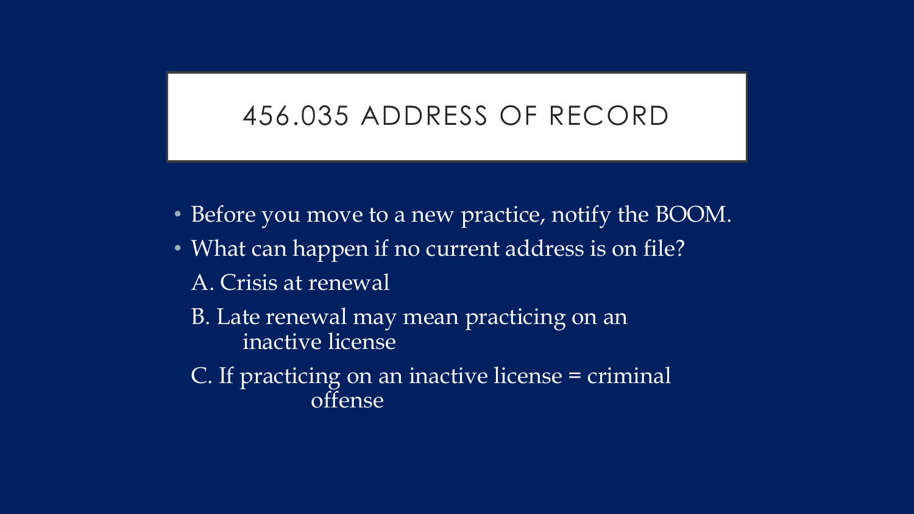# 456.035 ADDRESS OF RECORD

- Before you move to a new practice, notify the BOOM.
- What can happen if no current address is on file?

  A. Crisis at renewal

  B. Late renewal may mean practicing on an inactive license

  C. If practicing on an inactive license = criminal offense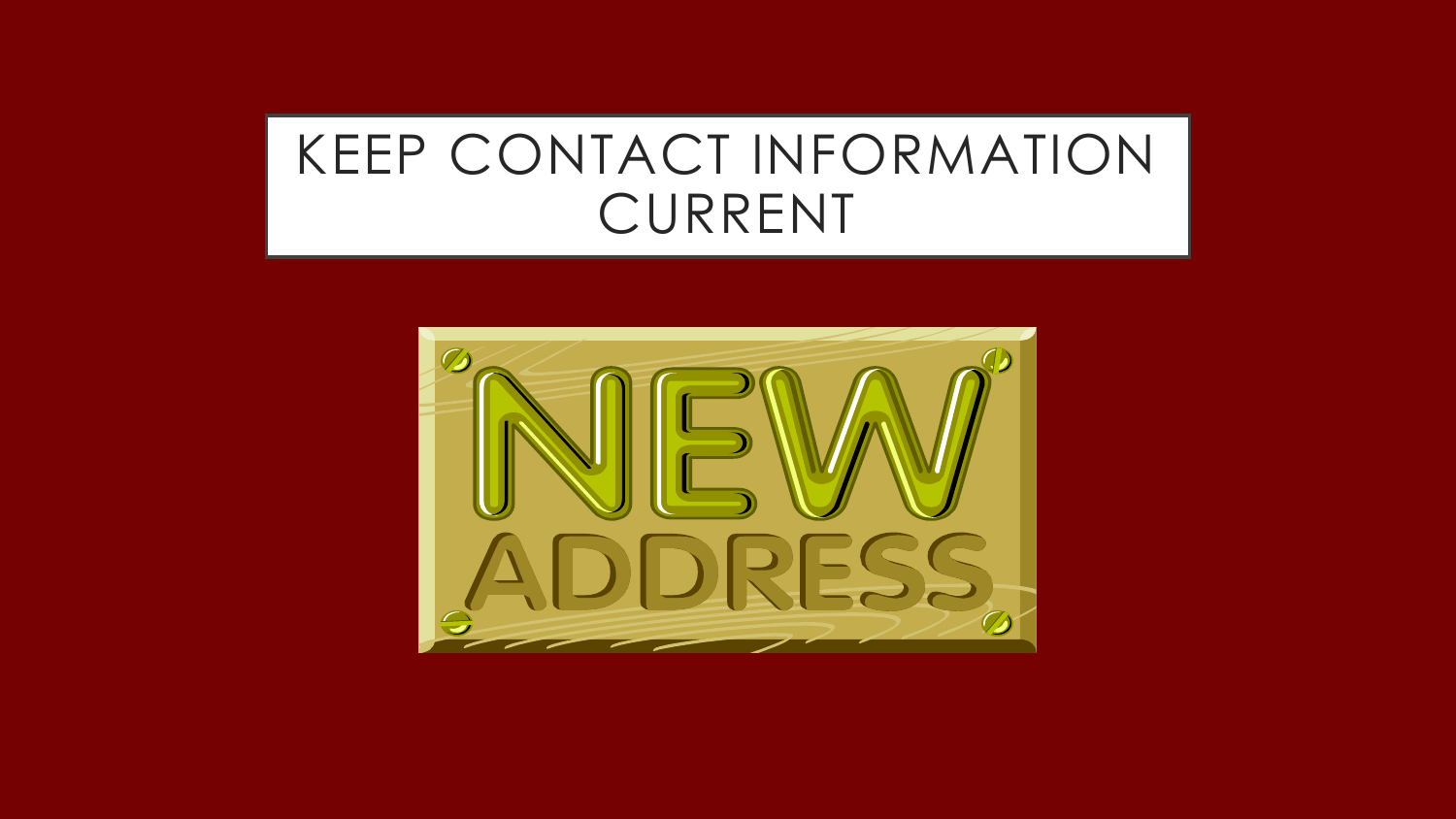# KEEP CONTACT INFORMATION CURRENT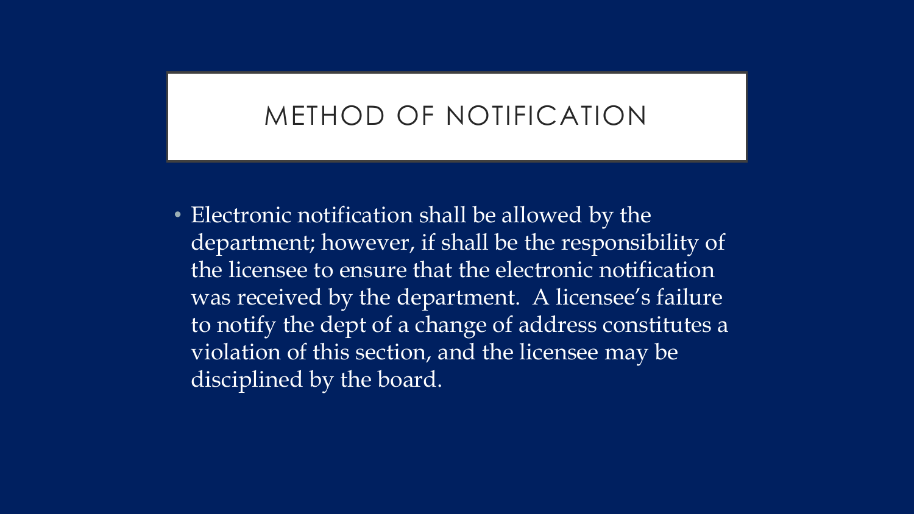# METHOD OF NOTIFICATION

- Electronic notification shall be allowed by the department; however, if shall be the responsibility of the licensee to ensure that the electronic notification was received by the department. A licensee's failure to notify the dept of a change of address constitutes a violation of this section, and the licensee may be disciplined by the board.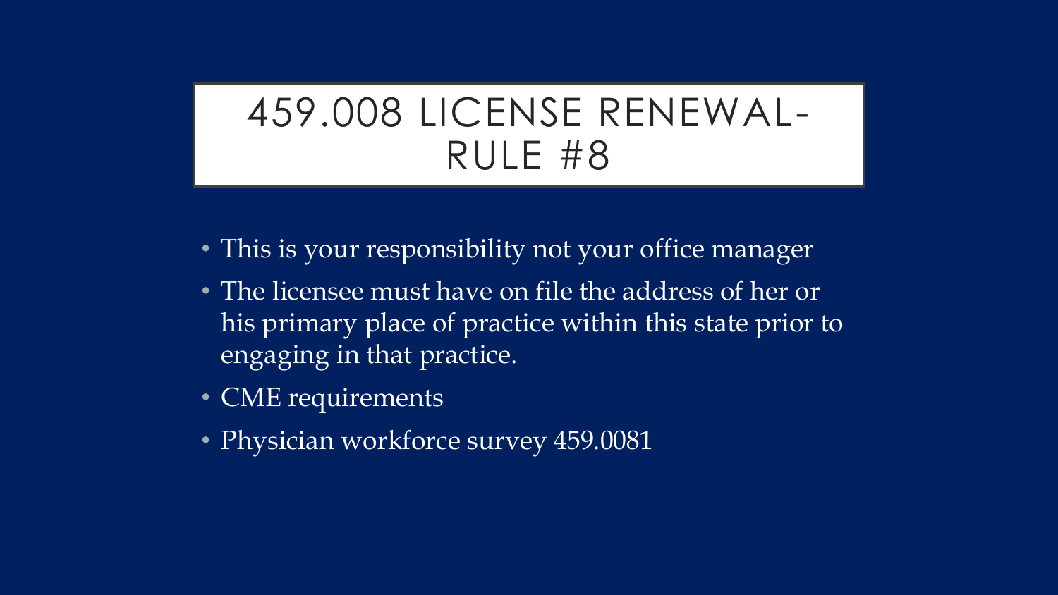# 459.008 LICENSE RENEWAL- RULE #8

- This is your responsibility not your office manager
- The licensee must have on file the address of her or his primary place of practice within this state prior to engaging in that practice.
- CME requirements
- Physician workforce survey 459.0081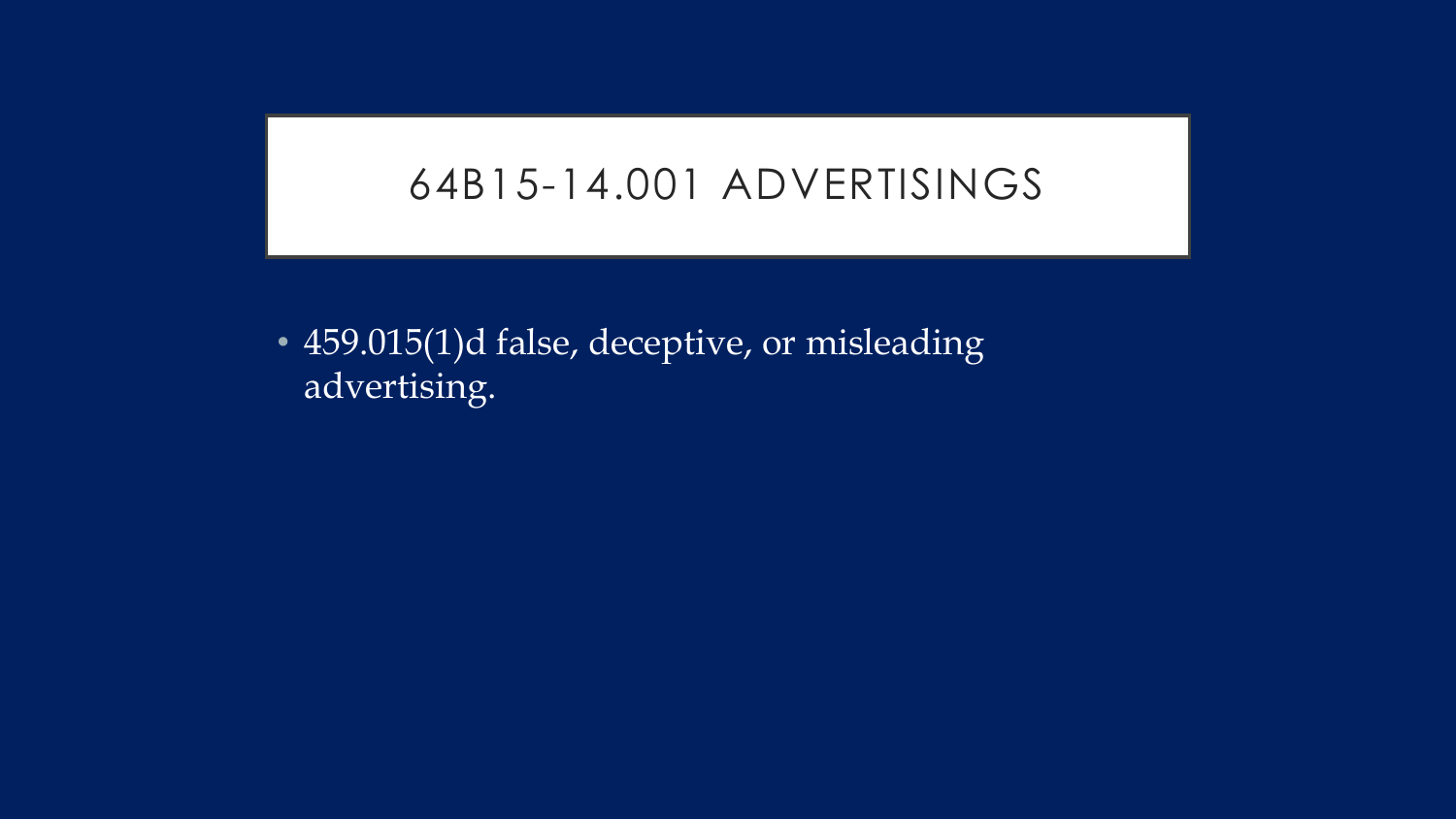# 64B15-14.001 ADVERTISINGS

- 459.015(1)d false, deceptive, or misleading advertising.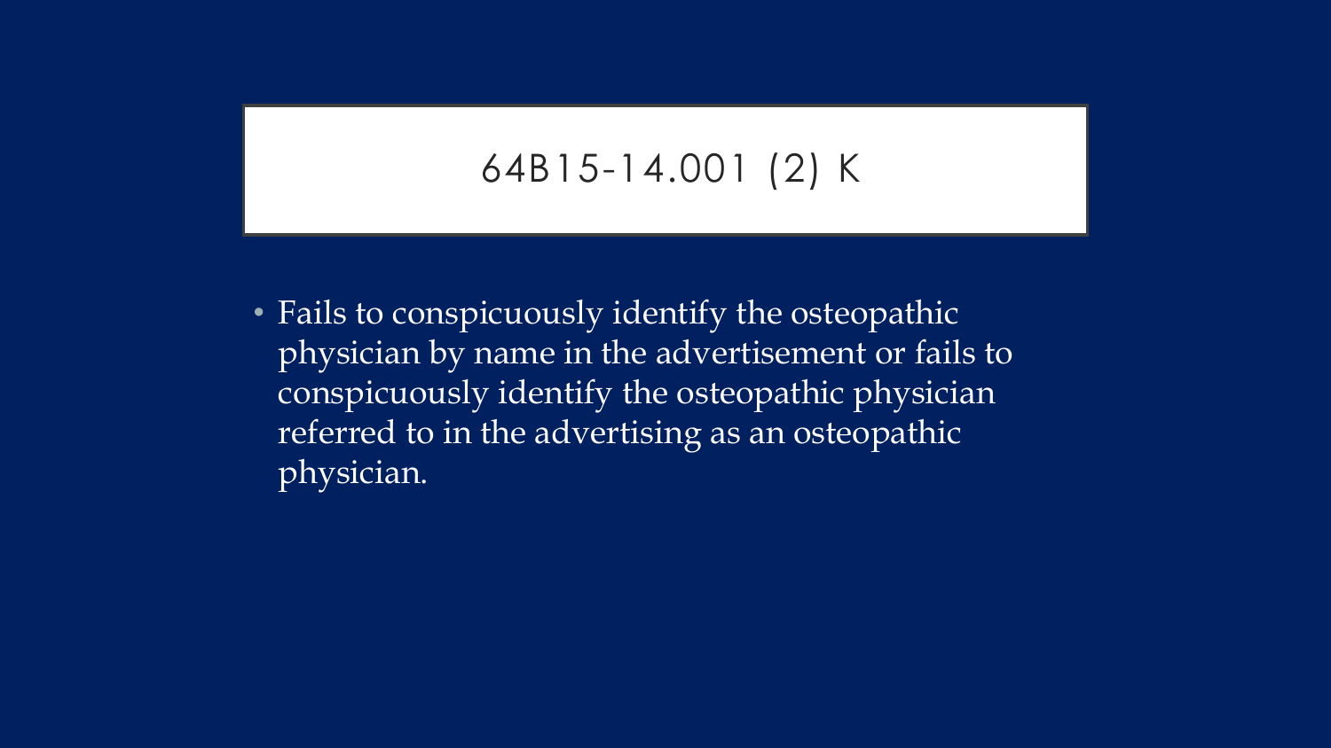# 64B15-14.001 (2) K

- Fails to conspicuously identify the osteopathic physician by name in the advertisement or fails to conspicuously identify the osteopathic physician referred to in the advertising as an osteopathic physician.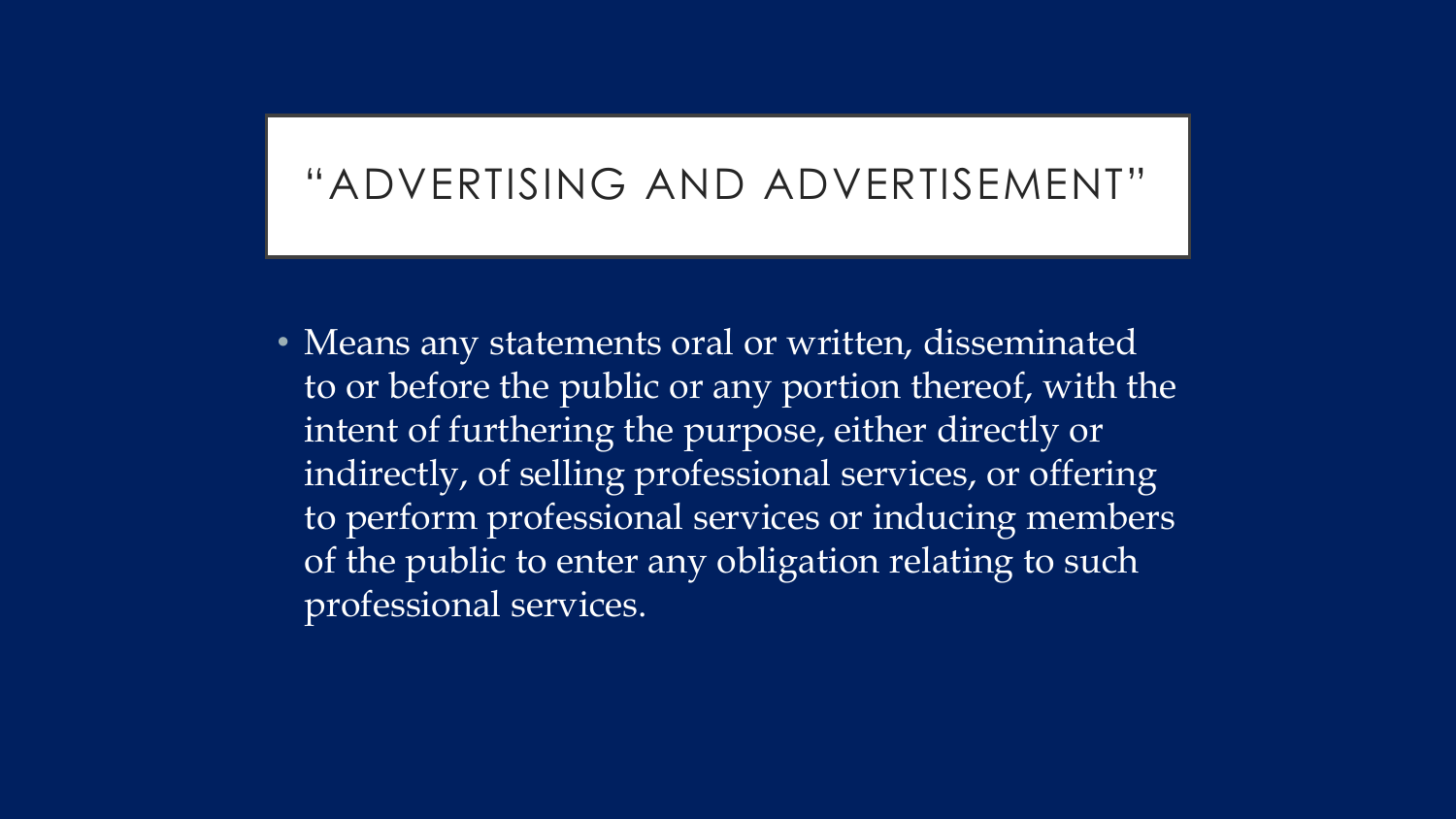## "ADVERTISING AND ADVERTISEMENT"

- Means any statements oral or written, disseminated to or before the public or any portion thereof, with the intent of furthering the purpose, either directly or indirectly, of selling professional services, or offering to perform professional services or inducing members of the public to enter any obligation relating to such professional services.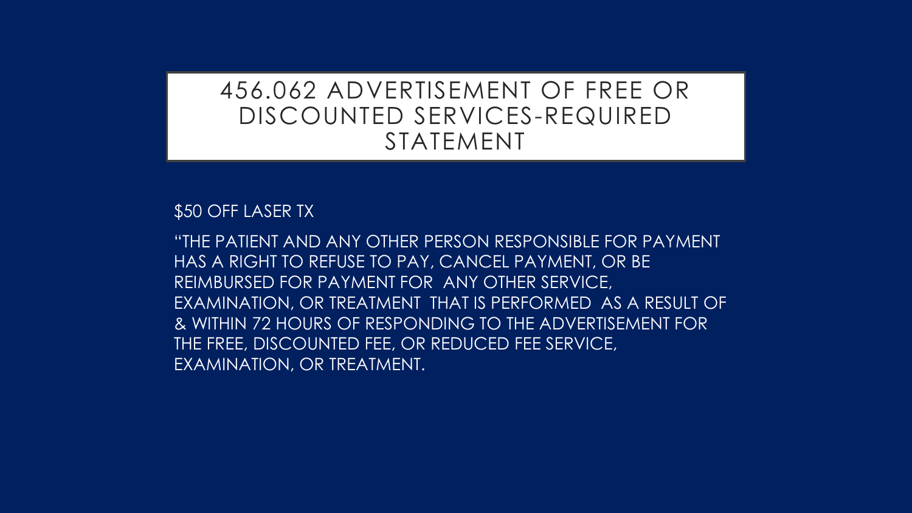# 456.062 ADVERTISEMENT OF FREE OR DISCOUNTED SERVICES-REQUIRED STATEMENT

$50 OFF LASER TX

"THE PATIENT AND ANY OTHER PERSON RESPONSIBLE FOR PAYMENT HAS A RIGHT TO REFUSE TO PAY, CANCEL PAYMENT, OR BE REIMBURSED FOR PAYMENT FOR ANY OTHER SERVICE, EXAMINATION, OR TREATMENT THAT IS PERFORMED AS A RESULT OF & WITHIN 72 HOURS OF RESPONDING TO THE ADVERTISEMENT FOR THE FREE, DISCOUNTED FEE, OR REDUCED FEE SERVICE, EXAMINATION, OR TREATMENT.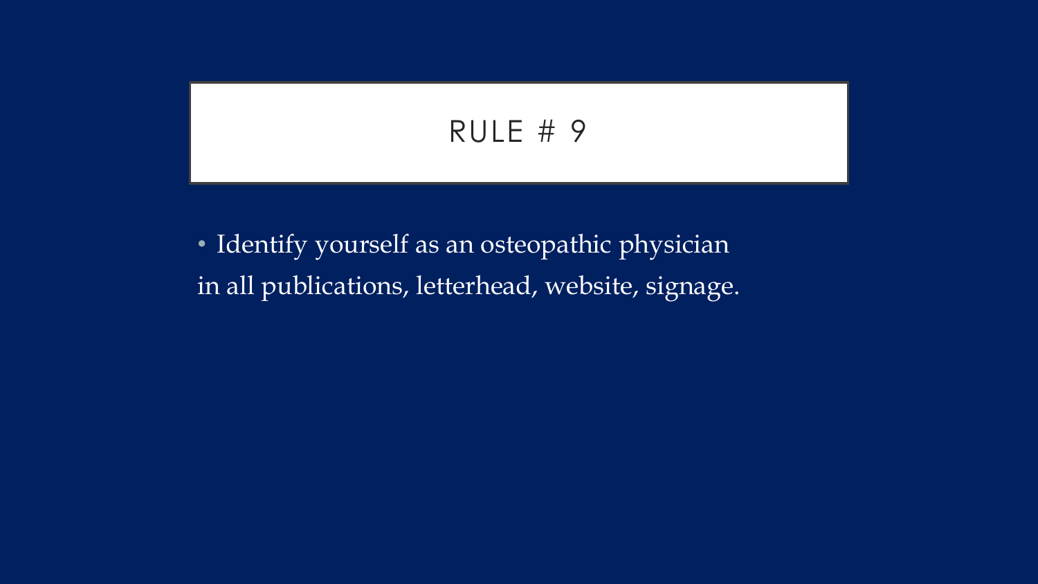# RULE # 9

- Identify yourself as an osteopathic physician in all publications, letterhead, website, signage.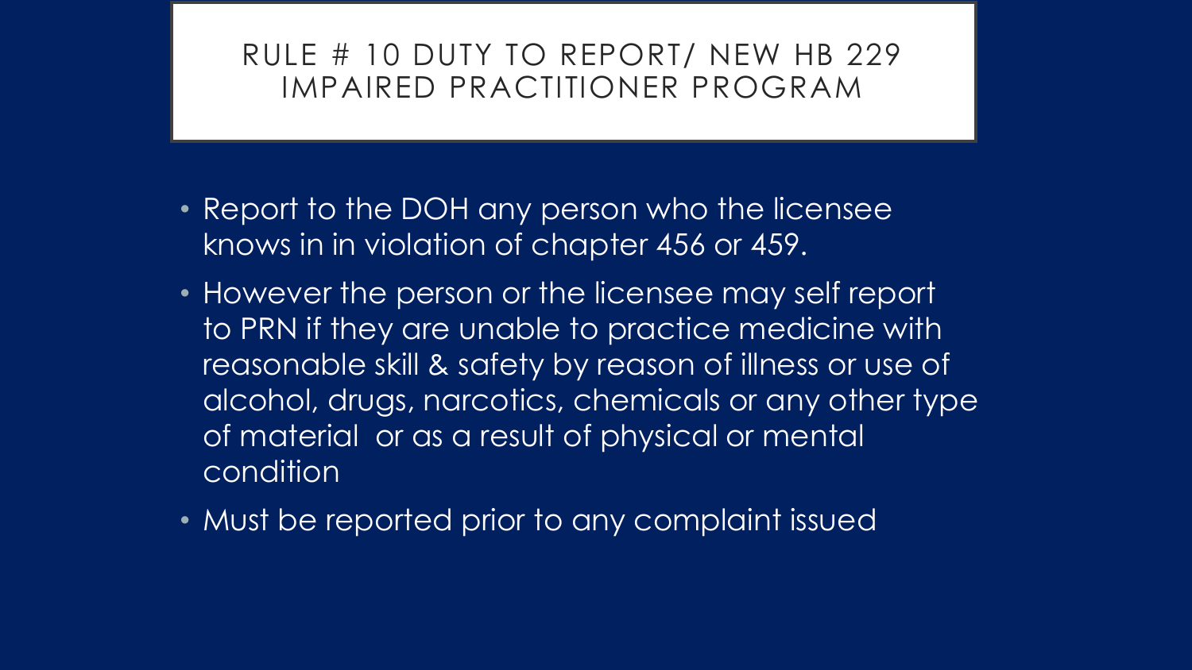# RULE # 10 DUTY TO REPORT/ NEW HB 229 IMPAIRED PRACTITIONER PROGRAM

- Report to the DOH any person who the licensee knows in in violation of chapter 456 or 459.
- However the person or the licensee may self report to PRN if they are unable to practice medicine with reasonable skill & safety by reason of illness or use of alcohol, drugs, narcotics, chemicals or any other type of material or as a result of physical or mental condition
- Must be reported prior to any complaint issued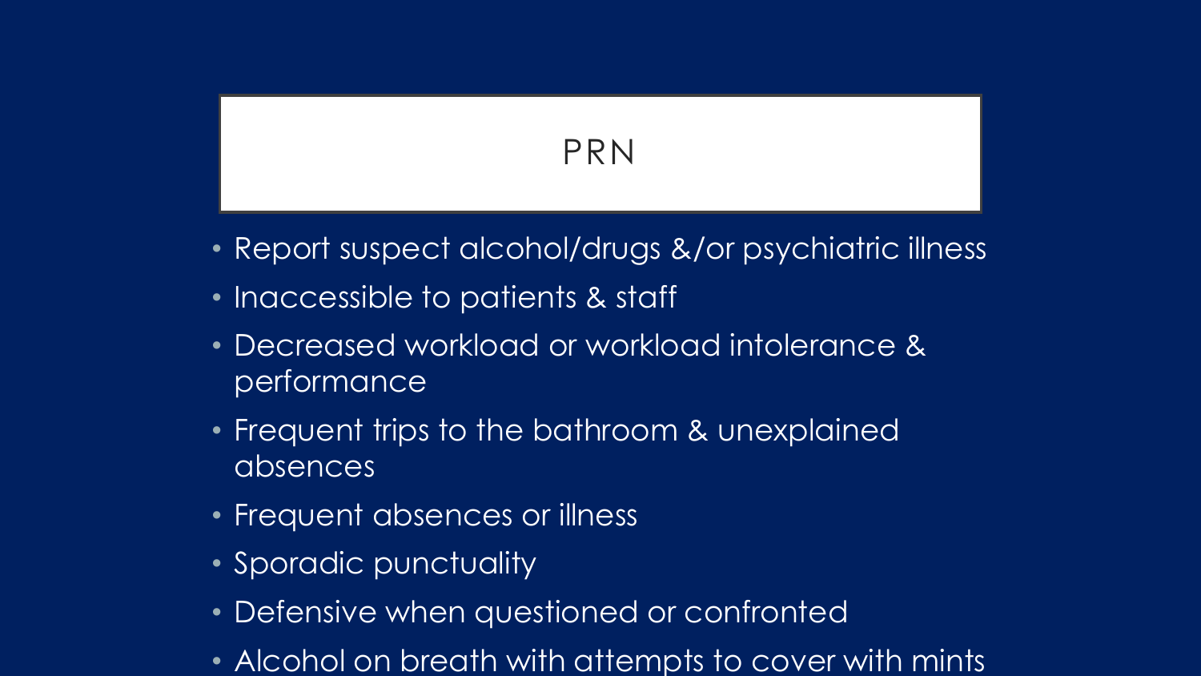# PRN

- Report suspect alcohol/drugs &/or psychiatric illness
- Inaccessible to patients & staff
- Decreased workload or workload intolerance & performance
- Frequent trips to the bathroom & unexplained absences
- Frequent absences or illness
- Sporadic punctuality
- Defensive when questioned or confronted
- Alcohol on breath with attempts to cover with mints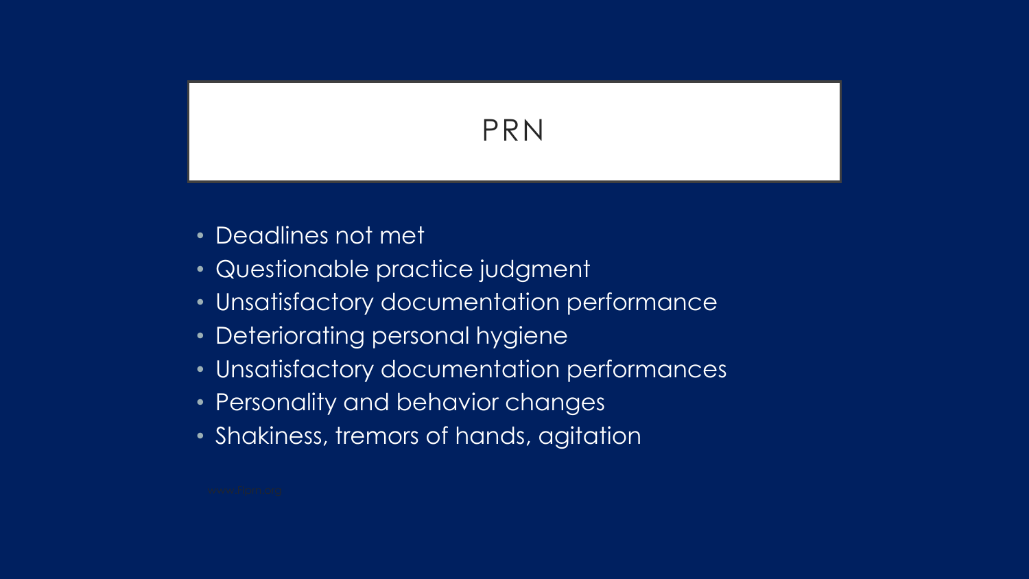# PRN

- Deadlines not met
- Questionable practice judgment
- Unsatisfactory documentation performance
- Deteriorating personal hygiene
- Unsatisfactory documentation performances
- Personality and behavior changes
- Shakiness, tremors of hands, agitation

www.tlpn.org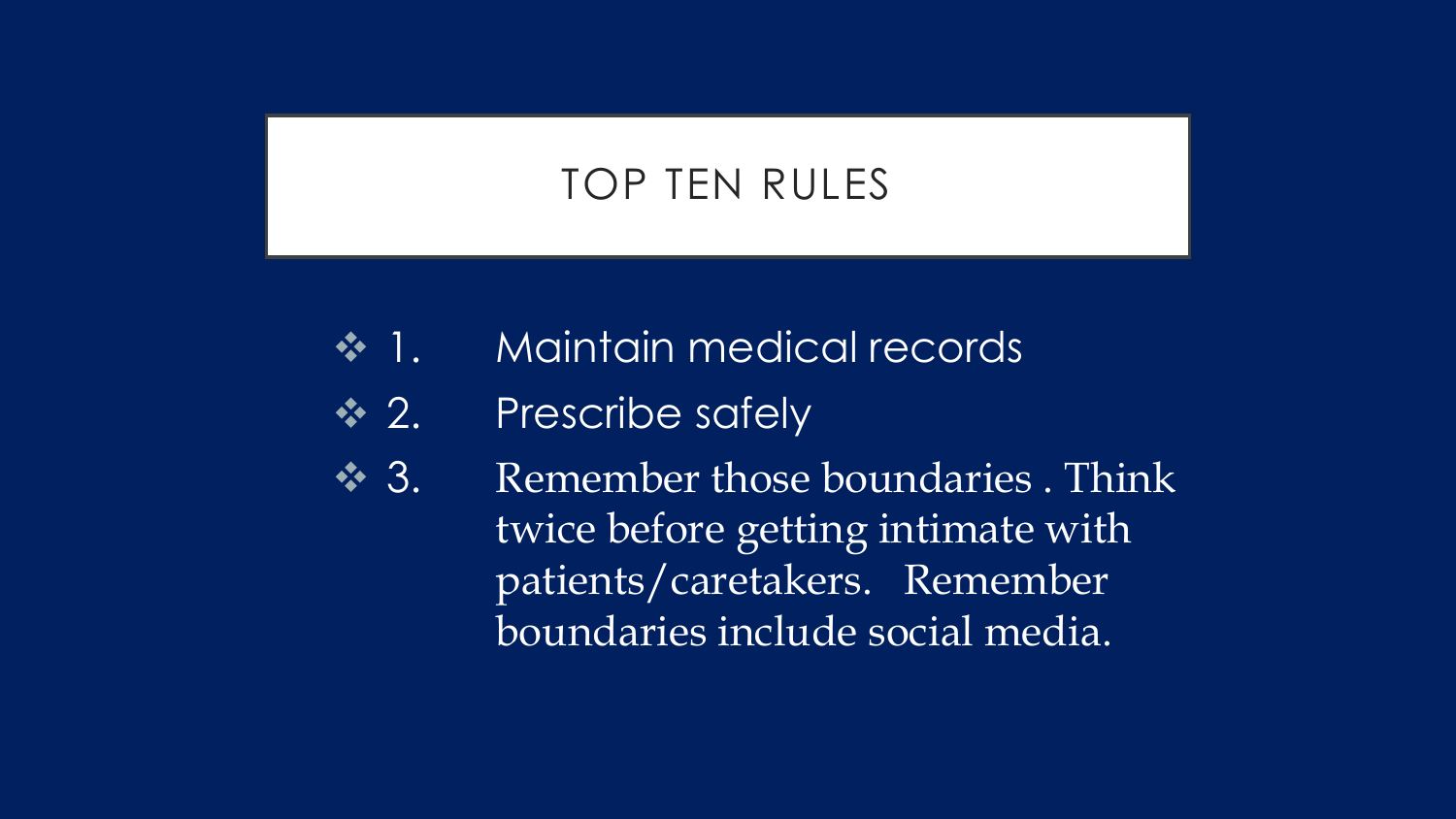# TOP TEN RULES

- 1. Maintain medical records
- 2. Prescribe safely
- 3. Remember those boundaries . Think twice before getting intimate with patients/caretakers. Remember boundaries include social media.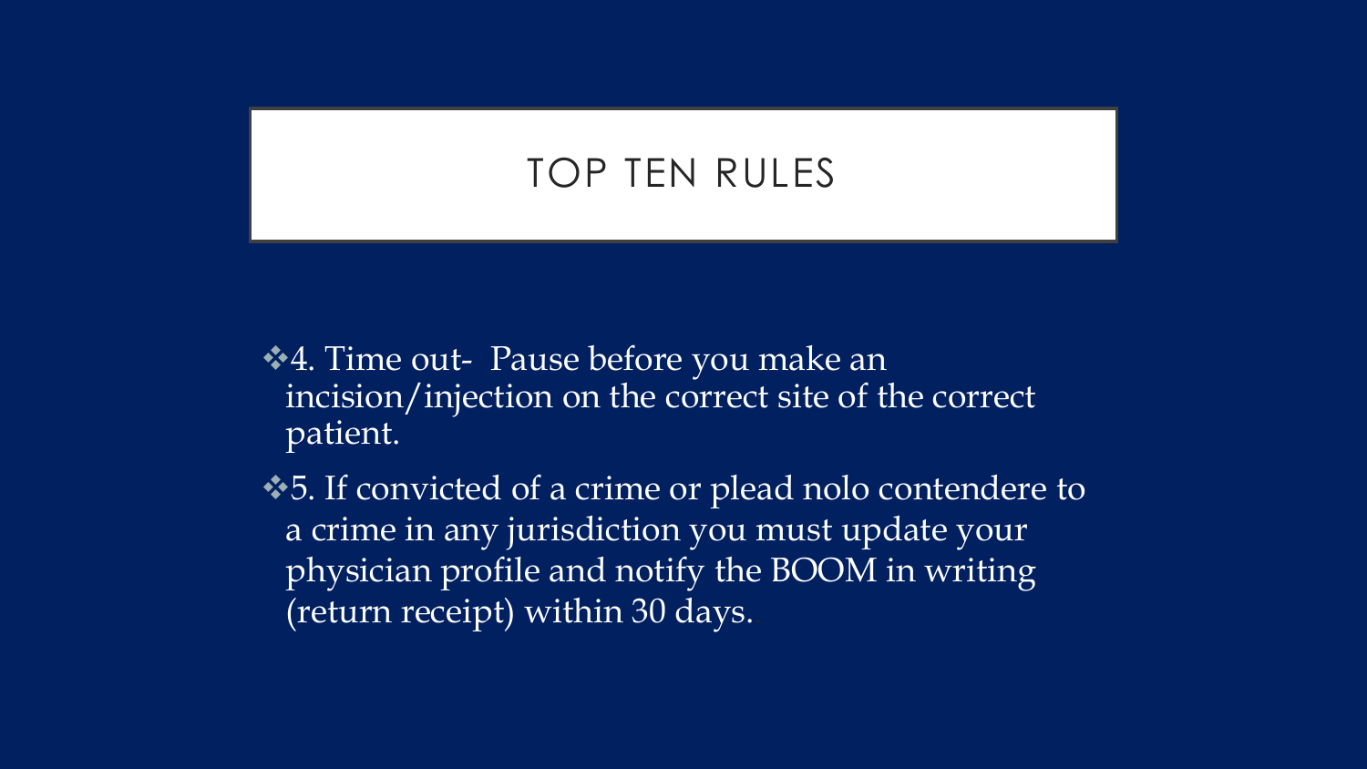# TOP TEN RULES

- 4. Time out- Pause before you make an incision/injection on the correct site of the correct patient.
- 5. If convicted of a crime or plead nolo contendere to a crime in any jurisdiction you must update your physician profile and notify the BOOM in writing (return receipt) within 30 days.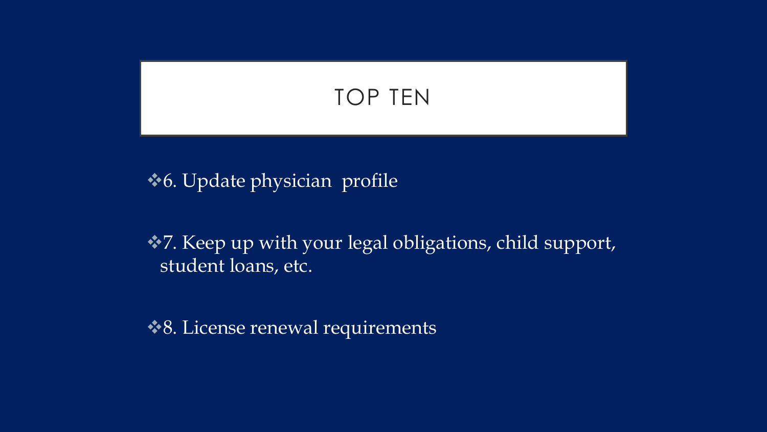# TOP TEN

- 6. Update physician profile

- 7. Keep up with your legal obligations, child support, student loans, etc.

- 8. License renewal requirements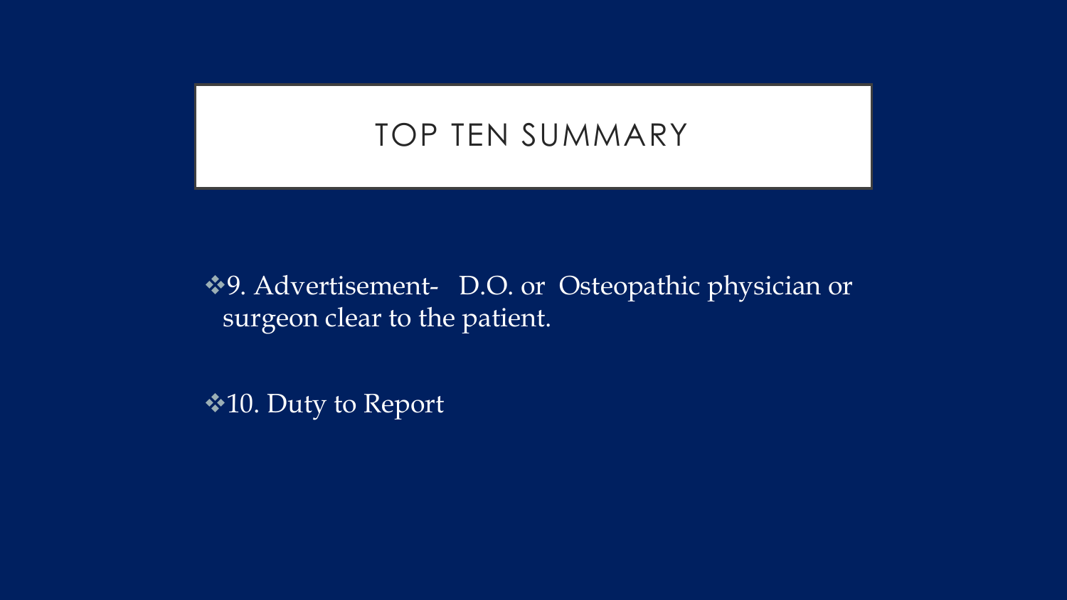# TOP TEN SUMMARY

- 9. Advertisement- D.O. or Osteopathic physician or surgeon clear to the patient.

- 10. Duty to Report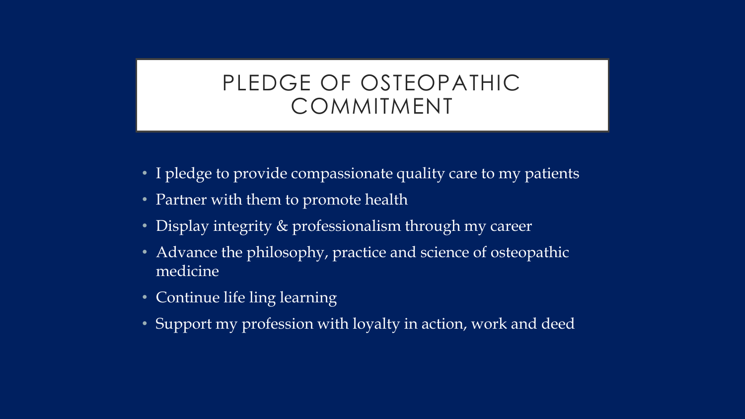# PLEDGE OF OSTEOPATHIC COMMITMENT

- I pledge to provide compassionate quality care to my patients
- Partner with them to promote health
- Display integrity & professionalism through my career
- Advance the philosophy, practice and science of osteopathic medicine
- Continue life ling learning
- Support my profession with loyalty in action, work and deed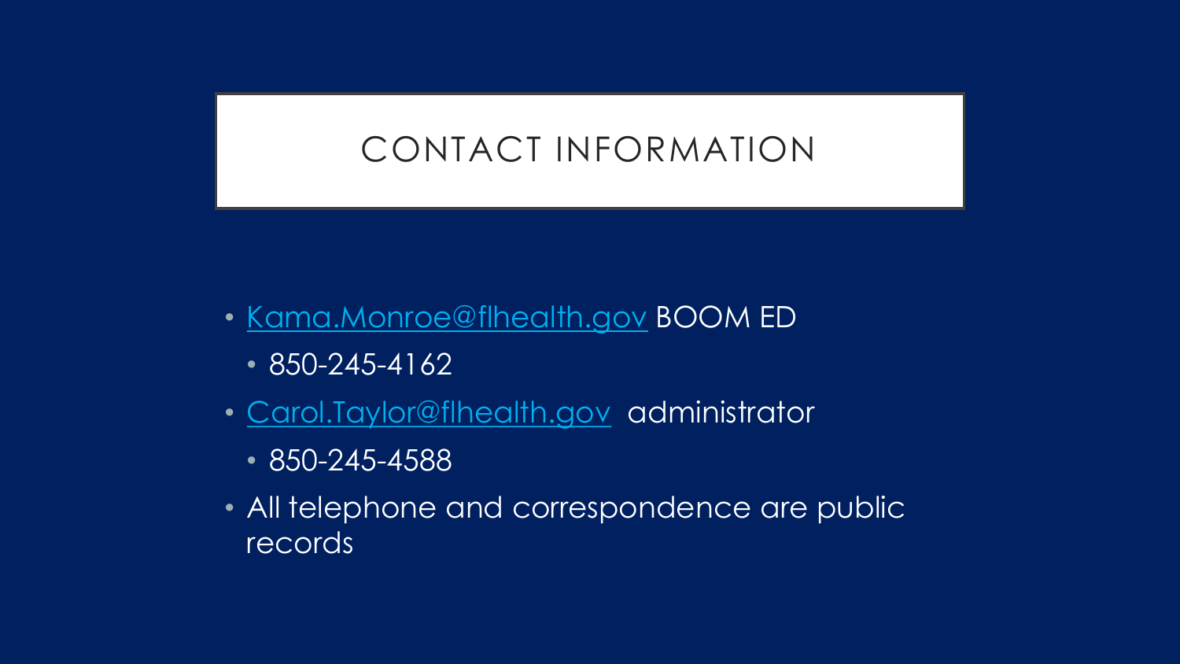# CONTACT INFORMATION

- Kama.Monroe@flhealth.gov BOOM ED
  - 850-245-4162
- Carol.Taylor@flhealth.gov administrator
  - 850-245-4588
- All telephone and correspondence are public records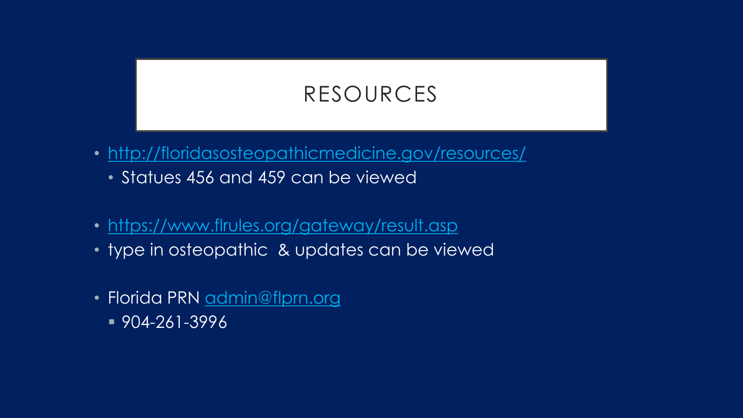# RESOURCES

- http://floridasosteopathicmedicine.gov/resources/
  - Statues 456 and 459 can be viewed
- https://www.flrules.org/gateway/result.asp
- type in osteopathic & updates can be viewed
- Florida PRN admin@flprn.org
  - 904-261-3996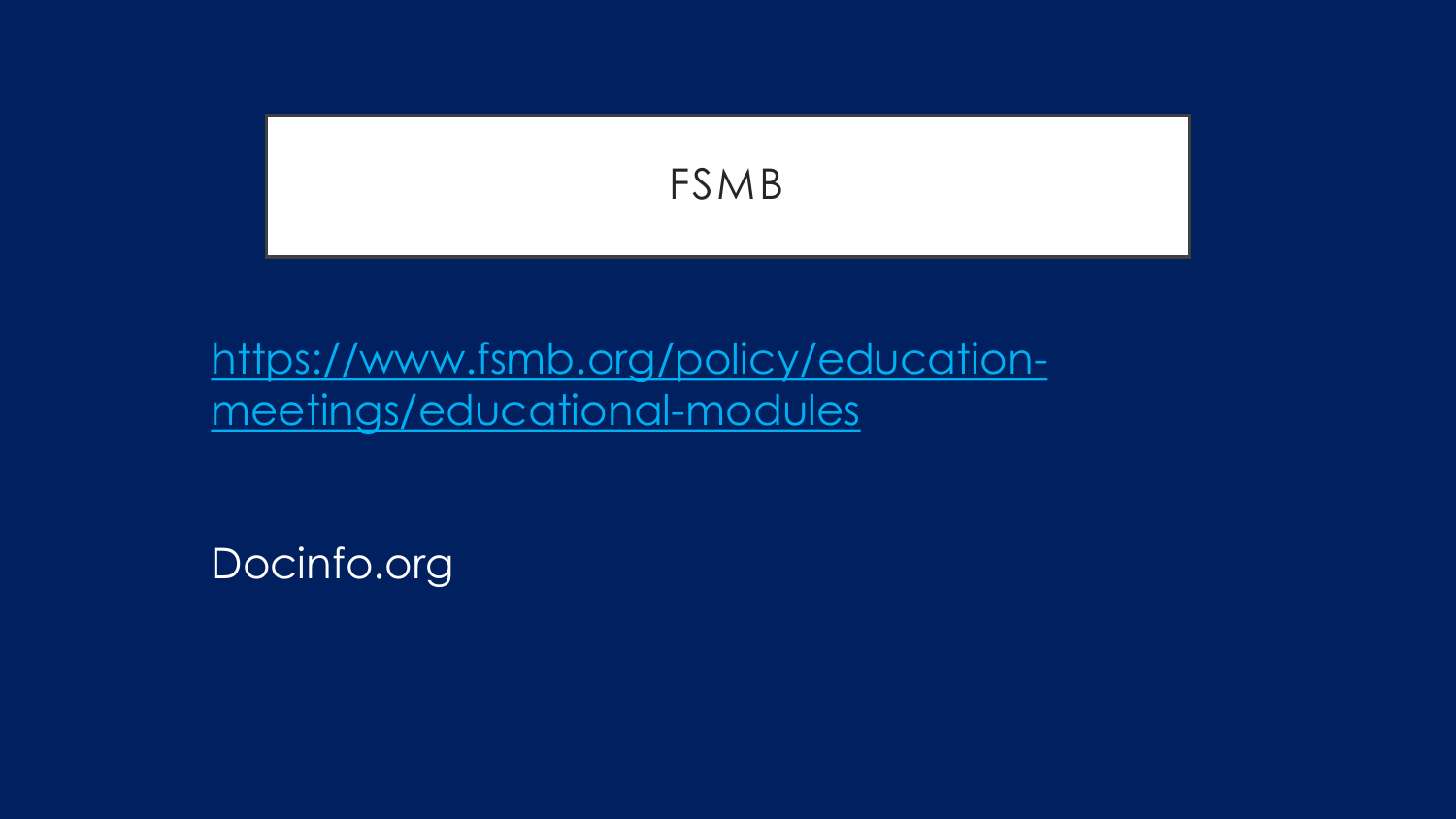# FSMB

https://www.fsmb.org/policy/education-meetings/educational-modules

Docinfo.org